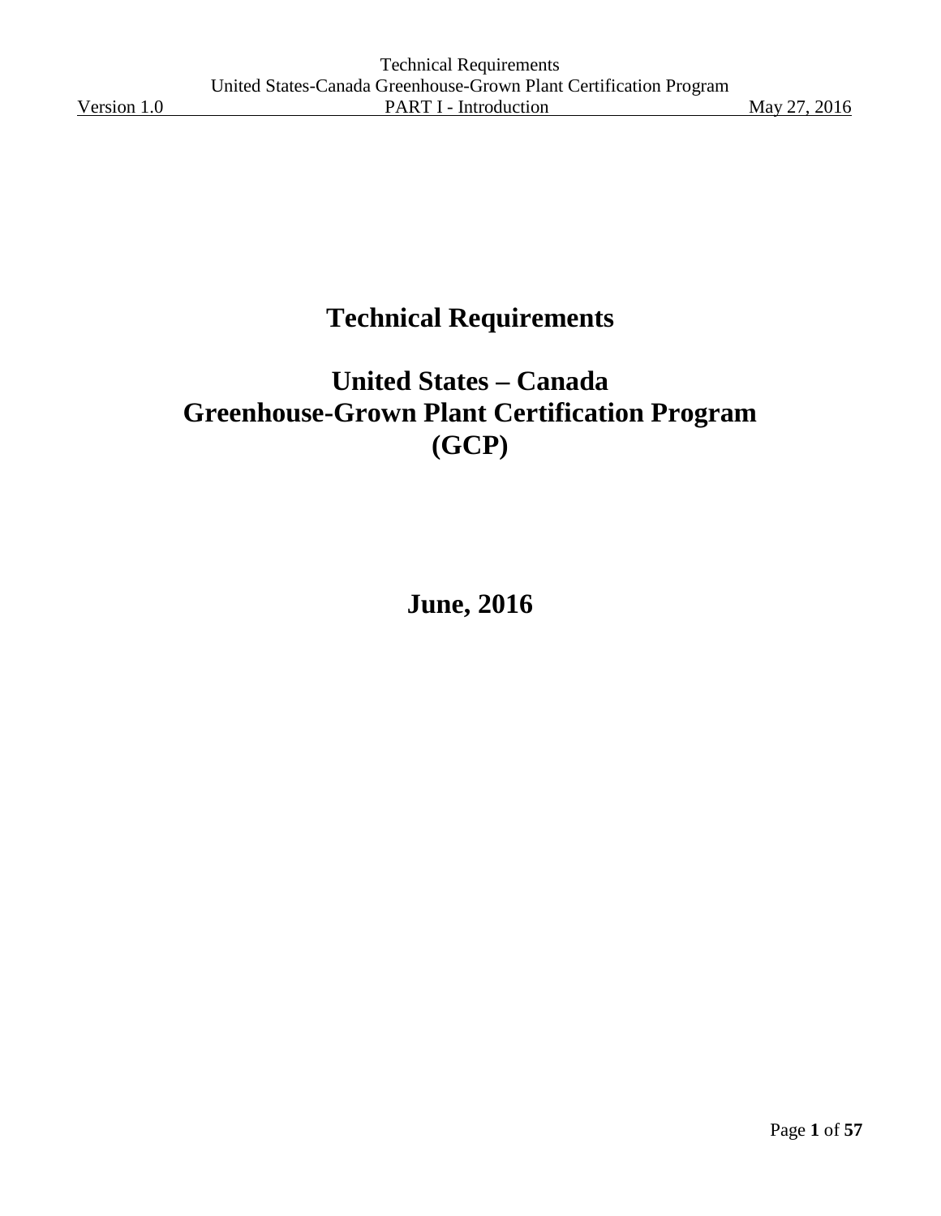# Technical Requirements

# United States – Canada Greenhouse-Grown Plant Certification Program (GCP)

**June, 2016**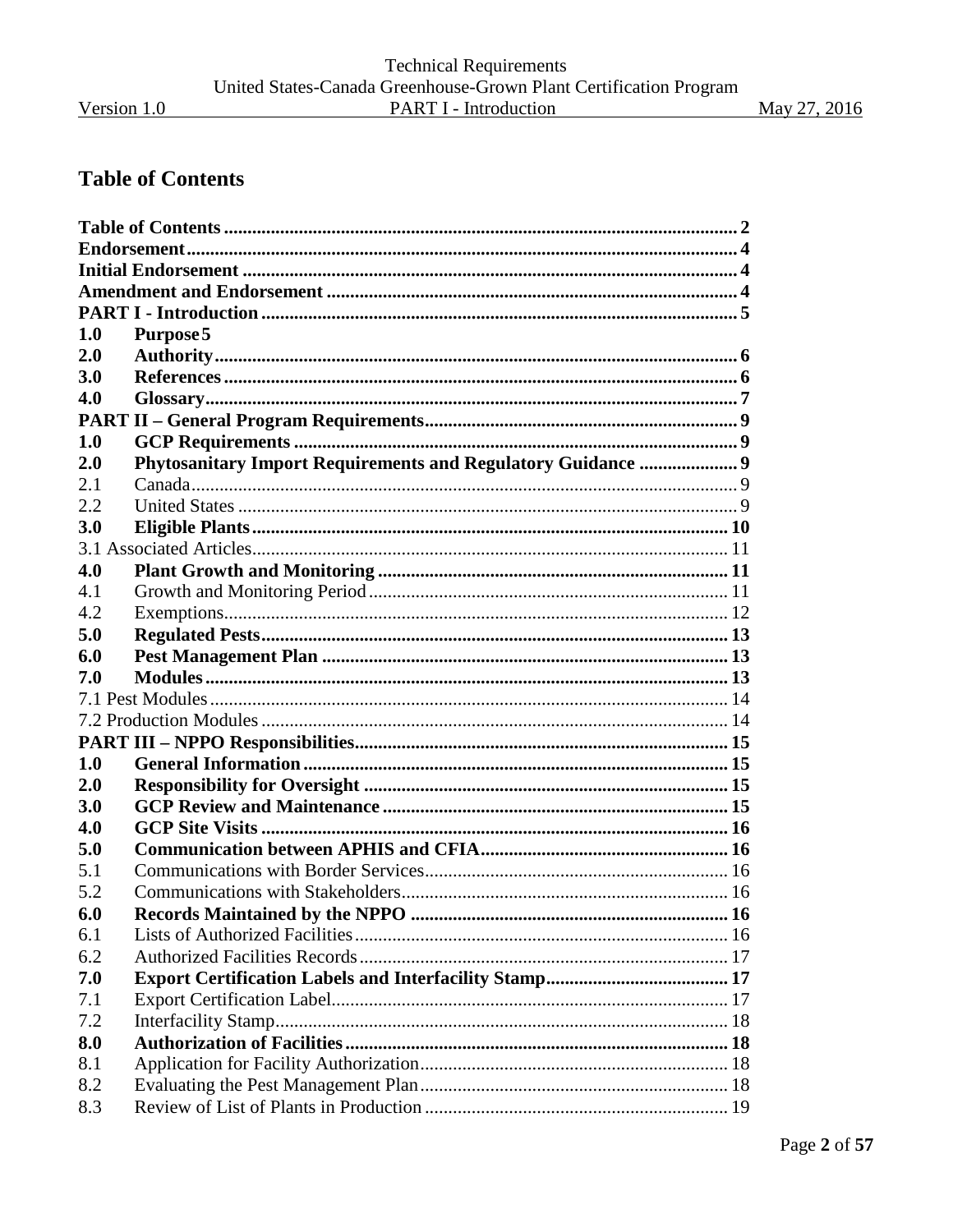# Table of Contents

**Table of Contents** .......... **2**
**Endorsement** .......... **4**
**Initial Endorsement** .......... **4**
**Amendment and Endorsement** .......... **4**
**PART I - Introduction** .......... **5**

**1.0 Purpose** **5**
**2.0 Authority** .......... **6**
**3.0 References** .......... **6**
**4.0 Glossary** .......... **7**

**PART II – General Program Requirements** .......... **9**

**1.0 GCP Requirements** .......... **9**
**2.0 Phytosanitary Import Requirements and Regulatory Guidance** .......... **9**
2.1 Canada .......... 9
2.2 United States .......... 9
**3.0 Eligible Plants** .......... **10**
3.1 Associated Articles .......... 11
**4.0 Plant Growth and Monitoring** .......... **11**
4.1 Growth and Monitoring Period .......... 11
4.2 Exemptions .......... 12
**5.0 Regulated Pests** .......... **13**
**6.0 Pest Management Plan** .......... **13**
**7.0 Modules** .......... **13**
7.1 Pest Modules .......... 14
7.2 Production Modules .......... 14

**PART III – NPPO Responsibilities** .......... **15**

**1.0 General Information** .......... **15**
**2.0 Responsibility for Oversight** .......... **15**
**3.0 GCP Review and Maintenance** .......... **15**
**4.0 GCP Site Visits** .......... **16**
**5.0 Communication between APHIS and CFIA** .......... **16**
5.1 Communications with Border Services .......... 16
5.2 Communications with Stakeholders .......... 16
**6.0 Records Maintained by the NPPO** .......... **16**
6.1 Lists of Authorized Facilities .......... 16
6.2 Authorized Facilities Records .......... 17
**7.0 Export Certification Labels and Interfacility Stamp** .......... **17**
7.1 Export Certification Label .......... 17
7.2 Interfacility Stamp .......... 18
**8.0 Authorization of Facilities** .......... **18**
8.1 Application for Facility Authorization .......... 18
8.2 Evaluating the Pest Management Plan .......... 18
8.3 Review of List of Plants in Production .......... 19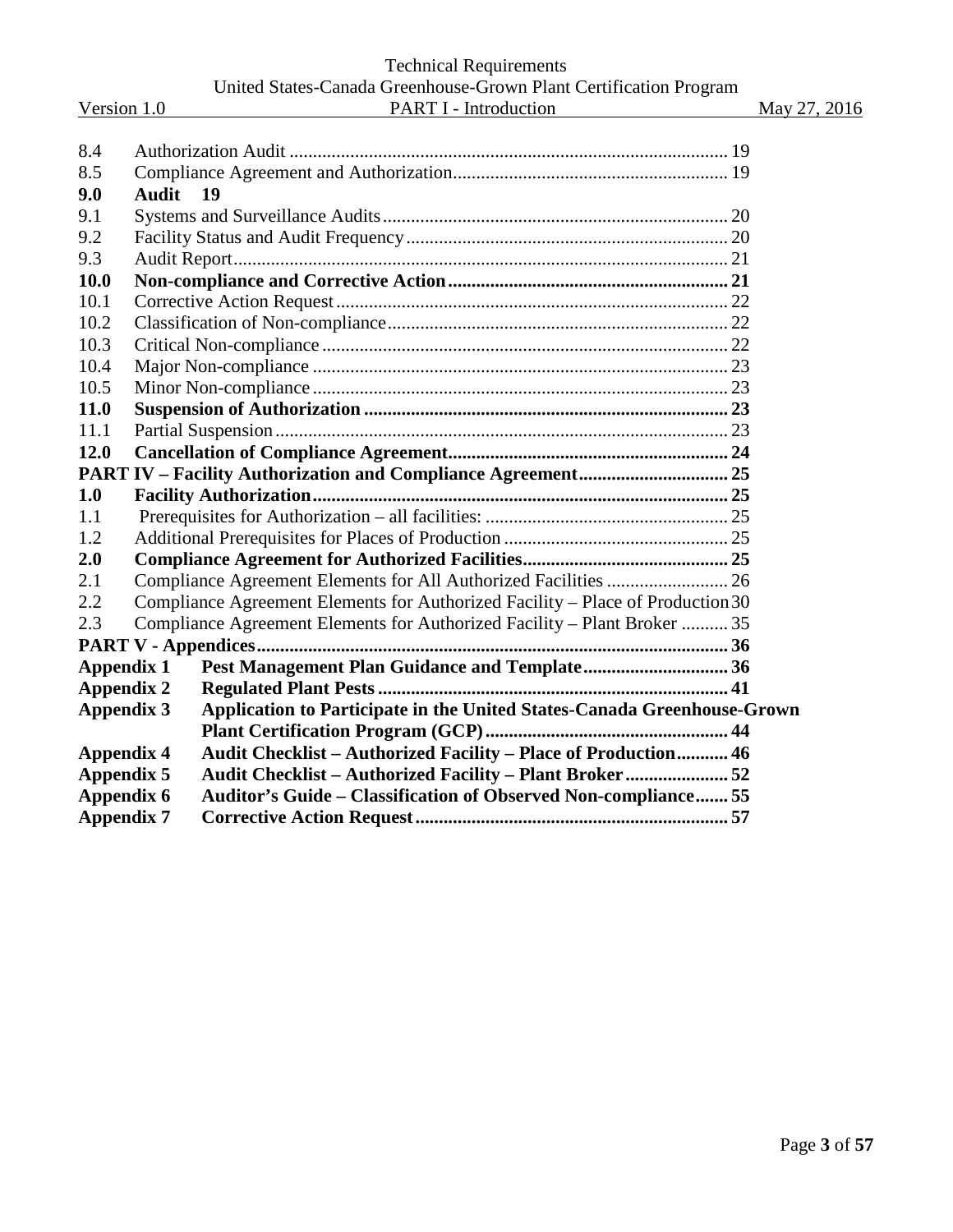| | | |
|---|---|---|
| 8.4 | Authorization Audit | 19 |
| 8.5 | Compliance Agreement and Authorization | 19 |
| **9.0** | **Audit** | **19** |
| 9.1 | Systems and Surveillance Audits | 20 |
| 9.2 | Facility Status and Audit Frequency | 20 |
| 9.3 | Audit Report | 21 |
| **10.0** | **Non-compliance and Corrective Action** | **21** |
| 10.1 | Corrective Action Request | 22 |
| 10.2 | Classification of Non-compliance | 22 |
| 10.3 | Critical Non-compliance | 22 |
| 10.4 | Major Non-compliance | 23 |
| 10.5 | Minor Non-compliance | 23 |
| **11.0** | **Suspension of Authorization** | **23** |
| 11.1 | Partial Suspension | 23 |
| **12.0** | **Cancellation of Compliance Agreement** | **24** |
| **PART IV – Facility Authorization and Compliance Agreement** | | **25** |
| **1.0** | **Facility Authorization** | **25** |
| 1.1 | Prerequisites for Authorization – all facilities: | 25 |
| 1.2 | Additional Prerequisites for Places of Production | 25 |
| **2.0** | **Compliance Agreement for Authorized Facilities** | **25** |
| 2.1 | Compliance Agreement Elements for All Authorized Facilities | 26 |
| 2.2 | Compliance Agreement Elements for Authorized Facility – Place of Production | 30 |
| 2.3 | Compliance Agreement Elements for Authorized Facility – Plant Broker | 35 |
| **PART V - Appendices** | | **36** |
| **Appendix 1** | **Pest Management Plan Guidance and Template** | **36** |
| **Appendix 2** | **Regulated Plant Pests** | **41** |
| **Appendix 3** | **Application to Participate in the United States-Canada Greenhouse-Grown Plant Certification Program (GCP)** | **44** |
| **Appendix 4** | **Audit Checklist – Authorized Facility – Place of Production** | **46** |
| **Appendix 5** | **Audit Checklist – Authorized Facility – Plant Broker** | **52** |
| **Appendix 6** | **Auditor's Guide – Classification of Observed Non-compliance** | **55** |
| **Appendix 7** | **Corrective Action Request** | **57** |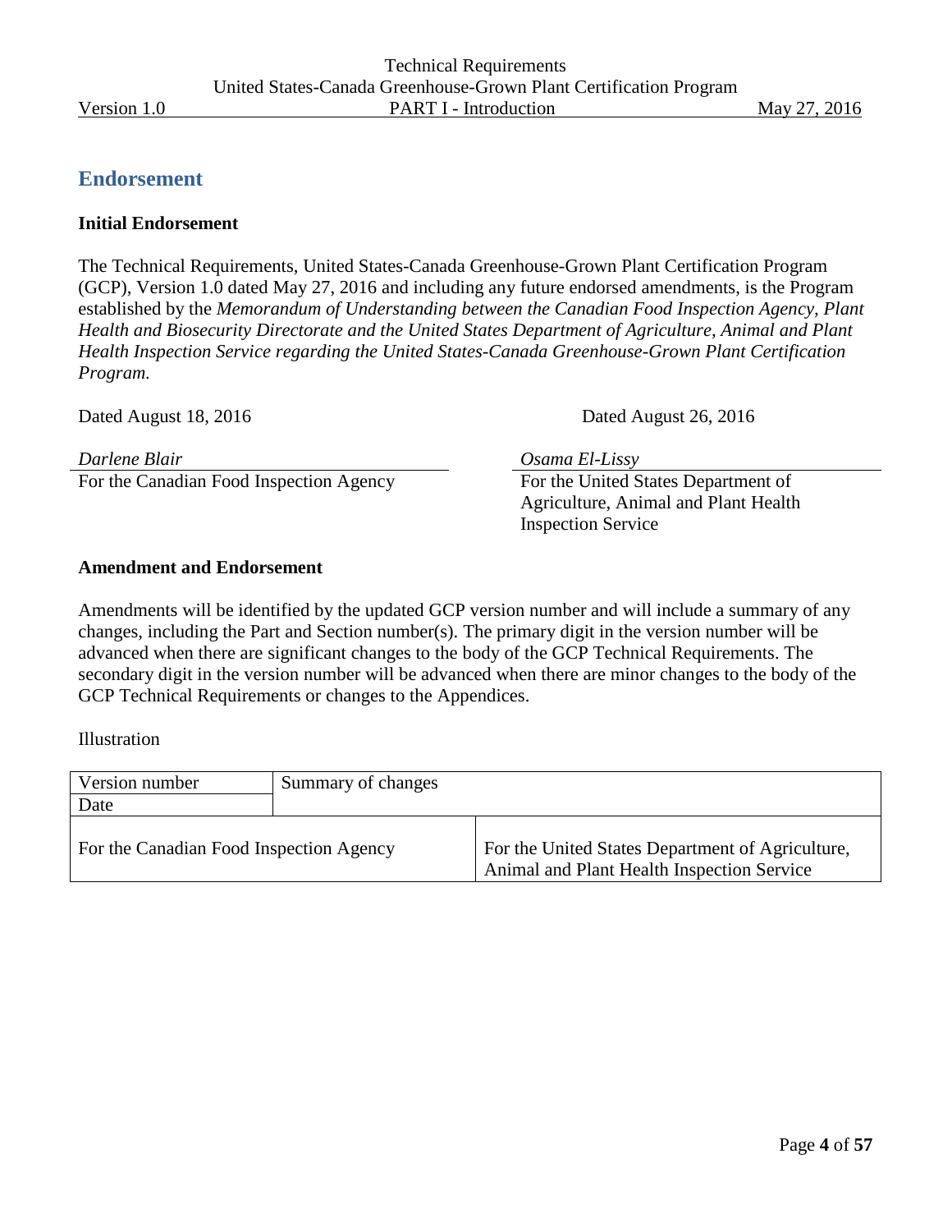## Endorsement

**Initial Endorsement**

The Technical Requirements, United States-Canada Greenhouse-Grown Plant Certification Program (GCP), Version 1.0 dated May 27, 2016 and including any future endorsed amendments, is the Program established by the *Memorandum of Understanding between the Canadian Food Inspection Agency, Plant Health and Biosecurity Directorate and the United States Department of Agriculture, Animal and Plant Health Inspection Service regarding the United States-Canada Greenhouse-Grown Plant Certification Program.*

Dated August 18, 2016

*Darlene Blair*
For the Canadian Food Inspection Agency

Dated August 26, 2016

*Osama El-Lissy*
For the United States Department of Agriculture, Animal and Plant Health Inspection Service

**Amendment and Endorsement**

Amendments will be identified by the updated GCP version number and will include a summary of any changes, including the Part and Section number(s). The primary digit in the version number will be advanced when there are significant changes to the body of the GCP Technical Requirements. The secondary digit in the version number will be advanced when there are minor changes to the body of the GCP Technical Requirements or changes to the Appendices.

Illustration

| Version number | Summary of changes | |
|---|---|---|
| Date | | |
| For the Canadian Food Inspection Agency | | For the United States Department of Agriculture, Animal and Plant Health Inspection Service |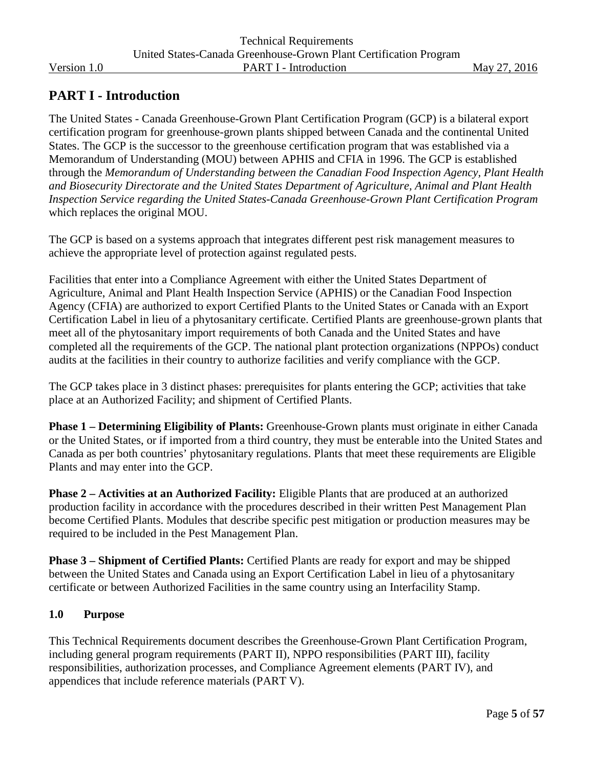# PART I - Introduction

The United States - Canada Greenhouse-Grown Plant Certification Program (GCP) is a bilateral export certification program for greenhouse-grown plants shipped between Canada and the continental United States. The GCP is the successor to the greenhouse certification program that was established via a Memorandum of Understanding (MOU) between APHIS and CFIA in 1996. The GCP is established through the *Memorandum of Understanding between the Canadian Food Inspection Agency, Plant Health and Biosecurity Directorate and the United States Department of Agriculture, Animal and Plant Health Inspection Service regarding the United States-Canada Greenhouse-Grown Plant Certification Program* which replaces the original MOU.

The GCP is based on a systems approach that integrates different pest risk management measures to achieve the appropriate level of protection against regulated pests.

Facilities that enter into a Compliance Agreement with either the United States Department of Agriculture, Animal and Plant Health Inspection Service (APHIS) or the Canadian Food Inspection Agency (CFIA) are authorized to export Certified Plants to the United States or Canada with an Export Certification Label in lieu of a phytosanitary certificate. Certified Plants are greenhouse-grown plants that meet all of the phytosanitary import requirements of both Canada and the United States and have completed all the requirements of the GCP. The national plant protection organizations (NPPOs) conduct audits at the facilities in their country to authorize facilities and verify compliance with the GCP.

The GCP takes place in 3 distinct phases: prerequisites for plants entering the GCP; activities that take place at an Authorized Facility; and shipment of Certified Plants.

**Phase 1 – Determining Eligibility of Plants:** Greenhouse-Grown plants must originate in either Canada or the United States, or if imported from a third country, they must be enterable into the United States and Canada as per both countries' phytosanitary regulations. Plants that meet these requirements are Eligible Plants and may enter into the GCP.

**Phase 2 – Activities at an Authorized Facility:** Eligible Plants that are produced at an authorized production facility in accordance with the procedures described in their written Pest Management Plan become Certified Plants. Modules that describe specific pest mitigation or production measures may be required to be included in the Pest Management Plan.

**Phase 3 – Shipment of Certified Plants:** Certified Plants are ready for export and may be shipped between the United States and Canada using an Export Certification Label in lieu of a phytosanitary certificate or between Authorized Facilities in the same country using an Interfacility Stamp.

## 1.0 Purpose

This Technical Requirements document describes the Greenhouse-Grown Plant Certification Program, including general program requirements (PART II), NPPO responsibilities (PART III), facility responsibilities, authorization processes, and Compliance Agreement elements (PART IV), and appendices that include reference materials (PART V).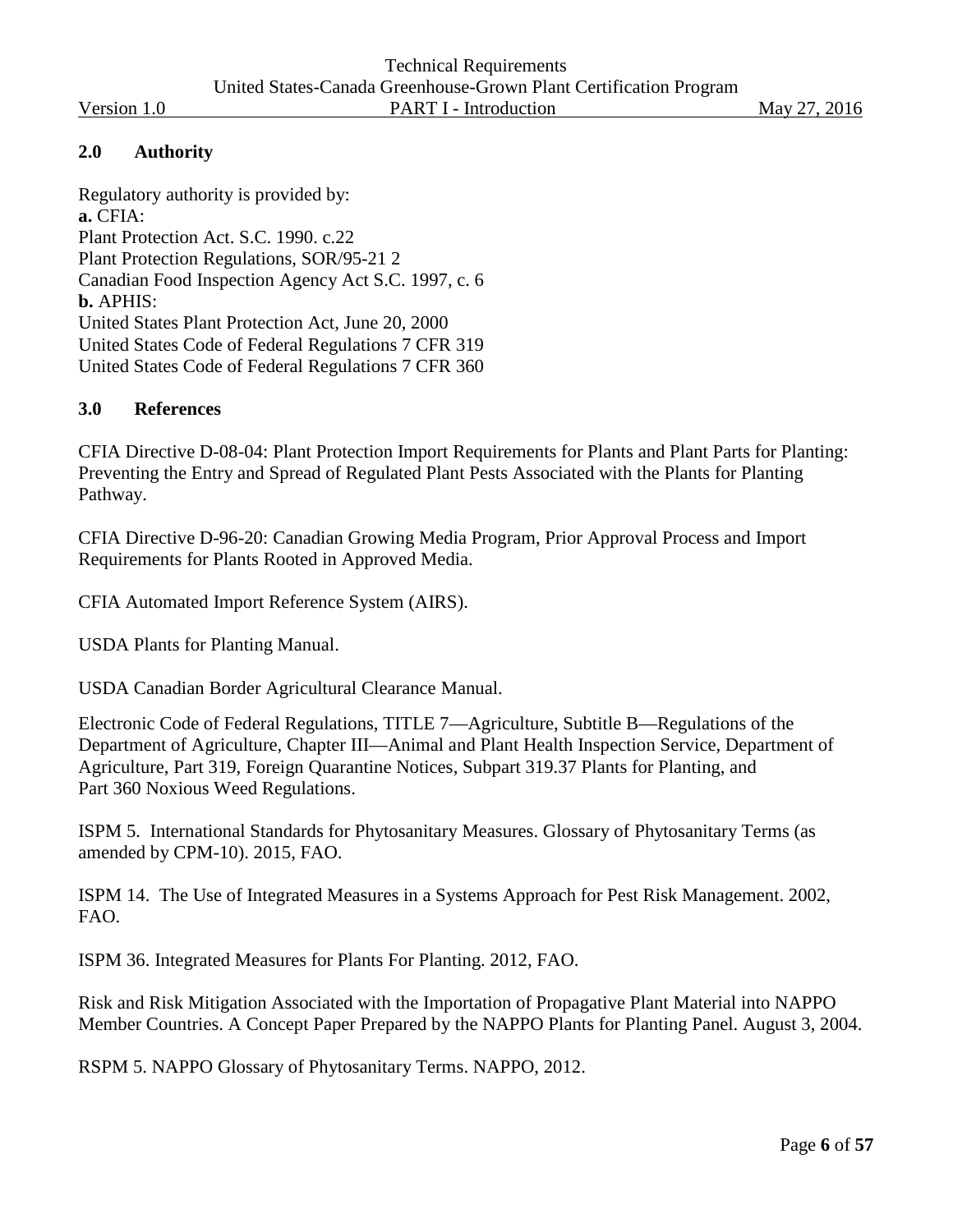## 2.0 Authority

Regulatory authority is provided by:

**a.** CFIA:
Plant Protection Act. S.C. 1990. c.22
Plant Protection Regulations, SOR/95-21 2
Canadian Food Inspection Agency Act S.C. 1997, c. 6

**b.** APHIS:
United States Plant Protection Act, June 20, 2000
United States Code of Federal Regulations 7 CFR 319
United States Code of Federal Regulations 7 CFR 360

## 3.0 References

CFIA Directive D-08-04: Plant Protection Import Requirements for Plants and Plant Parts for Planting: Preventing the Entry and Spread of Regulated Plant Pests Associated with the Plants for Planting Pathway.

CFIA Directive D-96-20: Canadian Growing Media Program, Prior Approval Process and Import Requirements for Plants Rooted in Approved Media.

CFIA Automated Import Reference System (AIRS).

USDA Plants for Planting Manual.

USDA Canadian Border Agricultural Clearance Manual.

Electronic Code of Federal Regulations, TITLE 7—Agriculture, Subtitle B—Regulations of the Department of Agriculture, Chapter III—Animal and Plant Health Inspection Service, Department of Agriculture, Part 319, Foreign Quarantine Notices, Subpart 319.37 Plants for Planting, and Part 360 Noxious Weed Regulations.

ISPM 5. International Standards for Phytosanitary Measures. Glossary of Phytosanitary Terms (as amended by CPM-10). 2015, FAO.

ISPM 14. The Use of Integrated Measures in a Systems Approach for Pest Risk Management. 2002, FAO.

ISPM 36. Integrated Measures for Plants For Planting. 2012, FAO.

Risk and Risk Mitigation Associated with the Importation of Propagative Plant Material into NAPPO Member Countries. A Concept Paper Prepared by the NAPPO Plants for Planting Panel. August 3, 2004.

RSPM 5. NAPPO Glossary of Phytosanitary Terms. NAPPO, 2012.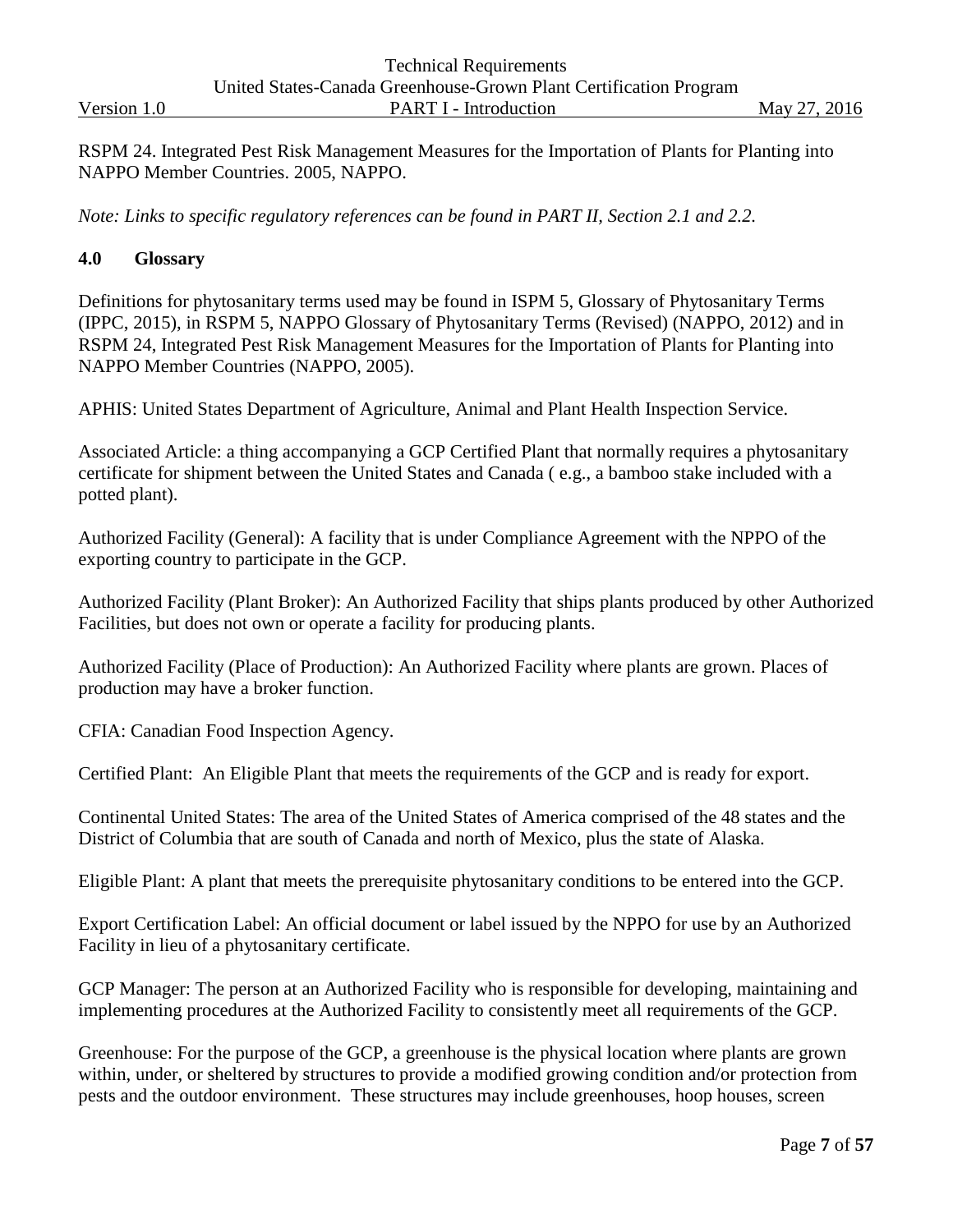RSPM 24. Integrated Pest Risk Management Measures for the Importation of Plants for Planting into NAPPO Member Countries. 2005, NAPPO.

*Note: Links to specific regulatory references can be found in PART II, Section 2.1 and 2.2.*

## 4.0 Glossary

Definitions for phytosanitary terms used may be found in ISPM 5, Glossary of Phytosanitary Terms (IPPC, 2015), in RSPM 5, NAPPO Glossary of Phytosanitary Terms (Revised) (NAPPO, 2012) and in RSPM 24, Integrated Pest Risk Management Measures for the Importation of Plants for Planting into NAPPO Member Countries (NAPPO, 2005).

APHIS: United States Department of Agriculture, Animal and Plant Health Inspection Service.

Associated Article: a thing accompanying a GCP Certified Plant that normally requires a phytosanitary certificate for shipment between the United States and Canada ( e.g., a bamboo stake included with a potted plant).

Authorized Facility (General): A facility that is under Compliance Agreement with the NPPO of the exporting country to participate in the GCP.

Authorized Facility (Plant Broker): An Authorized Facility that ships plants produced by other Authorized Facilities, but does not own or operate a facility for producing plants.

Authorized Facility (Place of Production): An Authorized Facility where plants are grown. Places of production may have a broker function.

CFIA: Canadian Food Inspection Agency.

Certified Plant: An Eligible Plant that meets the requirements of the GCP and is ready for export.

Continental United States: The area of the United States of America comprised of the 48 states and the District of Columbia that are south of Canada and north of Mexico, plus the state of Alaska.

Eligible Plant: A plant that meets the prerequisite phytosanitary conditions to be entered into the GCP.

Export Certification Label: An official document or label issued by the NPPO for use by an Authorized Facility in lieu of a phytosanitary certificate.

GCP Manager: The person at an Authorized Facility who is responsible for developing, maintaining and implementing procedures at the Authorized Facility to consistently meet all requirements of the GCP.

Greenhouse: For the purpose of the GCP, a greenhouse is the physical location where plants are grown within, under, or sheltered by structures to provide a modified growing condition and/or protection from pests and the outdoor environment. These structures may include greenhouses, hoop houses, screen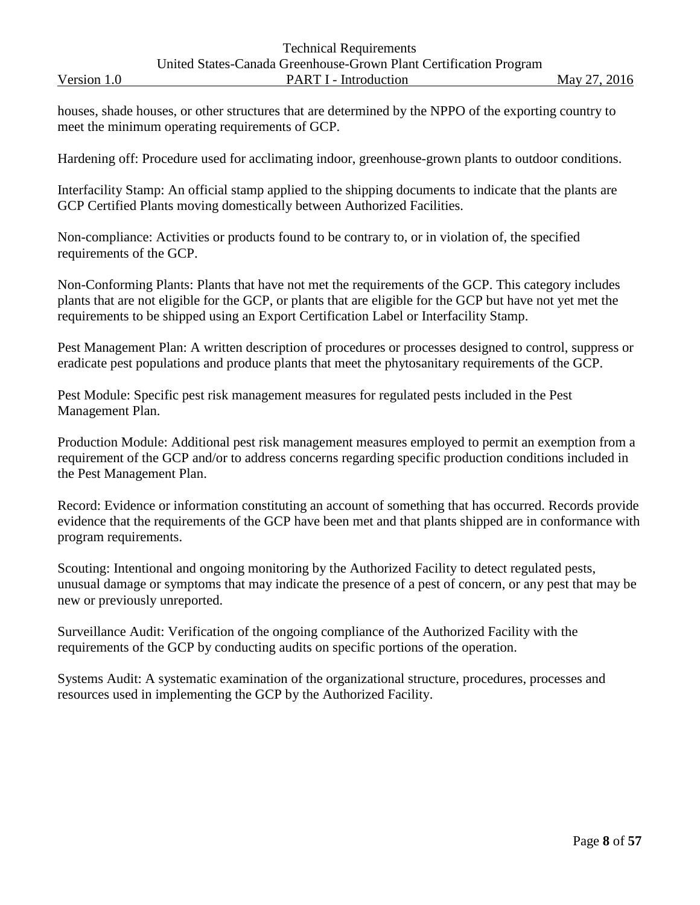houses, shade houses, or other structures that are determined by the NPPO of the exporting country to meet the minimum operating requirements of GCP.

Hardening off: Procedure used for acclimating indoor, greenhouse-grown plants to outdoor conditions.

Interfacility Stamp: An official stamp applied to the shipping documents to indicate that the plants are GCP Certified Plants moving domestically between Authorized Facilities.

Non-compliance: Activities or products found to be contrary to, or in violation of, the specified requirements of the GCP.

Non-Conforming Plants: Plants that have not met the requirements of the GCP. This category includes plants that are not eligible for the GCP, or plants that are eligible for the GCP but have not yet met the requirements to be shipped using an Export Certification Label or Interfacility Stamp.

Pest Management Plan: A written description of procedures or processes designed to control, suppress or eradicate pest populations and produce plants that meet the phytosanitary requirements of the GCP.

Pest Module: Specific pest risk management measures for regulated pests included in the Pest Management Plan.

Production Module: Additional pest risk management measures employed to permit an exemption from a requirement of the GCP and/or to address concerns regarding specific production conditions included in the Pest Management Plan.

Record: Evidence or information constituting an account of something that has occurred. Records provide evidence that the requirements of the GCP have been met and that plants shipped are in conformance with program requirements.

Scouting: Intentional and ongoing monitoring by the Authorized Facility to detect regulated pests, unusual damage or symptoms that may indicate the presence of a pest of concern, or any pest that may be new or previously unreported.

Surveillance Audit: Verification of the ongoing compliance of the Authorized Facility with the requirements of the GCP by conducting audits on specific portions of the operation.

Systems Audit: A systematic examination of the organizational structure, procedures, processes and resources used in implementing the GCP by the Authorized Facility.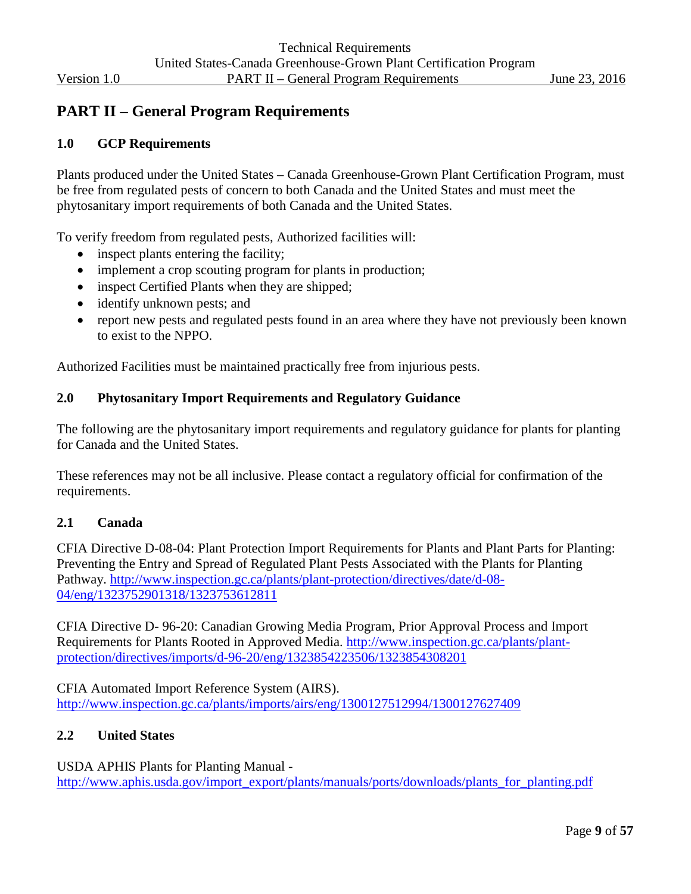# PART II – General Program Requirements

## 1.0 GCP Requirements

Plants produced under the United States – Canada Greenhouse-Grown Plant Certification Program, must be free from regulated pests of concern to both Canada and the United States and must meet the phytosanitary import requirements of both Canada and the United States.

To verify freedom from regulated pests, Authorized facilities will:

- inspect plants entering the facility;
- implement a crop scouting program for plants in production;
- inspect Certified Plants when they are shipped;
- identify unknown pests; and
- report new pests and regulated pests found in an area where they have not previously been known to exist to the NPPO.

Authorized Facilities must be maintained practically free from injurious pests.

## 2.0 Phytosanitary Import Requirements and Regulatory Guidance

The following are the phytosanitary import requirements and regulatory guidance for plants for planting for Canada and the United States.

These references may not be all inclusive. Please contact a regulatory official for confirmation of the requirements.

### 2.1 Canada

CFIA Directive D-08-04: Plant Protection Import Requirements for Plants and Plant Parts for Planting: Preventing the Entry and Spread of Regulated Plant Pests Associated with the Plants for Planting Pathway. http://www.inspection.gc.ca/plants/plant-protection/directives/date/d-08-04/eng/1323752901318/1323753612811

CFIA Directive D- 96-20: Canadian Growing Media Program, Prior Approval Process and Import Requirements for Plants Rooted in Approved Media. http://www.inspection.gc.ca/plants/plant-protection/directives/imports/d-96-20/eng/1323854223506/1323854308201

CFIA Automated Import Reference System (AIRS). http://www.inspection.gc.ca/plants/imports/airs/eng/1300127512994/1300127627409

### 2.2 United States

USDA APHIS Plants for Planting Manual - http://www.aphis.usda.gov/import_export/plants/manuals/ports/downloads/plants_for_planting.pdf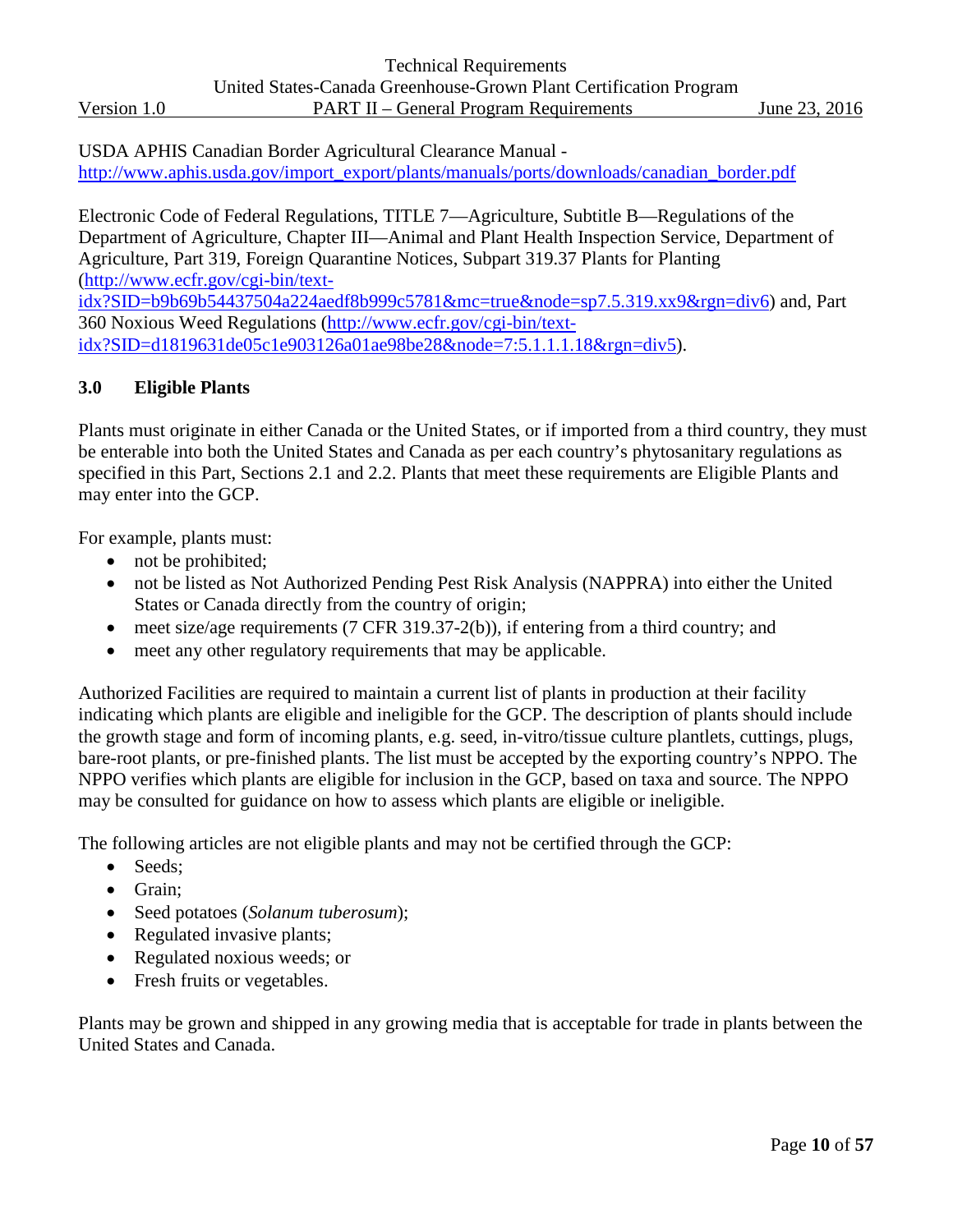USDA APHIS Canadian Border Agricultural Clearance Manual - http://www.aphis.usda.gov/import_export/plants/manuals/ports/downloads/canadian_border.pdf

Electronic Code of Federal Regulations, TITLE 7—Agriculture, Subtitle B—Regulations of the Department of Agriculture, Chapter III—Animal and Plant Health Inspection Service, Department of Agriculture, Part 319, Foreign Quarantine Notices, Subpart 319.37 Plants for Planting (http://www.ecfr.gov/cgi-bin/text-idx?SID=b9b69b54437504a224aedf8b999c5781&mc=true&node=sp7.5.319.xx9&rgn=div6) and, Part 360 Noxious Weed Regulations (http://www.ecfr.gov/cgi-bin/text-idx?SID=d1819631de05c1e903126a01ae98be28&node=7:5.1.1.1.18&rgn=div5).

## 3.0 Eligible Plants

Plants must originate in either Canada or the United States, or if imported from a third country, they must be enterable into both the United States and Canada as per each country's phytosanitary regulations as specified in this Part, Sections 2.1 and 2.2. Plants that meet these requirements are Eligible Plants and may enter into the GCP.

For example, plants must:

- not be prohibited;
- not be listed as Not Authorized Pending Pest Risk Analysis (NAPPRA) into either the United States or Canada directly from the country of origin;
- meet size/age requirements (7 CFR 319.37-2(b)), if entering from a third country; and
- meet any other regulatory requirements that may be applicable.

Authorized Facilities are required to maintain a current list of plants in production at their facility indicating which plants are eligible and ineligible for the GCP. The description of plants should include the growth stage and form of incoming plants, e.g. seed, in-vitro/tissue culture plantlets, cuttings, plugs, bare-root plants, or pre-finished plants. The list must be accepted by the exporting country's NPPO. The NPPO verifies which plants are eligible for inclusion in the GCP, based on taxa and source. The NPPO may be consulted for guidance on how to assess which plants are eligible or ineligible.

The following articles are not eligible plants and may not be certified through the GCP:

- Seeds;
- Grain;
- Seed potatoes (*Solanum tuberosum*);
- Regulated invasive plants;
- Regulated noxious weeds; or
- Fresh fruits or vegetables.

Plants may be grown and shipped in any growing media that is acceptable for trade in plants between the United States and Canada.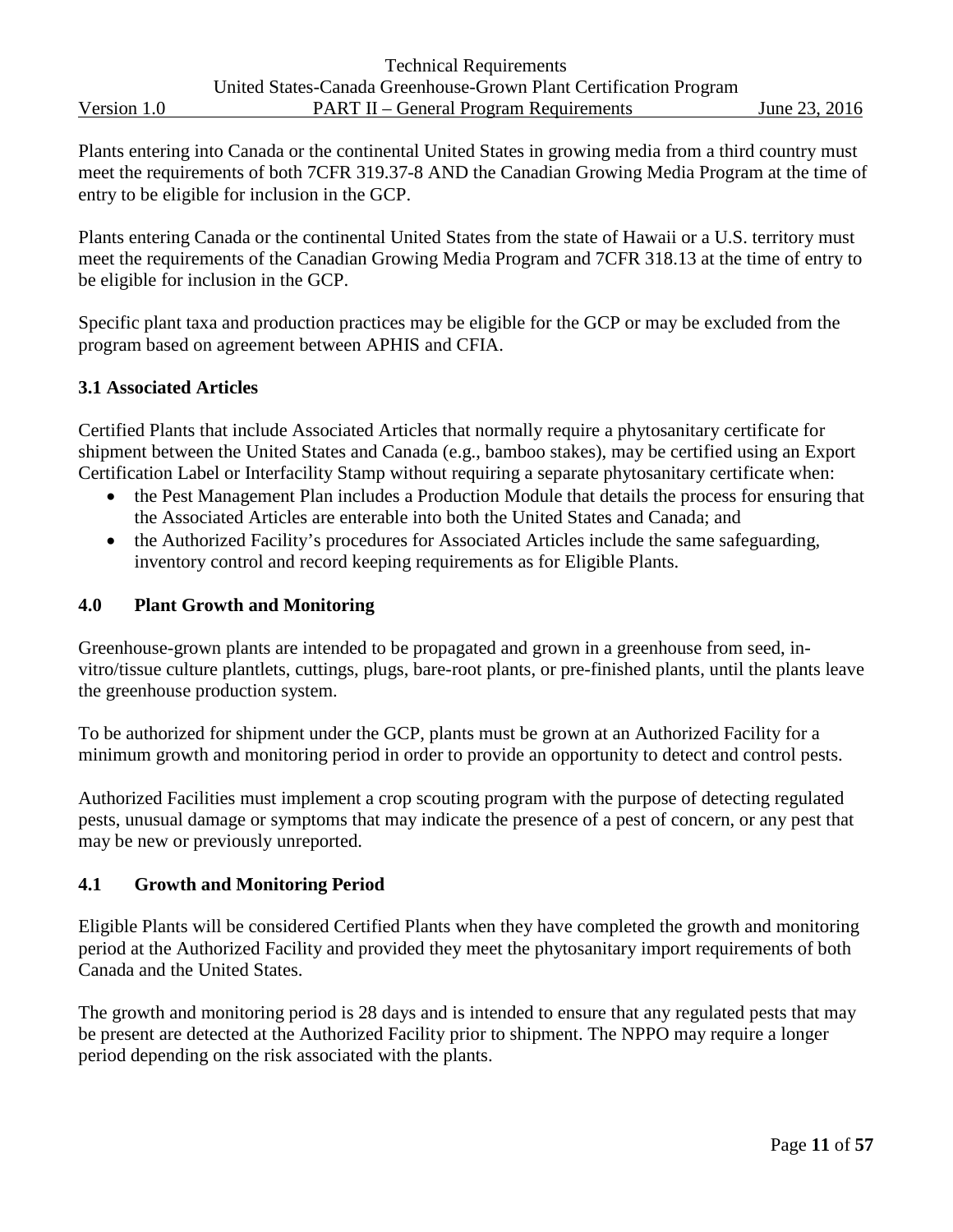Plants entering into Canada or the continental United States in growing media from a third country must meet the requirements of both 7CFR 319.37-8 AND the Canadian Growing Media Program at the time of entry to be eligible for inclusion in the GCP.

Plants entering Canada or the continental United States from the state of Hawaii or a U.S. territory must meet the requirements of the Canadian Growing Media Program and 7CFR 318.13 at the time of entry to be eligible for inclusion in the GCP.

Specific plant taxa and production practices may be eligible for the GCP or may be excluded from the program based on agreement between APHIS and CFIA.

### 3.1 Associated Articles

Certified Plants that include Associated Articles that normally require a phytosanitary certificate for shipment between the United States and Canada (e.g., bamboo stakes), may be certified using an Export Certification Label or Interfacility Stamp without requiring a separate phytosanitary certificate when:

- the Pest Management Plan includes a Production Module that details the process for ensuring that the Associated Articles are enterable into both the United States and Canada; and
- the Authorized Facility's procedures for Associated Articles include the same safeguarding, inventory control and record keeping requirements as for Eligible Plants.

## 4.0 Plant Growth and Monitoring

Greenhouse-grown plants are intended to be propagated and grown in a greenhouse from seed, in-vitro/tissue culture plantlets, cuttings, plugs, bare-root plants, or pre-finished plants, until the plants leave the greenhouse production system.

To be authorized for shipment under the GCP, plants must be grown at an Authorized Facility for a minimum growth and monitoring period in order to provide an opportunity to detect and control pests.

Authorized Facilities must implement a crop scouting program with the purpose of detecting regulated pests, unusual damage or symptoms that may indicate the presence of a pest of concern, or any pest that may be new or previously unreported.

### 4.1 Growth and Monitoring Period

Eligible Plants will be considered Certified Plants when they have completed the growth and monitoring period at the Authorized Facility and provided they meet the phytosanitary import requirements of both Canada and the United States.

The growth and monitoring period is 28 days and is intended to ensure that any regulated pests that may be present are detected at the Authorized Facility prior to shipment. The NPPO may require a longer period depending on the risk associated with the plants.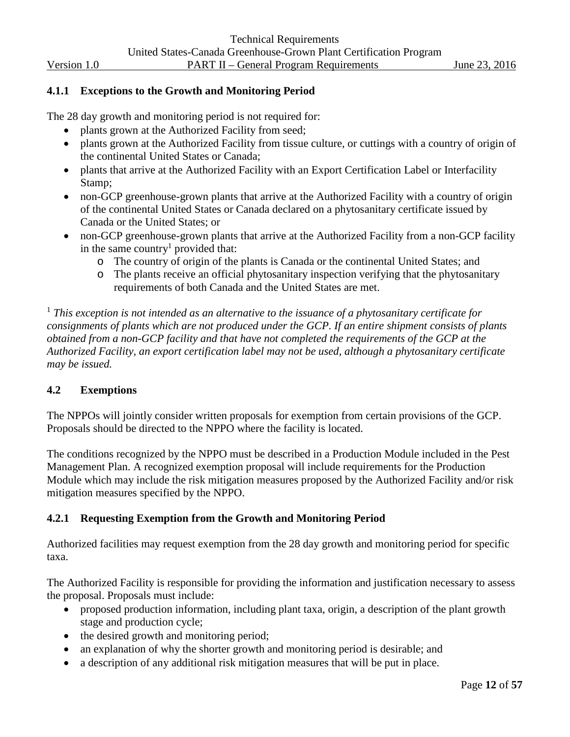### 4.1.1 Exceptions to the Growth and Monitoring Period

The 28 day growth and monitoring period is not required for:

- plants grown at the Authorized Facility from seed;
- plants grown at the Authorized Facility from tissue culture, or cuttings with a country of origin of the continental United States or Canada;
- plants that arrive at the Authorized Facility with an Export Certification Label or Interfacility Stamp;
- non-GCP greenhouse-grown plants that arrive at the Authorized Facility with a country of origin of the continental United States or Canada declared on a phytosanitary certificate issued by Canada or the United States; or
- non-GCP greenhouse-grown plants that arrive at the Authorized Facility from a non-GCP facility in the same country[1] provided that:
  - The country of origin of the plants is Canada or the continental United States; and
  - The plants receive an official phytosanitary inspection verifying that the phytosanitary requirements of both Canada and the United States are met.

[1] *This exception is not intended as an alternative to the issuance of a phytosanitary certificate for consignments of plants which are not produced under the GCP. If an entire shipment consists of plants obtained from a non-GCP facility and that have not completed the requirements of the GCP at the Authorized Facility, an export certification label may not be used, although a phytosanitary certificate may be issued.*

## 4.2 Exemptions

The NPPOs will jointly consider written proposals for exemption from certain provisions of the GCP. Proposals should be directed to the NPPO where the facility is located.

The conditions recognized by the NPPO must be described in a Production Module included in the Pest Management Plan. A recognized exemption proposal will include requirements for the Production Module which may include the risk mitigation measures proposed by the Authorized Facility and/or risk mitigation measures specified by the NPPO.

### 4.2.1 Requesting Exemption from the Growth and Monitoring Period

Authorized facilities may request exemption from the 28 day growth and monitoring period for specific taxa.

The Authorized Facility is responsible for providing the information and justification necessary to assess the proposal. Proposals must include:

- proposed production information, including plant taxa, origin, a description of the plant growth stage and production cycle;
- the desired growth and monitoring period;
- an explanation of why the shorter growth and monitoring period is desirable; and
- a description of any additional risk mitigation measures that will be put in place.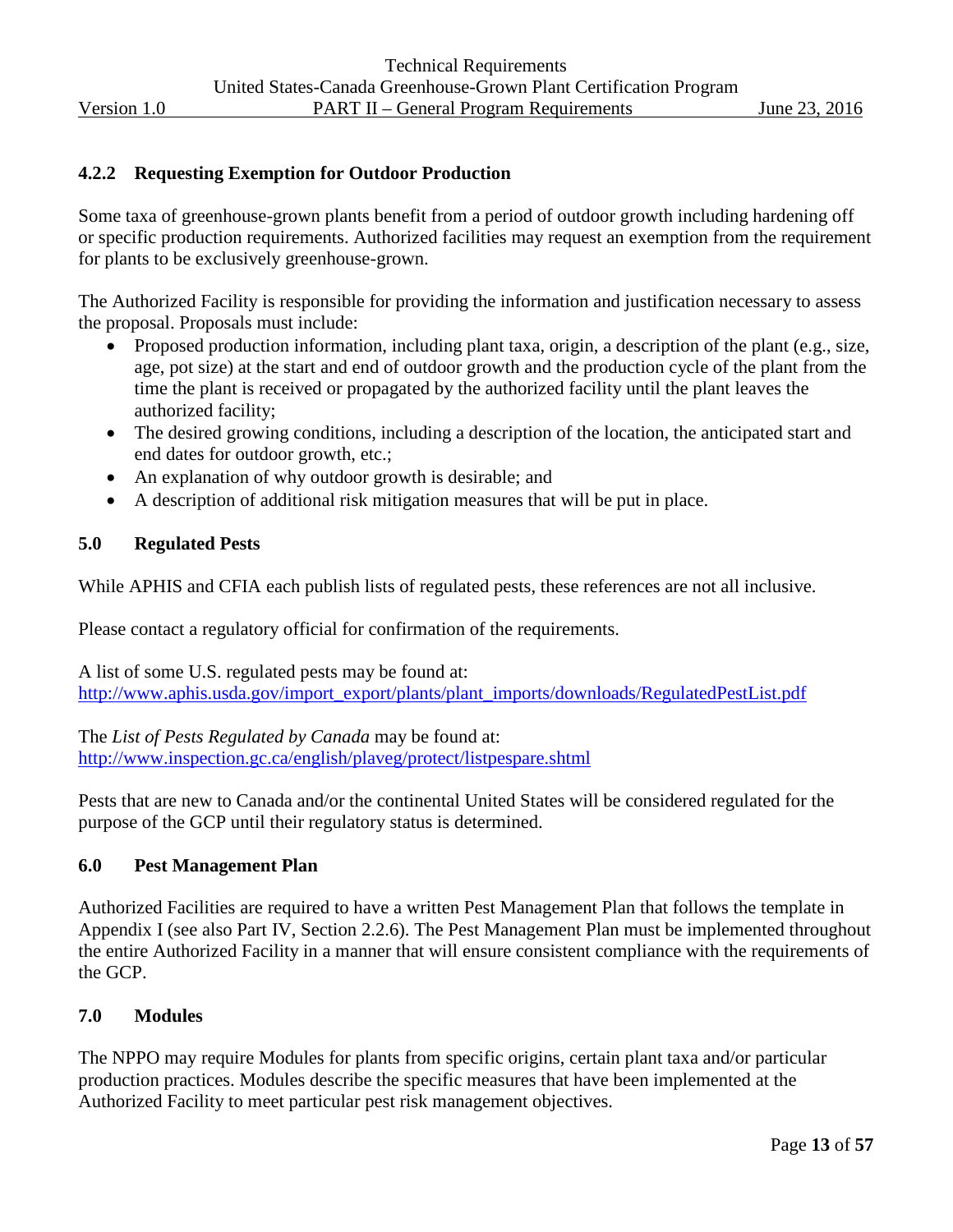### 4.2.2 Requesting Exemption for Outdoor Production

Some taxa of greenhouse-grown plants benefit from a period of outdoor growth including hardening off or specific production requirements. Authorized facilities may request an exemption from the requirement for plants to be exclusively greenhouse-grown.

The Authorized Facility is responsible for providing the information and justification necessary to assess the proposal. Proposals must include:

- Proposed production information, including plant taxa, origin, a description of the plant (e.g., size, age, pot size) at the start and end of outdoor growth and the production cycle of the plant from the time the plant is received or propagated by the authorized facility until the plant leaves the authorized facility;
- The desired growing conditions, including a description of the location, the anticipated start and end dates for outdoor growth, etc.;
- An explanation of why outdoor growth is desirable; and
- A description of additional risk mitigation measures that will be put in place.

## 5.0 Regulated Pests

While APHIS and CFIA each publish lists of regulated pests, these references are not all inclusive.

Please contact a regulatory official for confirmation of the requirements.

A list of some U.S. regulated pests may be found at:
http://www.aphis.usda.gov/import_export/plants/plant_imports/downloads/RegulatedPestList.pdf

The *List of Pests Regulated by Canada* may be found at:
http://www.inspection.gc.ca/english/plaveg/protect/listpespare.shtml

Pests that are new to Canada and/or the continental United States will be considered regulated for the purpose of the GCP until their regulatory status is determined.

## 6.0 Pest Management Plan

Authorized Facilities are required to have a written Pest Management Plan that follows the template in Appendix I (see also Part IV, Section 2.2.6). The Pest Management Plan must be implemented throughout the entire Authorized Facility in a manner that will ensure consistent compliance with the requirements of the GCP.

## 7.0 Modules

The NPPO may require Modules for plants from specific origins, certain plant taxa and/or particular production practices. Modules describe the specific measures that have been implemented at the Authorized Facility to meet particular pest risk management objectives.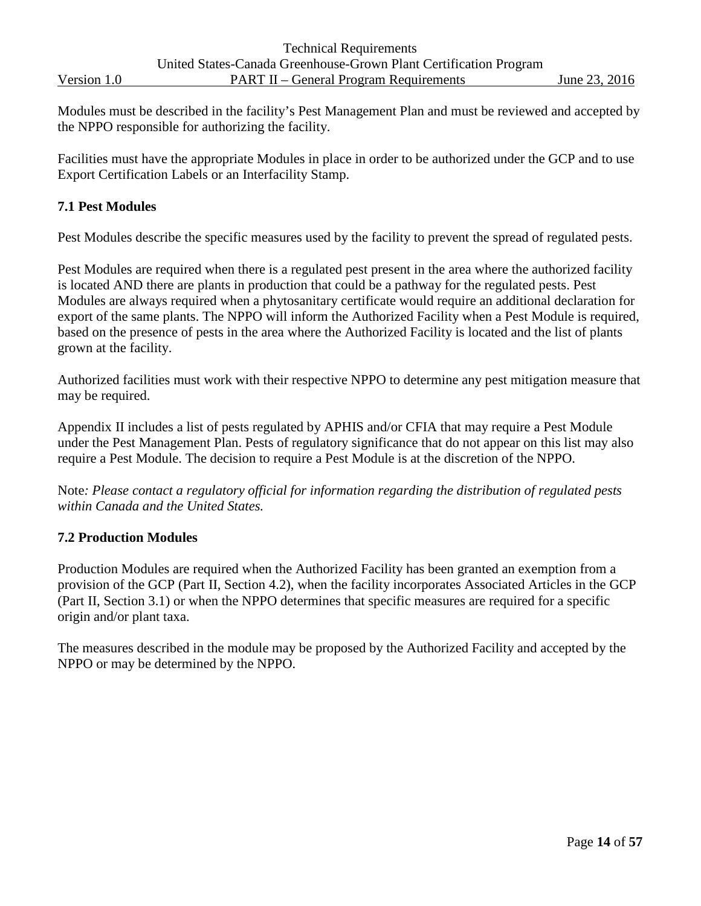Modules must be described in the facility's Pest Management Plan and must be reviewed and accepted by the NPPO responsible for authorizing the facility.

Facilities must have the appropriate Modules in place in order to be authorized under the GCP and to use Export Certification Labels or an Interfacility Stamp.

### 7.1 Pest Modules

Pest Modules describe the specific measures used by the facility to prevent the spread of regulated pests.

Pest Modules are required when there is a regulated pest present in the area where the authorized facility is located AND there are plants in production that could be a pathway for the regulated pests. Pest Modules are always required when a phytosanitary certificate would require an additional declaration for export of the same plants. The NPPO will inform the Authorized Facility when a Pest Module is required, based on the presence of pests in the area where the Authorized Facility is located and the list of plants grown at the facility.

Authorized facilities must work with their respective NPPO to determine any pest mitigation measure that may be required.

Appendix II includes a list of pests regulated by APHIS and/or CFIA that may require a Pest Module under the Pest Management Plan. Pests of regulatory significance that do not appear on this list may also require a Pest Module. The decision to require a Pest Module is at the discretion of the NPPO.

Note*: Please contact a regulatory official for information regarding the distribution of regulated pests within Canada and the United States.*

### 7.2 Production Modules

Production Modules are required when the Authorized Facility has been granted an exemption from a provision of the GCP (Part II, Section 4.2), when the facility incorporates Associated Articles in the GCP (Part II, Section 3.1) or when the NPPO determines that specific measures are required for a specific origin and/or plant taxa.

The measures described in the module may be proposed by the Authorized Facility and accepted by the NPPO or may be determined by the NPPO.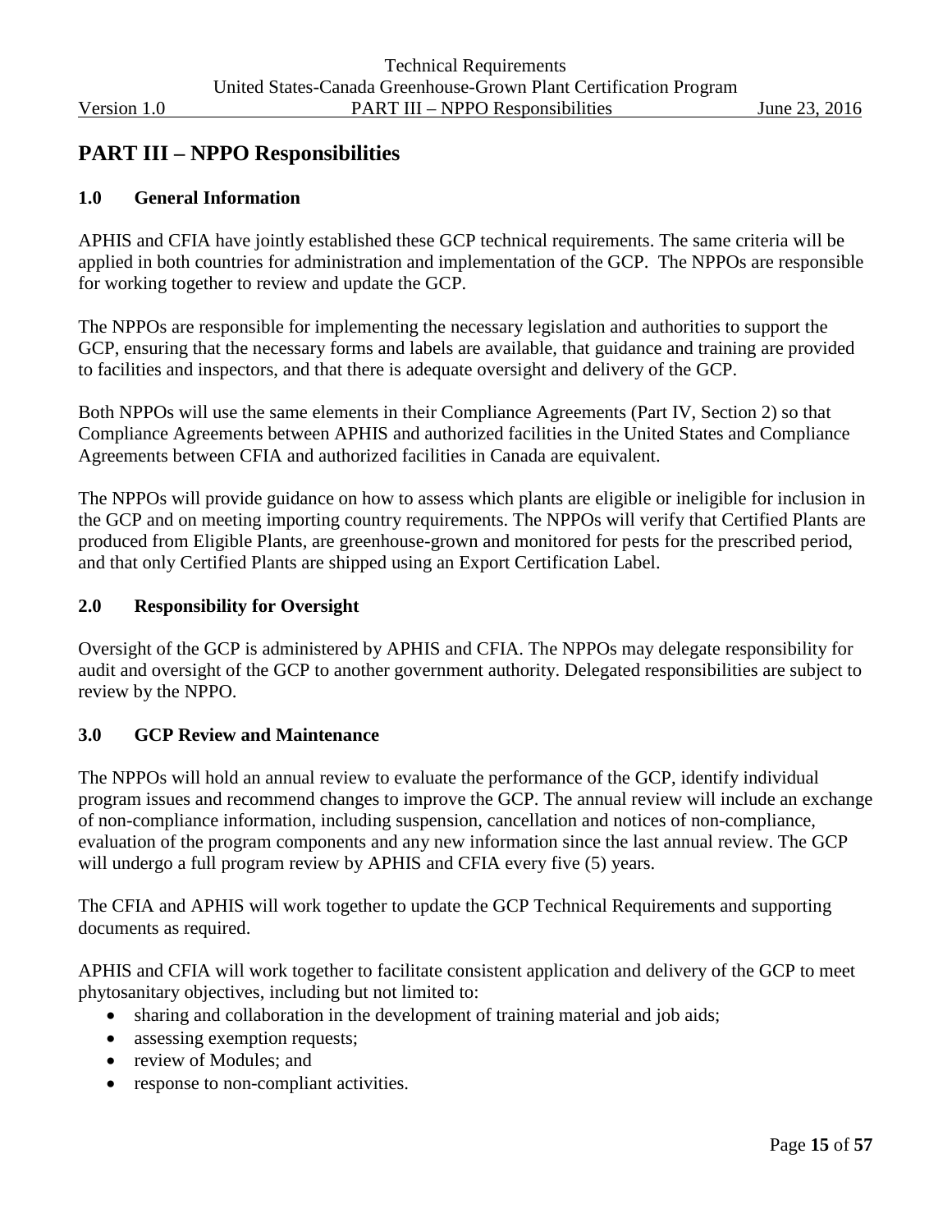# PART III – NPPO Responsibilities

## 1.0 General Information

APHIS and CFIA have jointly established these GCP technical requirements. The same criteria will be applied in both countries for administration and implementation of the GCP. The NPPOs are responsible for working together to review and update the GCP.

The NPPOs are responsible for implementing the necessary legislation and authorities to support the GCP, ensuring that the necessary forms and labels are available, that guidance and training are provided to facilities and inspectors, and that there is adequate oversight and delivery of the GCP.

Both NPPOs will use the same elements in their Compliance Agreements (Part IV, Section 2) so that Compliance Agreements between APHIS and authorized facilities in the United States and Compliance Agreements between CFIA and authorized facilities in Canada are equivalent.

The NPPOs will provide guidance on how to assess which plants are eligible or ineligible for inclusion in the GCP and on meeting importing country requirements. The NPPOs will verify that Certified Plants are produced from Eligible Plants, are greenhouse-grown and monitored for pests for the prescribed period, and that only Certified Plants are shipped using an Export Certification Label.

## 2.0 Responsibility for Oversight

Oversight of the GCP is administered by APHIS and CFIA. The NPPOs may delegate responsibility for audit and oversight of the GCP to another government authority. Delegated responsibilities are subject to review by the NPPO.

## 3.0 GCP Review and Maintenance

The NPPOs will hold an annual review to evaluate the performance of the GCP, identify individual program issues and recommend changes to improve the GCP. The annual review will include an exchange of non-compliance information, including suspension, cancellation and notices of non-compliance, evaluation of the program components and any new information since the last annual review. The GCP will undergo a full program review by APHIS and CFIA every five (5) years.

The CFIA and APHIS will work together to update the GCP Technical Requirements and supporting documents as required.

APHIS and CFIA will work together to facilitate consistent application and delivery of the GCP to meet phytosanitary objectives, including but not limited to:

- sharing and collaboration in the development of training material and job aids;
- assessing exemption requests;
- review of Modules; and
- response to non-compliant activities.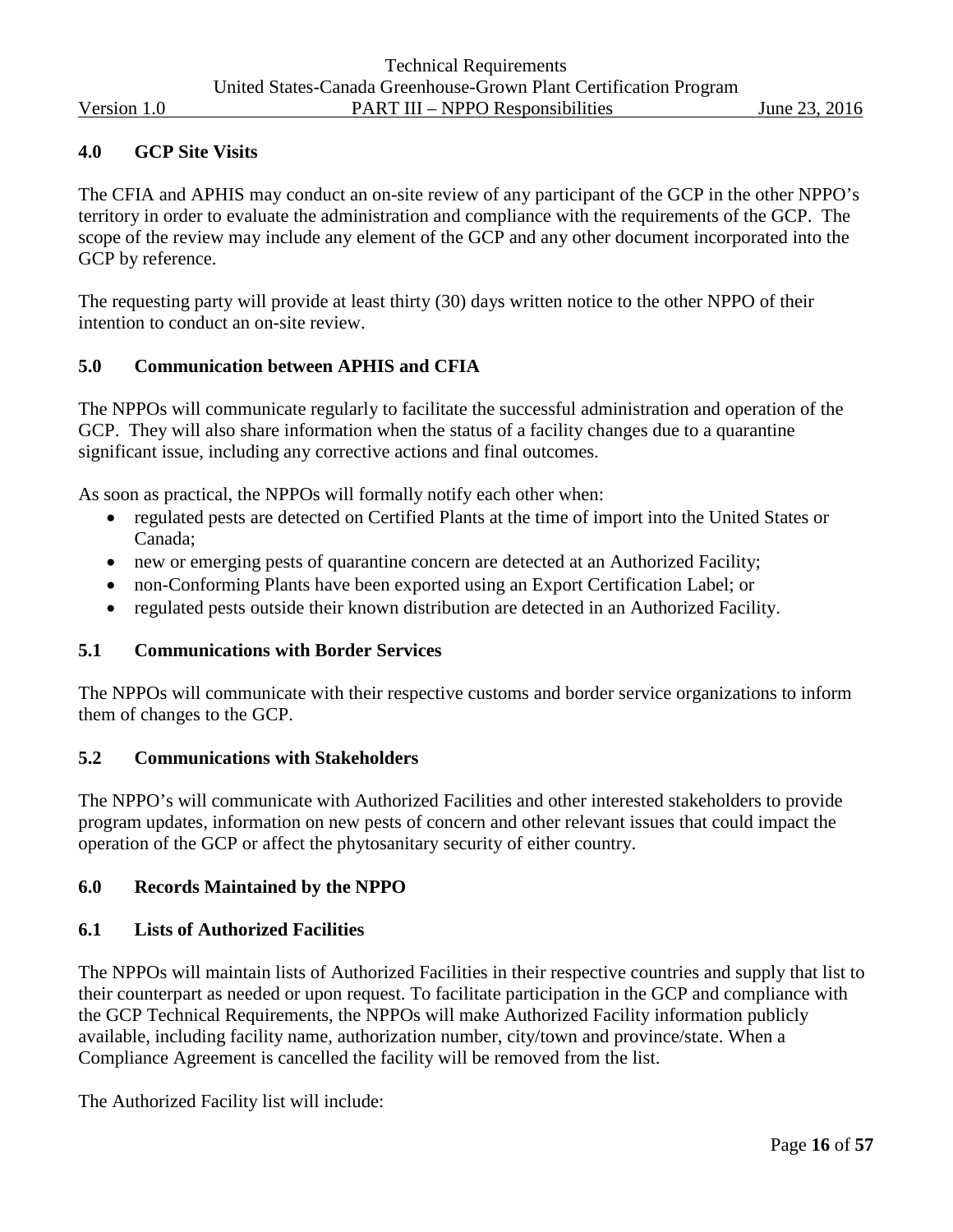## 4.0 GCP Site Visits

The CFIA and APHIS may conduct an on-site review of any participant of the GCP in the other NPPO's territory in order to evaluate the administration and compliance with the requirements of the GCP. The scope of the review may include any element of the GCP and any other document incorporated into the GCP by reference.

The requesting party will provide at least thirty (30) days written notice to the other NPPO of their intention to conduct an on-site review.

## 5.0 Communication between APHIS and CFIA

The NPPOs will communicate regularly to facilitate the successful administration and operation of the GCP. They will also share information when the status of a facility changes due to a quarantine significant issue, including any corrective actions and final outcomes.

As soon as practical, the NPPOs will formally notify each other when:

- regulated pests are detected on Certified Plants at the time of import into the United States or Canada;
- new or emerging pests of quarantine concern are detected at an Authorized Facility;
- non-Conforming Plants have been exported using an Export Certification Label; or
- regulated pests outside their known distribution are detected in an Authorized Facility.

### 5.1 Communications with Border Services

The NPPOs will communicate with their respective customs and border service organizations to inform them of changes to the GCP.

### 5.2 Communications with Stakeholders

The NPPO's will communicate with Authorized Facilities and other interested stakeholders to provide program updates, information on new pests of concern and other relevant issues that could impact the operation of the GCP or affect the phytosanitary security of either country.

## 6.0 Records Maintained by the NPPO

### 6.1 Lists of Authorized Facilities

The NPPOs will maintain lists of Authorized Facilities in their respective countries and supply that list to their counterpart as needed or upon request. To facilitate participation in the GCP and compliance with the GCP Technical Requirements, the NPPOs will make Authorized Facility information publicly available, including facility name, authorization number, city/town and province/state. When a Compliance Agreement is cancelled the facility will be removed from the list.

The Authorized Facility list will include: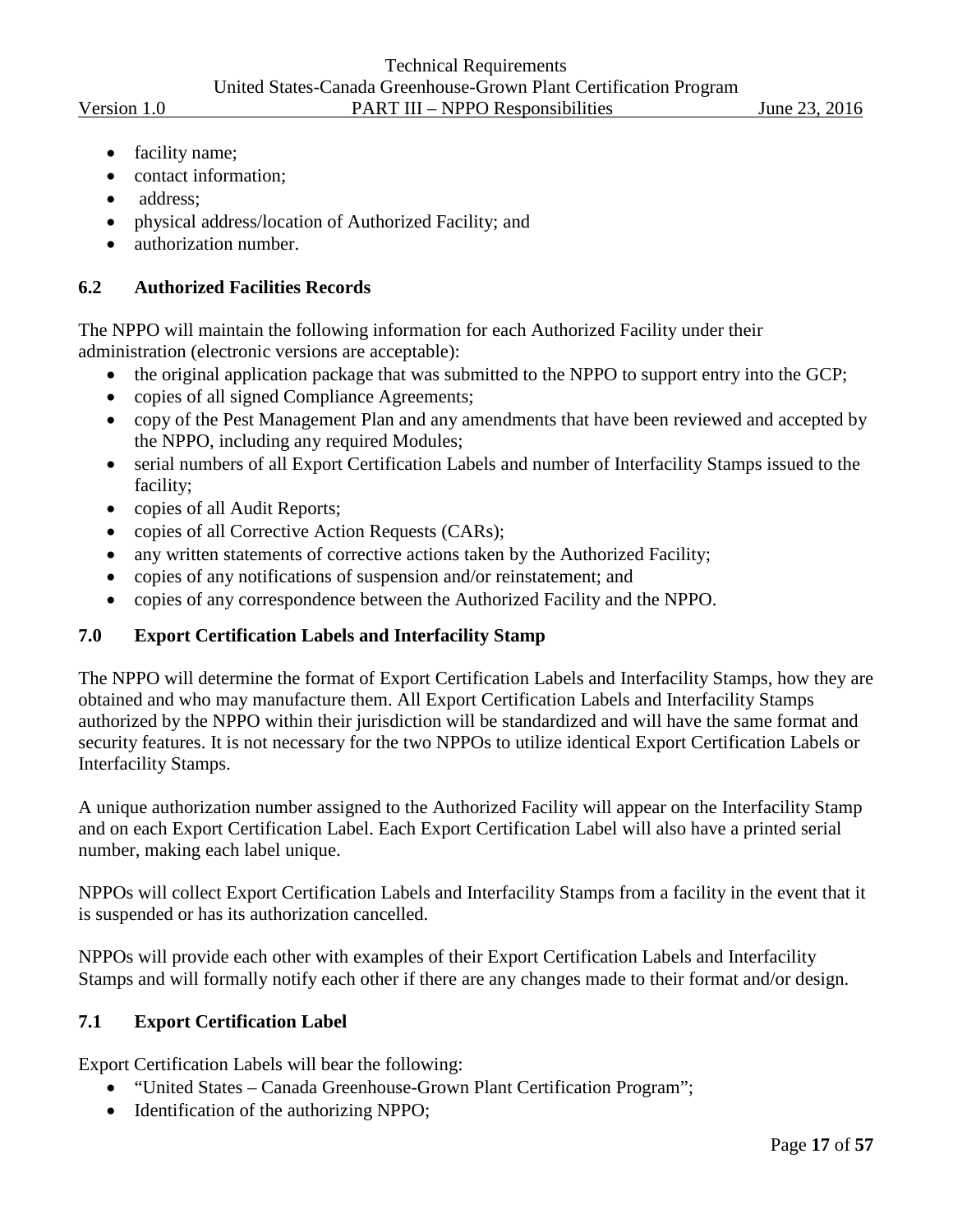- facility name;
- contact information;
- address;
- physical address/location of Authorized Facility; and
- authorization number.

## 6.2 Authorized Facilities Records

The NPPO will maintain the following information for each Authorized Facility under their administration (electronic versions are acceptable):

- the original application package that was submitted to the NPPO to support entry into the GCP;
- copies of all signed Compliance Agreements;
- copy of the Pest Management Plan and any amendments that have been reviewed and accepted by the NPPO, including any required Modules;
- serial numbers of all Export Certification Labels and number of Interfacility Stamps issued to the facility;
- copies of all Audit Reports;
- copies of all Corrective Action Requests (CARs);
- any written statements of corrective actions taken by the Authorized Facility;
- copies of any notifications of suspension and/or reinstatement; and
- copies of any correspondence between the Authorized Facility and the NPPO.

## 7.0 Export Certification Labels and Interfacility Stamp

The NPPO will determine the format of Export Certification Labels and Interfacility Stamps, how they are obtained and who may manufacture them. All Export Certification Labels and Interfacility Stamps authorized by the NPPO within their jurisdiction will be standardized and will have the same format and security features. It is not necessary for the two NPPOs to utilize identical Export Certification Labels or Interfacility Stamps.

A unique authorization number assigned to the Authorized Facility will appear on the Interfacility Stamp and on each Export Certification Label. Each Export Certification Label will also have a printed serial number, making each label unique.

NPPOs will collect Export Certification Labels and Interfacility Stamps from a facility in the event that it is suspended or has its authorization cancelled.

NPPOs will provide each other with examples of their Export Certification Labels and Interfacility Stamps and will formally notify each other if there are any changes made to their format and/or design.

## 7.1 Export Certification Label

Export Certification Labels will bear the following:

- "United States – Canada Greenhouse-Grown Plant Certification Program";
- Identification of the authorizing NPPO;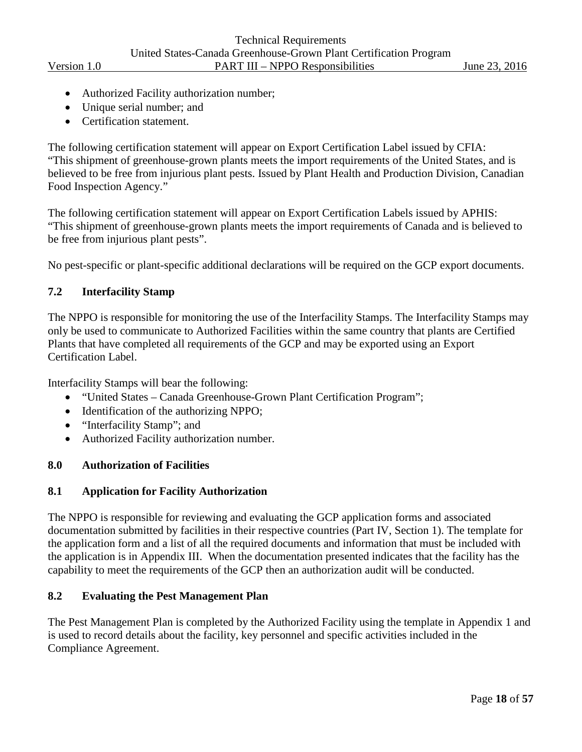- Authorized Facility authorization number;
- Unique serial number; and
- Certification statement.

The following certification statement will appear on Export Certification Label issued by CFIA: "This shipment of greenhouse-grown plants meets the import requirements of the United States, and is believed to be free from injurious plant pests. Issued by Plant Health and Production Division, Canadian Food Inspection Agency."

The following certification statement will appear on Export Certification Labels issued by APHIS: "This shipment of greenhouse-grown plants meets the import requirements of Canada and is believed to be free from injurious plant pests".

No pest-specific or plant-specific additional declarations will be required on the GCP export documents.

### 7.2 Interfacility Stamp

The NPPO is responsible for monitoring the use of the Interfacility Stamps. The Interfacility Stamps may only be used to communicate to Authorized Facilities within the same country that plants are Certified Plants that have completed all requirements of the GCP and may be exported using an Export Certification Label.

Interfacility Stamps will bear the following:

- "United States – Canada Greenhouse-Grown Plant Certification Program";
- Identification of the authorizing NPPO;
- "Interfacility Stamp"; and
- Authorized Facility authorization number.

## 8.0 Authorization of Facilities

### 8.1 Application for Facility Authorization

The NPPO is responsible for reviewing and evaluating the GCP application forms and associated documentation submitted by facilities in their respective countries (Part IV, Section 1). The template for the application form and a list of all the required documents and information that must be included with the application is in Appendix III. When the documentation presented indicates that the facility has the capability to meet the requirements of the GCP then an authorization audit will be conducted.

### 8.2 Evaluating the Pest Management Plan

The Pest Management Plan is completed by the Authorized Facility using the template in Appendix 1 and is used to record details about the facility, key personnel and specific activities included in the Compliance Agreement.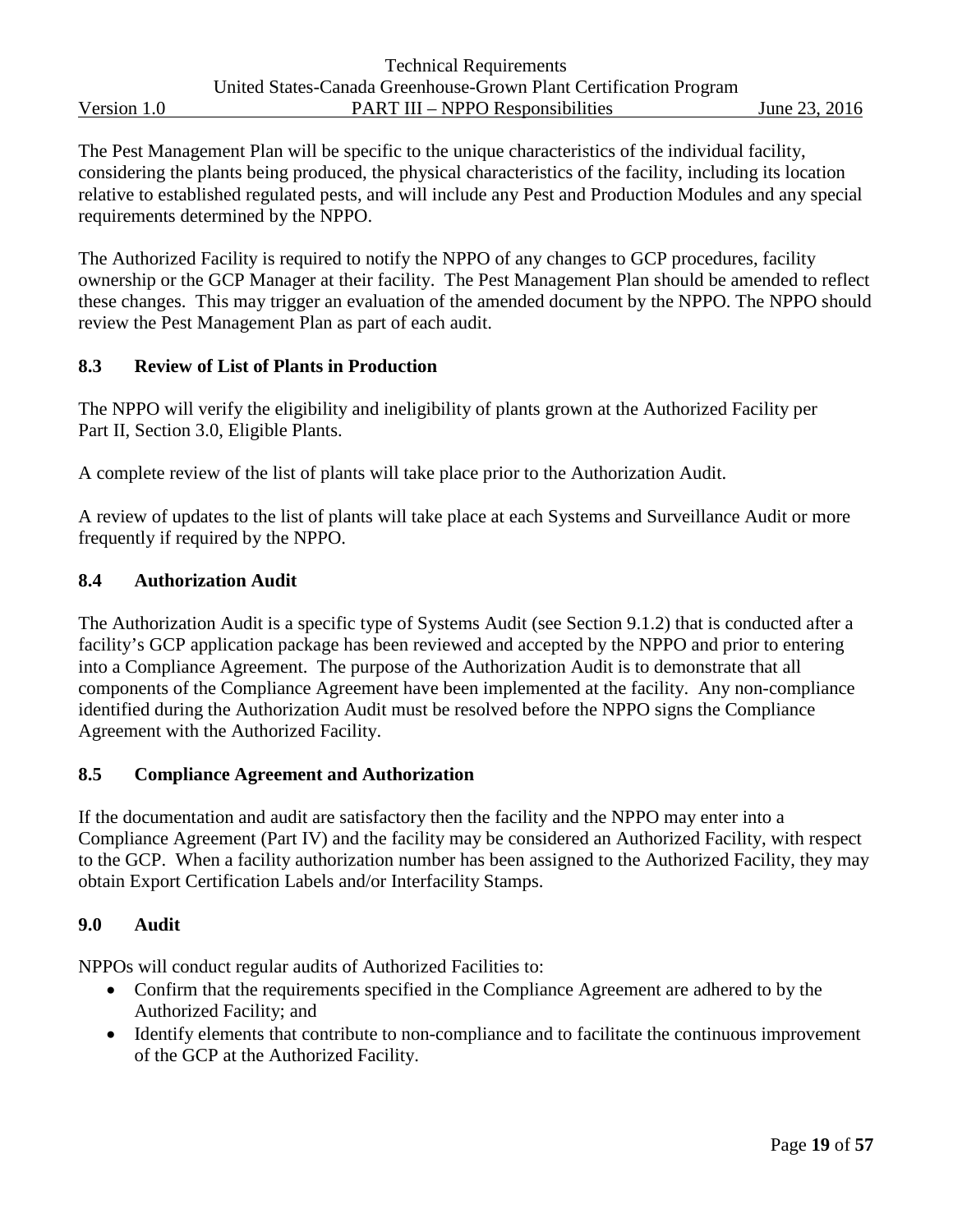The Pest Management Plan will be specific to the unique characteristics of the individual facility, considering the plants being produced, the physical characteristics of the facility, including its location relative to established regulated pests, and will include any Pest and Production Modules and any special requirements determined by the NPPO.

The Authorized Facility is required to notify the NPPO of any changes to GCP procedures, facility ownership or the GCP Manager at their facility. The Pest Management Plan should be amended to reflect these changes. This may trigger an evaluation of the amended document by the NPPO. The NPPO should review the Pest Management Plan as part of each audit.

### 8.3 Review of List of Plants in Production

The NPPO will verify the eligibility and ineligibility of plants grown at the Authorized Facility per Part II, Section 3.0, Eligible Plants.

A complete review of the list of plants will take place prior to the Authorization Audit.

A review of updates to the list of plants will take place at each Systems and Surveillance Audit or more frequently if required by the NPPO.

### 8.4 Authorization Audit

The Authorization Audit is a specific type of Systems Audit (see Section 9.1.2) that is conducted after a facility's GCP application package has been reviewed and accepted by the NPPO and prior to entering into a Compliance Agreement. The purpose of the Authorization Audit is to demonstrate that all components of the Compliance Agreement have been implemented at the facility. Any non-compliance identified during the Authorization Audit must be resolved before the NPPO signs the Compliance Agreement with the Authorized Facility.

### 8.5 Compliance Agreement and Authorization

If the documentation and audit are satisfactory then the facility and the NPPO may enter into a Compliance Agreement (Part IV) and the facility may be considered an Authorized Facility, with respect to the GCP. When a facility authorization number has been assigned to the Authorized Facility, they may obtain Export Certification Labels and/or Interfacility Stamps.

## 9.0 Audit

NPPOs will conduct regular audits of Authorized Facilities to:

- Confirm that the requirements specified in the Compliance Agreement are adhered to by the Authorized Facility; and
- Identify elements that contribute to non-compliance and to facilitate the continuous improvement of the GCP at the Authorized Facility.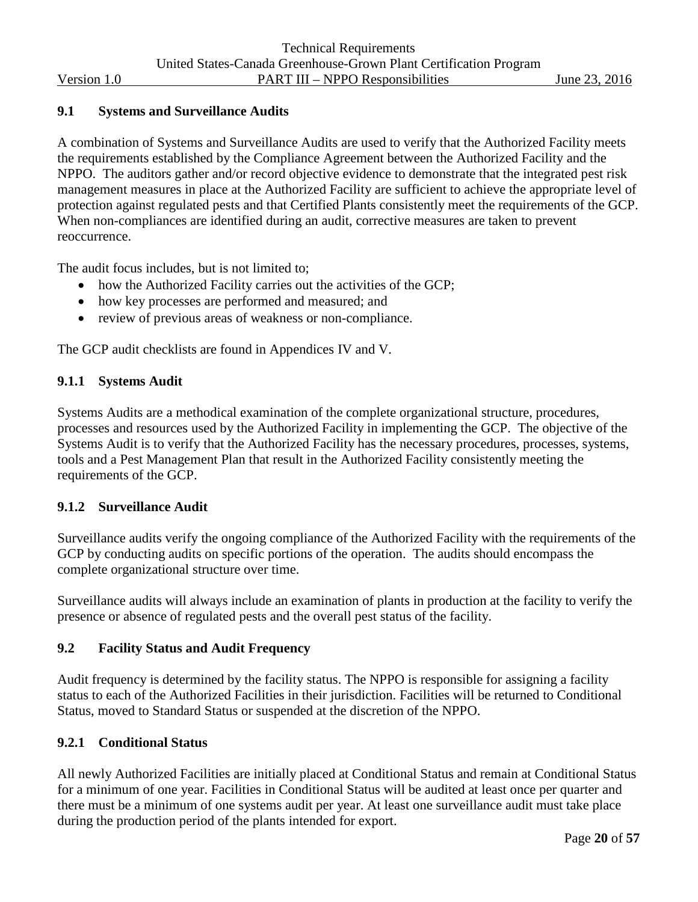## 9.1 Systems and Surveillance Audits

A combination of Systems and Surveillance Audits are used to verify that the Authorized Facility meets the requirements established by the Compliance Agreement between the Authorized Facility and the NPPO. The auditors gather and/or record objective evidence to demonstrate that the integrated pest risk management measures in place at the Authorized Facility are sufficient to achieve the appropriate level of protection against regulated pests and that Certified Plants consistently meet the requirements of the GCP. When non-compliances are identified during an audit, corrective measures are taken to prevent reoccurrence.

The audit focus includes, but is not limited to;

- how the Authorized Facility carries out the activities of the GCP;
- how key processes are performed and measured; and
- review of previous areas of weakness or non-compliance.

The GCP audit checklists are found in Appendices IV and V.

### 9.1.1 Systems Audit

Systems Audits are a methodical examination of the complete organizational structure, procedures, processes and resources used by the Authorized Facility in implementing the GCP. The objective of the Systems Audit is to verify that the Authorized Facility has the necessary procedures, processes, systems, tools and a Pest Management Plan that result in the Authorized Facility consistently meeting the requirements of the GCP.

### 9.1.2 Surveillance Audit

Surveillance audits verify the ongoing compliance of the Authorized Facility with the requirements of the GCP by conducting audits on specific portions of the operation. The audits should encompass the complete organizational structure over time.

Surveillance audits will always include an examination of plants in production at the facility to verify the presence or absence of regulated pests and the overall pest status of the facility.

## 9.2 Facility Status and Audit Frequency

Audit frequency is determined by the facility status. The NPPO is responsible for assigning a facility status to each of the Authorized Facilities in their jurisdiction. Facilities will be returned to Conditional Status, moved to Standard Status or suspended at the discretion of the NPPO.

### 9.2.1 Conditional Status

All newly Authorized Facilities are initially placed at Conditional Status and remain at Conditional Status for a minimum of one year. Facilities in Conditional Status will be audited at least once per quarter and there must be a minimum of one systems audit per year. At least one surveillance audit must take place during the production period of the plants intended for export.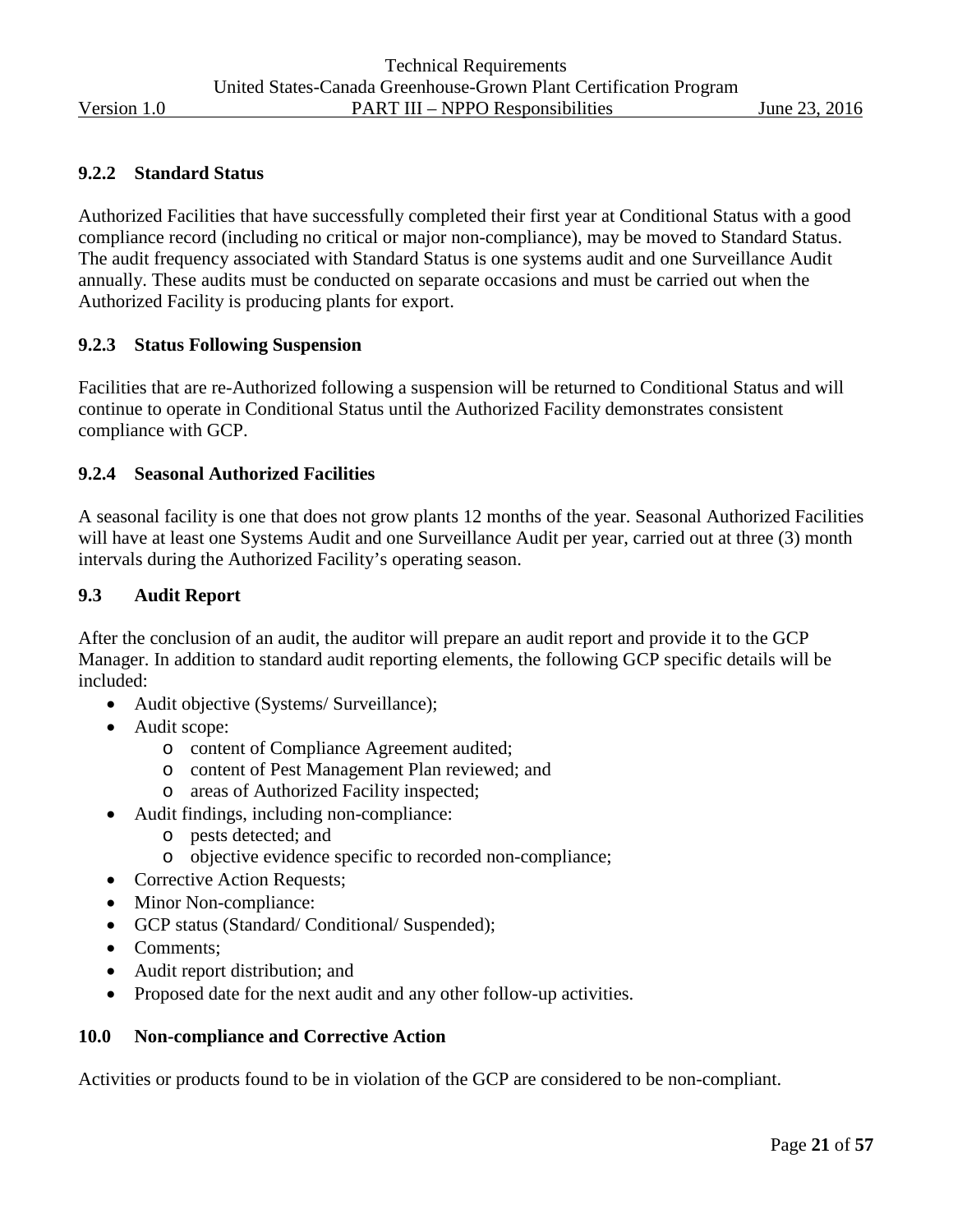### 9.2.2 Standard Status

Authorized Facilities that have successfully completed their first year at Conditional Status with a good compliance record (including no critical or major non-compliance), may be moved to Standard Status. The audit frequency associated with Standard Status is one systems audit and one Surveillance Audit annually. These audits must be conducted on separate occasions and must be carried out when the Authorized Facility is producing plants for export.

### 9.2.3 Status Following Suspension

Facilities that are re-Authorized following a suspension will be returned to Conditional Status and will continue to operate in Conditional Status until the Authorized Facility demonstrates consistent compliance with GCP.

### 9.2.4 Seasonal Authorized Facilities

A seasonal facility is one that does not grow plants 12 months of the year. Seasonal Authorized Facilities will have at least one Systems Audit and one Surveillance Audit per year, carried out at three (3) month intervals during the Authorized Facility's operating season.

## 9.3 Audit Report

After the conclusion of an audit, the auditor will prepare an audit report and provide it to the GCP Manager. In addition to standard audit reporting elements, the following GCP specific details will be included:

- Audit objective (Systems/ Surveillance);
- Audit scope:
  - content of Compliance Agreement audited;
  - content of Pest Management Plan reviewed; and
  - areas of Authorized Facility inspected;
- Audit findings, including non-compliance:
  - pests detected; and
  - objective evidence specific to recorded non-compliance;
- Corrective Action Requests;
- Minor Non-compliance:
- GCP status (Standard/ Conditional/ Suspended);
- Comments;
- Audit report distribution; and
- Proposed date for the next audit and any other follow-up activities.

## 10.0 Non-compliance and Corrective Action

Activities or products found to be in violation of the GCP are considered to be non-compliant.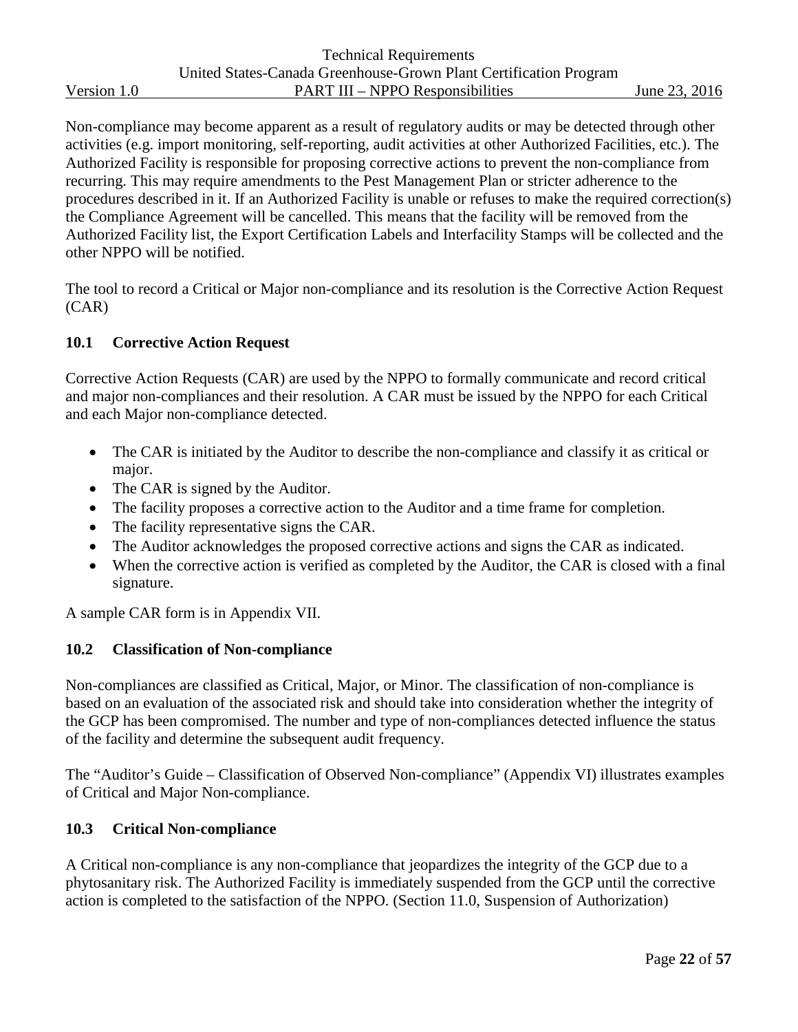Non-compliance may become apparent as a result of regulatory audits or may be detected through other activities (e.g. import monitoring, self-reporting, audit activities at other Authorized Facilities, etc.). The Authorized Facility is responsible for proposing corrective actions to prevent the non-compliance from recurring. This may require amendments to the Pest Management Plan or stricter adherence to the procedures described in it. If an Authorized Facility is unable or refuses to make the required correction(s) the Compliance Agreement will be cancelled. This means that the facility will be removed from the Authorized Facility list, the Export Certification Labels and Interfacility Stamps will be collected and the other NPPO will be notified.

The tool to record a Critical or Major non-compliance and its resolution is the Corrective Action Request (CAR)

## 10.1 Corrective Action Request

Corrective Action Requests (CAR) are used by the NPPO to formally communicate and record critical and major non-compliances and their resolution. A CAR must be issued by the NPPO for each Critical and each Major non-compliance detected.

- The CAR is initiated by the Auditor to describe the non-compliance and classify it as critical or major.
- The CAR is signed by the Auditor.
- The facility proposes a corrective action to the Auditor and a time frame for completion.
- The facility representative signs the CAR.
- The Auditor acknowledges the proposed corrective actions and signs the CAR as indicated.
- When the corrective action is verified as completed by the Auditor, the CAR is closed with a final signature.

A sample CAR form is in Appendix VII.

## 10.2 Classification of Non-compliance

Non-compliances are classified as Critical, Major, or Minor. The classification of non-compliance is based on an evaluation of the associated risk and should take into consideration whether the integrity of the GCP has been compromised. The number and type of non-compliances detected influence the status of the facility and determine the subsequent audit frequency.

The "Auditor's Guide – Classification of Observed Non-compliance" (Appendix VI) illustrates examples of Critical and Major Non-compliance.

## 10.3 Critical Non-compliance

A Critical non-compliance is any non-compliance that jeopardizes the integrity of the GCP due to a phytosanitary risk. The Authorized Facility is immediately suspended from the GCP until the corrective action is completed to the satisfaction of the NPPO. (Section 11.0, Suspension of Authorization)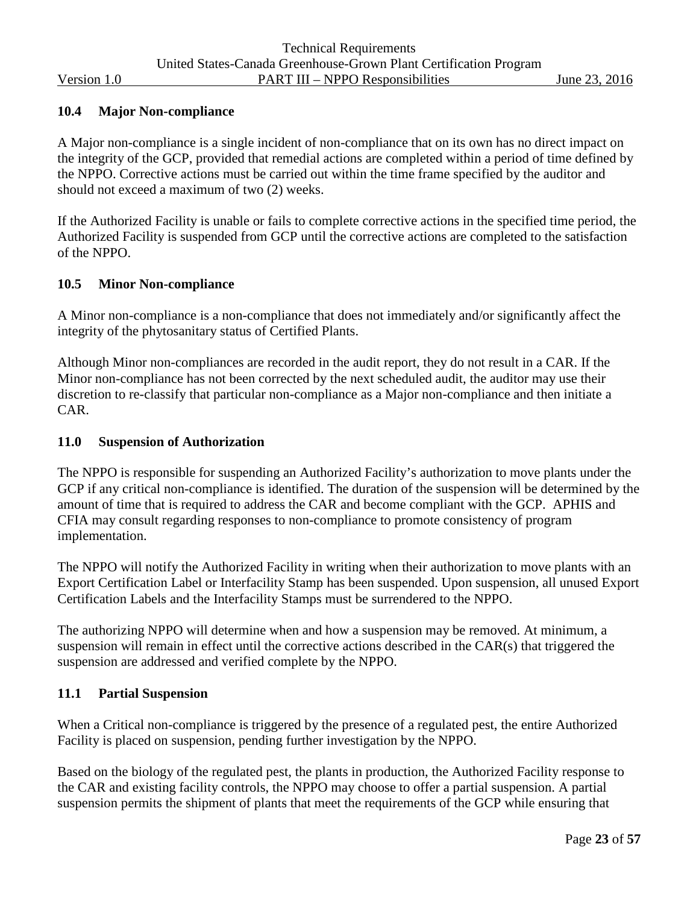### 10.4 Major Non-compliance

A Major non-compliance is a single incident of non-compliance that on its own has no direct impact on the integrity of the GCP, provided that remedial actions are completed within a period of time defined by the NPPO. Corrective actions must be carried out within the time frame specified by the auditor and should not exceed a maximum of two (2) weeks.

If the Authorized Facility is unable or fails to complete corrective actions in the specified time period, the Authorized Facility is suspended from GCP until the corrective actions are completed to the satisfaction of the NPPO.

### 10.5 Minor Non-compliance

A Minor non-compliance is a non-compliance that does not immediately and/or significantly affect the integrity of the phytosanitary status of Certified Plants.

Although Minor non-compliances are recorded in the audit report, they do not result in a CAR. If the Minor non-compliance has not been corrected by the next scheduled audit, the auditor may use their discretion to re-classify that particular non-compliance as a Major non-compliance and then initiate a CAR.

## 11.0 Suspension of Authorization

The NPPO is responsible for suspending an Authorized Facility's authorization to move plants under the GCP if any critical non-compliance is identified. The duration of the suspension will be determined by the amount of time that is required to address the CAR and become compliant with the GCP. APHIS and CFIA may consult regarding responses to non-compliance to promote consistency of program implementation.

The NPPO will notify the Authorized Facility in writing when their authorization to move plants with an Export Certification Label or Interfacility Stamp has been suspended. Upon suspension, all unused Export Certification Labels and the Interfacility Stamps must be surrendered to the NPPO.

The authorizing NPPO will determine when and how a suspension may be removed. At minimum, a suspension will remain in effect until the corrective actions described in the CAR(s) that triggered the suspension are addressed and verified complete by the NPPO.

### 11.1 Partial Suspension

When a Critical non-compliance is triggered by the presence of a regulated pest, the entire Authorized Facility is placed on suspension, pending further investigation by the NPPO.

Based on the biology of the regulated pest, the plants in production, the Authorized Facility response to the CAR and existing facility controls, the NPPO may choose to offer a partial suspension. A partial suspension permits the shipment of plants that meet the requirements of the GCP while ensuring that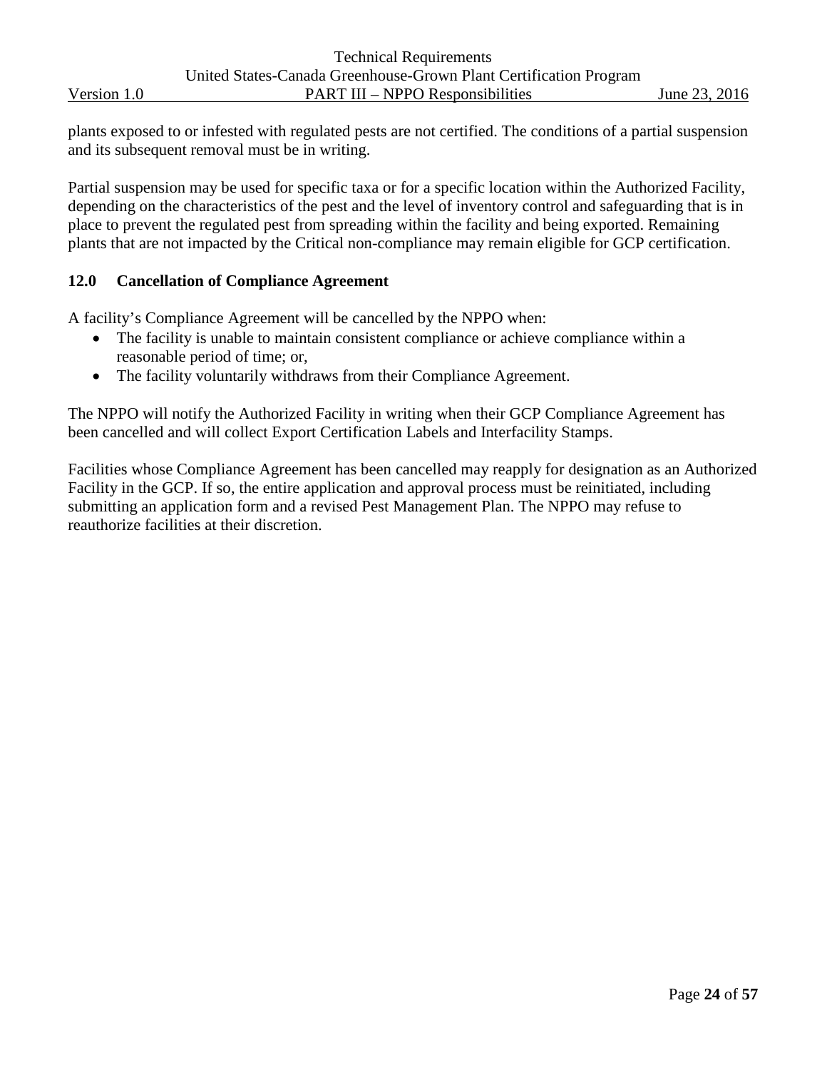plants exposed to or infested with regulated pests are not certified. The conditions of a partial suspension and its subsequent removal must be in writing.

Partial suspension may be used for specific taxa or for a specific location within the Authorized Facility, depending on the characteristics of the pest and the level of inventory control and safeguarding that is in place to prevent the regulated pest from spreading within the facility and being exported. Remaining plants that are not impacted by the Critical non-compliance may remain eligible for GCP certification.

## 12.0 Cancellation of Compliance Agreement

A facility's Compliance Agreement will be cancelled by the NPPO when:

- The facility is unable to maintain consistent compliance or achieve compliance within a reasonable period of time; or,
- The facility voluntarily withdraws from their Compliance Agreement.

The NPPO will notify the Authorized Facility in writing when their GCP Compliance Agreement has been cancelled and will collect Export Certification Labels and Interfacility Stamps.

Facilities whose Compliance Agreement has been cancelled may reapply for designation as an Authorized Facility in the GCP. If so, the entire application and approval process must be reinitiated, including submitting an application form and a revised Pest Management Plan. The NPPO may refuse to reauthorize facilities at their discretion.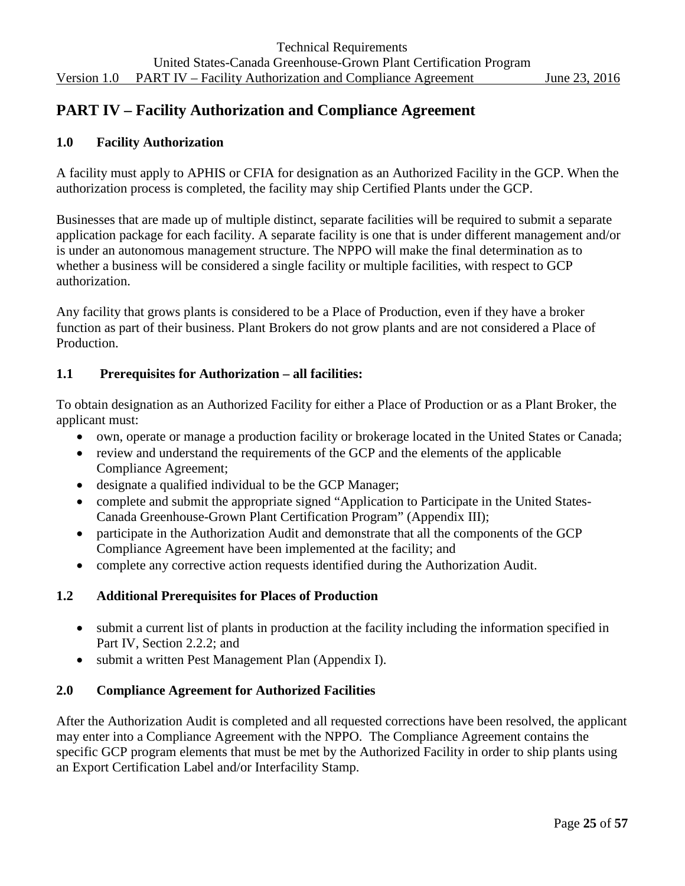# PART IV – Facility Authorization and Compliance Agreement

## 1.0 Facility Authorization

A facility must apply to APHIS or CFIA for designation as an Authorized Facility in the GCP. When the authorization process is completed, the facility may ship Certified Plants under the GCP.

Businesses that are made up of multiple distinct, separate facilities will be required to submit a separate application package for each facility. A separate facility is one that is under different management and/or is under an autonomous management structure. The NPPO will make the final determination as to whether a business will be considered a single facility or multiple facilities, with respect to GCP authorization.

Any facility that grows plants is considered to be a Place of Production, even if they have a broker function as part of their business. Plant Brokers do not grow plants and are not considered a Place of Production.

### 1.1 Prerequisites for Authorization – all facilities:

To obtain designation as an Authorized Facility for either a Place of Production or as a Plant Broker, the applicant must:

- own, operate or manage a production facility or brokerage located in the United States or Canada;
- review and understand the requirements of the GCP and the elements of the applicable Compliance Agreement;
- designate a qualified individual to be the GCP Manager;
- complete and submit the appropriate signed "Application to Participate in the United States-Canada Greenhouse-Grown Plant Certification Program" (Appendix III);
- participate in the Authorization Audit and demonstrate that all the components of the GCP Compliance Agreement have been implemented at the facility; and
- complete any corrective action requests identified during the Authorization Audit.

### 1.2 Additional Prerequisites for Places of Production

- submit a current list of plants in production at the facility including the information specified in Part IV, Section 2.2.2; and
- submit a written Pest Management Plan (Appendix I).

## 2.0 Compliance Agreement for Authorized Facilities

After the Authorization Audit is completed and all requested corrections have been resolved, the applicant may enter into a Compliance Agreement with the NPPO. The Compliance Agreement contains the specific GCP program elements that must be met by the Authorized Facility in order to ship plants using an Export Certification Label and/or Interfacility Stamp.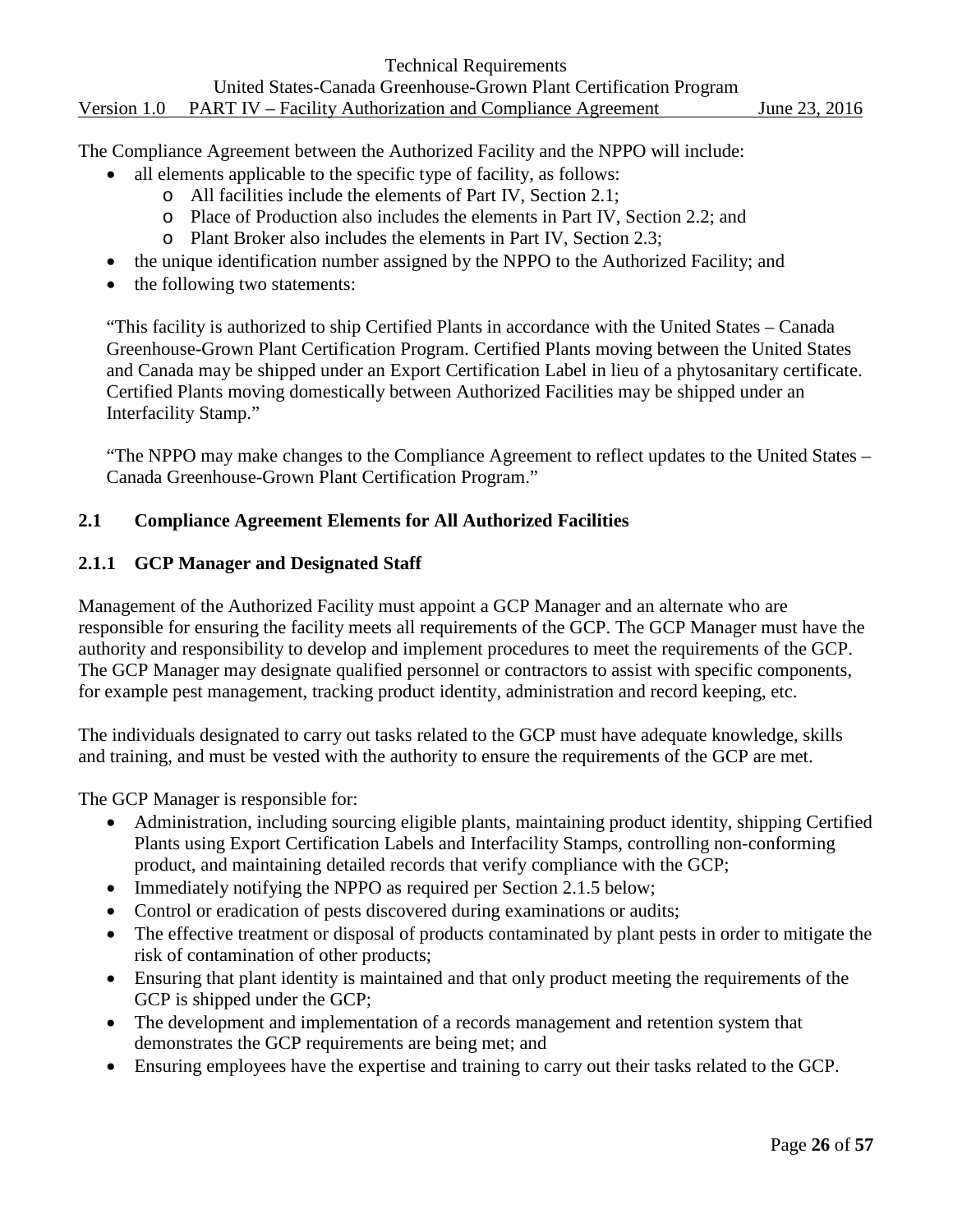The Compliance Agreement between the Authorized Facility and the NPPO will include:

- all elements applicable to the specific type of facility, as follows:
  - All facilities include the elements of Part IV, Section 2.1;
  - Place of Production also includes the elements in Part IV, Section 2.2; and
  - Plant Broker also includes the elements in Part IV, Section 2.3;
- the unique identification number assigned by the NPPO to the Authorized Facility; and
- the following two statements:

"This facility is authorized to ship Certified Plants in accordance with the United States – Canada Greenhouse-Grown Plant Certification Program. Certified Plants moving between the United States and Canada may be shipped under an Export Certification Label in lieu of a phytosanitary certificate. Certified Plants moving domestically between Authorized Facilities may be shipped under an Interfacility Stamp."

"The NPPO may make changes to the Compliance Agreement to reflect updates to the United States – Canada Greenhouse-Grown Plant Certification Program."

## 2.1 Compliance Agreement Elements for All Authorized Facilities

### 2.1.1 GCP Manager and Designated Staff

Management of the Authorized Facility must appoint a GCP Manager and an alternate who are responsible for ensuring the facility meets all requirements of the GCP. The GCP Manager must have the authority and responsibility to develop and implement procedures to meet the requirements of the GCP. The GCP Manager may designate qualified personnel or contractors to assist with specific components, for example pest management, tracking product identity, administration and record keeping, etc.

The individuals designated to carry out tasks related to the GCP must have adequate knowledge, skills and training, and must be vested with the authority to ensure the requirements of the GCP are met.

The GCP Manager is responsible for:

- Administration, including sourcing eligible plants, maintaining product identity, shipping Certified Plants using Export Certification Labels and Interfacility Stamps, controlling non-conforming product, and maintaining detailed records that verify compliance with the GCP;
- Immediately notifying the NPPO as required per Section 2.1.5 below;
- Control or eradication of pests discovered during examinations or audits;
- The effective treatment or disposal of products contaminated by plant pests in order to mitigate the risk of contamination of other products;
- Ensuring that plant identity is maintained and that only product meeting the requirements of the GCP is shipped under the GCP;
- The development and implementation of a records management and retention system that demonstrates the GCP requirements are being met; and
- Ensuring employees have the expertise and training to carry out their tasks related to the GCP.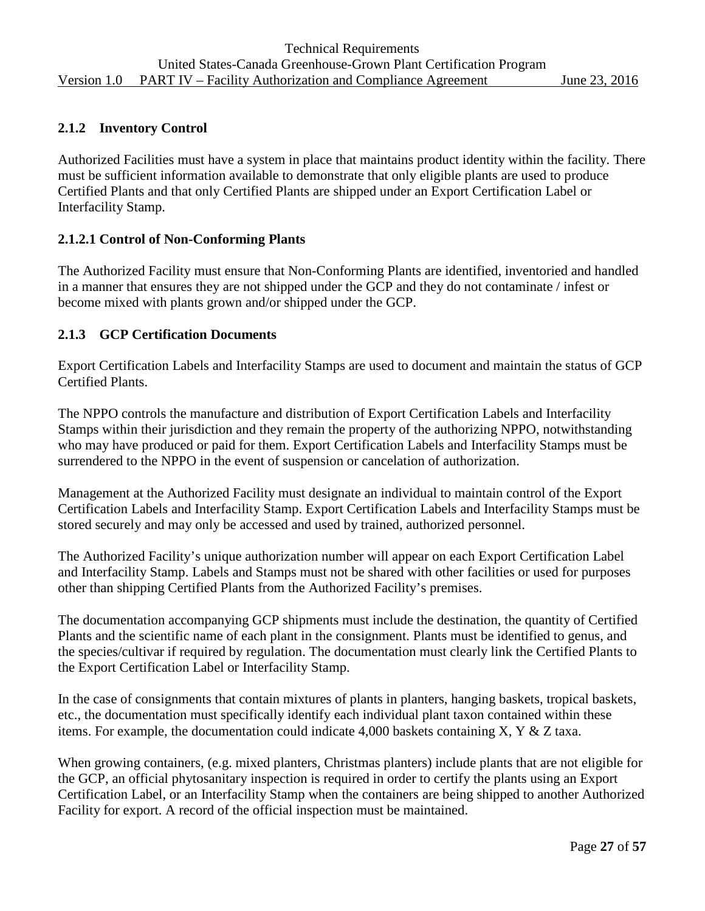### 2.1.2 Inventory Control

Authorized Facilities must have a system in place that maintains product identity within the facility. There must be sufficient information available to demonstrate that only eligible plants are used to produce Certified Plants and that only Certified Plants are shipped under an Export Certification Label or Interfacility Stamp.

#### 2.1.2.1 Control of Non-Conforming Plants

The Authorized Facility must ensure that Non-Conforming Plants are identified, inventoried and handled in a manner that ensures they are not shipped under the GCP and they do not contaminate / infest or become mixed with plants grown and/or shipped under the GCP.

### 2.1.3 GCP Certification Documents

Export Certification Labels and Interfacility Stamps are used to document and maintain the status of GCP Certified Plants.

The NPPO controls the manufacture and distribution of Export Certification Labels and Interfacility Stamps within their jurisdiction and they remain the property of the authorizing NPPO, notwithstanding who may have produced or paid for them. Export Certification Labels and Interfacility Stamps must be surrendered to the NPPO in the event of suspension or cancelation of authorization.

Management at the Authorized Facility must designate an individual to maintain control of the Export Certification Labels and Interfacility Stamp. Export Certification Labels and Interfacility Stamps must be stored securely and may only be accessed and used by trained, authorized personnel.

The Authorized Facility's unique authorization number will appear on each Export Certification Label and Interfacility Stamp. Labels and Stamps must not be shared with other facilities or used for purposes other than shipping Certified Plants from the Authorized Facility's premises.

The documentation accompanying GCP shipments must include the destination, the quantity of Certified Plants and the scientific name of each plant in the consignment. Plants must be identified to genus, and the species/cultivar if required by regulation. The documentation must clearly link the Certified Plants to the Export Certification Label or Interfacility Stamp.

In the case of consignments that contain mixtures of plants in planters, hanging baskets, tropical baskets, etc., the documentation must specifically identify each individual plant taxon contained within these items. For example, the documentation could indicate 4,000 baskets containing X, Y & Z taxa.

When growing containers, (e.g. mixed planters, Christmas planters) include plants that are not eligible for the GCP, an official phytosanitary inspection is required in order to certify the plants using an Export Certification Label, or an Interfacility Stamp when the containers are being shipped to another Authorized Facility for export. A record of the official inspection must be maintained.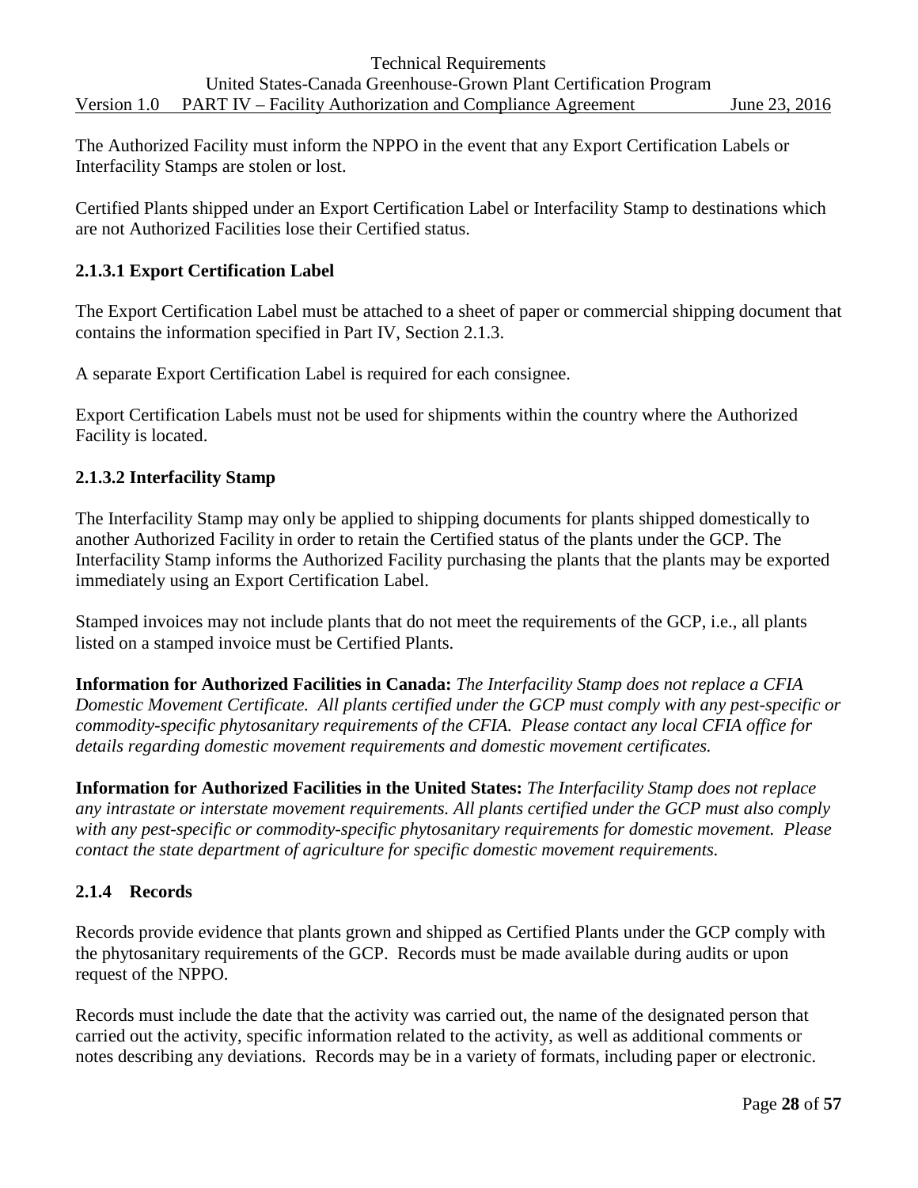The Authorized Facility must inform the NPPO in the event that any Export Certification Labels or Interfacility Stamps are stolen or lost.

Certified Plants shipped under an Export Certification Label or Interfacility Stamp to destinations which are not Authorized Facilities lose their Certified status.

#### 2.1.3.1 Export Certification Label

The Export Certification Label must be attached to a sheet of paper or commercial shipping document that contains the information specified in Part IV, Section 2.1.3.

A separate Export Certification Label is required for each consignee.

Export Certification Labels must not be used for shipments within the country where the Authorized Facility is located.

#### 2.1.3.2 Interfacility Stamp

The Interfacility Stamp may only be applied to shipping documents for plants shipped domestically to another Authorized Facility in order to retain the Certified status of the plants under the GCP. The Interfacility Stamp informs the Authorized Facility purchasing the plants that the plants may be exported immediately using an Export Certification Label.

Stamped invoices may not include plants that do not meet the requirements of the GCP, i.e., all plants listed on a stamped invoice must be Certified Plants.

**Information for Authorized Facilities in Canada:** *The Interfacility Stamp does not replace a CFIA Domestic Movement Certificate. All plants certified under the GCP must comply with any pest-specific or commodity-specific phytosanitary requirements of the CFIA. Please contact any local CFIA office for details regarding domestic movement requirements and domestic movement certificates.*

**Information for Authorized Facilities in the United States:** *The Interfacility Stamp does not replace any intrastate or interstate movement requirements. All plants certified under the GCP must also comply with any pest-specific or commodity-specific phytosanitary requirements for domestic movement. Please contact the state department of agriculture for specific domestic movement requirements.*

### 2.1.4 Records

Records provide evidence that plants grown and shipped as Certified Plants under the GCP comply with the phytosanitary requirements of the GCP. Records must be made available during audits or upon request of the NPPO.

Records must include the date that the activity was carried out, the name of the designated person that carried out the activity, specific information related to the activity, as well as additional comments or notes describing any deviations. Records may be in a variety of formats, including paper or electronic.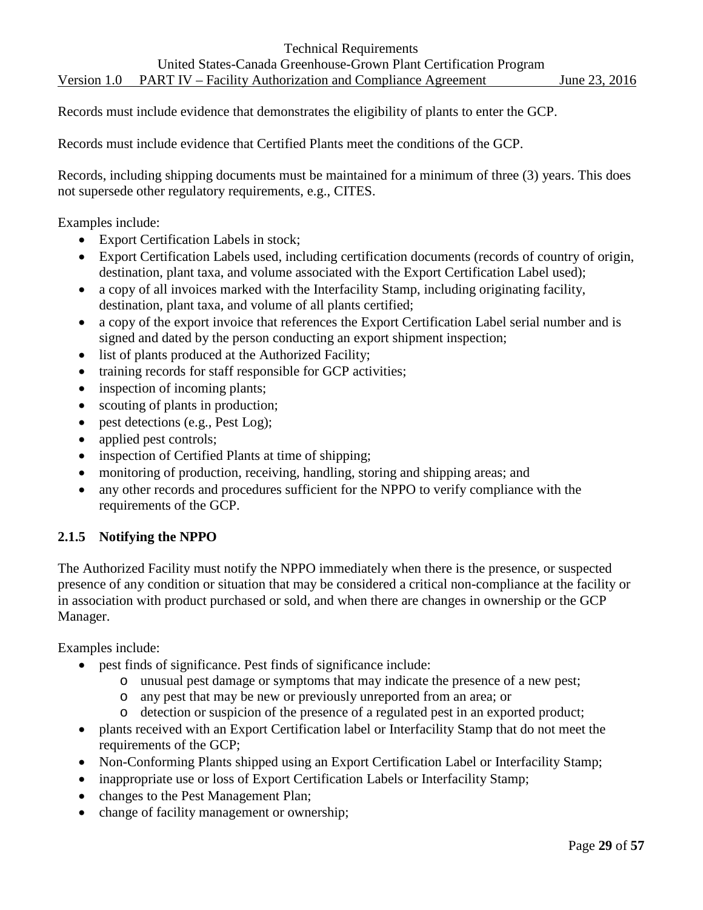Records must include evidence that demonstrates the eligibility of plants to enter the GCP.

Records must include evidence that Certified Plants meet the conditions of the GCP.

Records, including shipping documents must be maintained for a minimum of three (3) years. This does not supersede other regulatory requirements, e.g., CITES.

Examples include:

- Export Certification Labels in stock;
- Export Certification Labels used, including certification documents (records of country of origin, destination, plant taxa, and volume associated with the Export Certification Label used);
- a copy of all invoices marked with the Interfacility Stamp, including originating facility, destination, plant taxa, and volume of all plants certified;
- a copy of the export invoice that references the Export Certification Label serial number and is signed and dated by the person conducting an export shipment inspection;
- list of plants produced at the Authorized Facility;
- training records for staff responsible for GCP activities;
- inspection of incoming plants;
- scouting of plants in production;
- pest detections (e.g., Pest Log);
- applied pest controls;
- inspection of Certified Plants at time of shipping;
- monitoring of production, receiving, handling, storing and shipping areas; and
- any other records and procedures sufficient for the NPPO to verify compliance with the requirements of the GCP.

### 2.1.5 Notifying the NPPO

The Authorized Facility must notify the NPPO immediately when there is the presence, or suspected presence of any condition or situation that may be considered a critical non-compliance at the facility or in association with product purchased or sold, and when there are changes in ownership or the GCP Manager.

Examples include:

- pest finds of significance. Pest finds of significance include:
  - unusual pest damage or symptoms that may indicate the presence of a new pest;
  - any pest that may be new or previously unreported from an area; or
  - detection or suspicion of the presence of a regulated pest in an exported product;
- plants received with an Export Certification label or Interfacility Stamp that do not meet the requirements of the GCP;
- Non-Conforming Plants shipped using an Export Certification Label or Interfacility Stamp;
- inappropriate use or loss of Export Certification Labels or Interfacility Stamp;
- changes to the Pest Management Plan;
- change of facility management or ownership;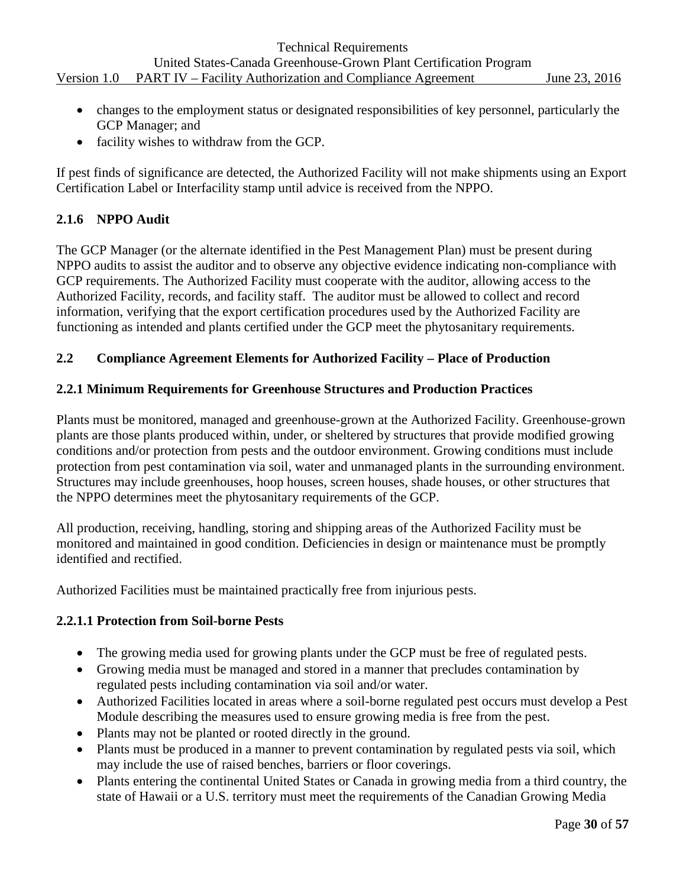- changes to the employment status or designated responsibilities of key personnel, particularly the GCP Manager; and
- facility wishes to withdraw from the GCP.

If pest finds of significance are detected, the Authorized Facility will not make shipments using an Export Certification Label or Interfacility stamp until advice is received from the NPPO.

### 2.1.6 NPPO Audit

The GCP Manager (or the alternate identified in the Pest Management Plan) must be present during NPPO audits to assist the auditor and to observe any objective evidence indicating non-compliance with GCP requirements. The Authorized Facility must cooperate with the auditor, allowing access to the Authorized Facility, records, and facility staff. The auditor must be allowed to collect and record information, verifying that the export certification procedures used by the Authorized Facility are functioning as intended and plants certified under the GCP meet the phytosanitary requirements.

## 2.2 Compliance Agreement Elements for Authorized Facility – Place of Production

### 2.2.1 Minimum Requirements for Greenhouse Structures and Production Practices

Plants must be monitored, managed and greenhouse-grown at the Authorized Facility. Greenhouse-grown plants are those plants produced within, under, or sheltered by structures that provide modified growing conditions and/or protection from pests and the outdoor environment. Growing conditions must include protection from pest contamination via soil, water and unmanaged plants in the surrounding environment. Structures may include greenhouses, hoop houses, screen houses, shade houses, or other structures that the NPPO determines meet the phytosanitary requirements of the GCP.

All production, receiving, handling, storing and shipping areas of the Authorized Facility must be monitored and maintained in good condition. Deficiencies in design or maintenance must be promptly identified and rectified.

Authorized Facilities must be maintained practically free from injurious pests.

#### 2.2.1.1 Protection from Soil-borne Pests

- The growing media used for growing plants under the GCP must be free of regulated pests.
- Growing media must be managed and stored in a manner that precludes contamination by regulated pests including contamination via soil and/or water.
- Authorized Facilities located in areas where a soil-borne regulated pest occurs must develop a Pest Module describing the measures used to ensure growing media is free from the pest.
- Plants may not be planted or rooted directly in the ground.
- Plants must be produced in a manner to prevent contamination by regulated pests via soil, which may include the use of raised benches, barriers or floor coverings.
- Plants entering the continental United States or Canada in growing media from a third country, the state of Hawaii or a U.S. territory must meet the requirements of the Canadian Growing Media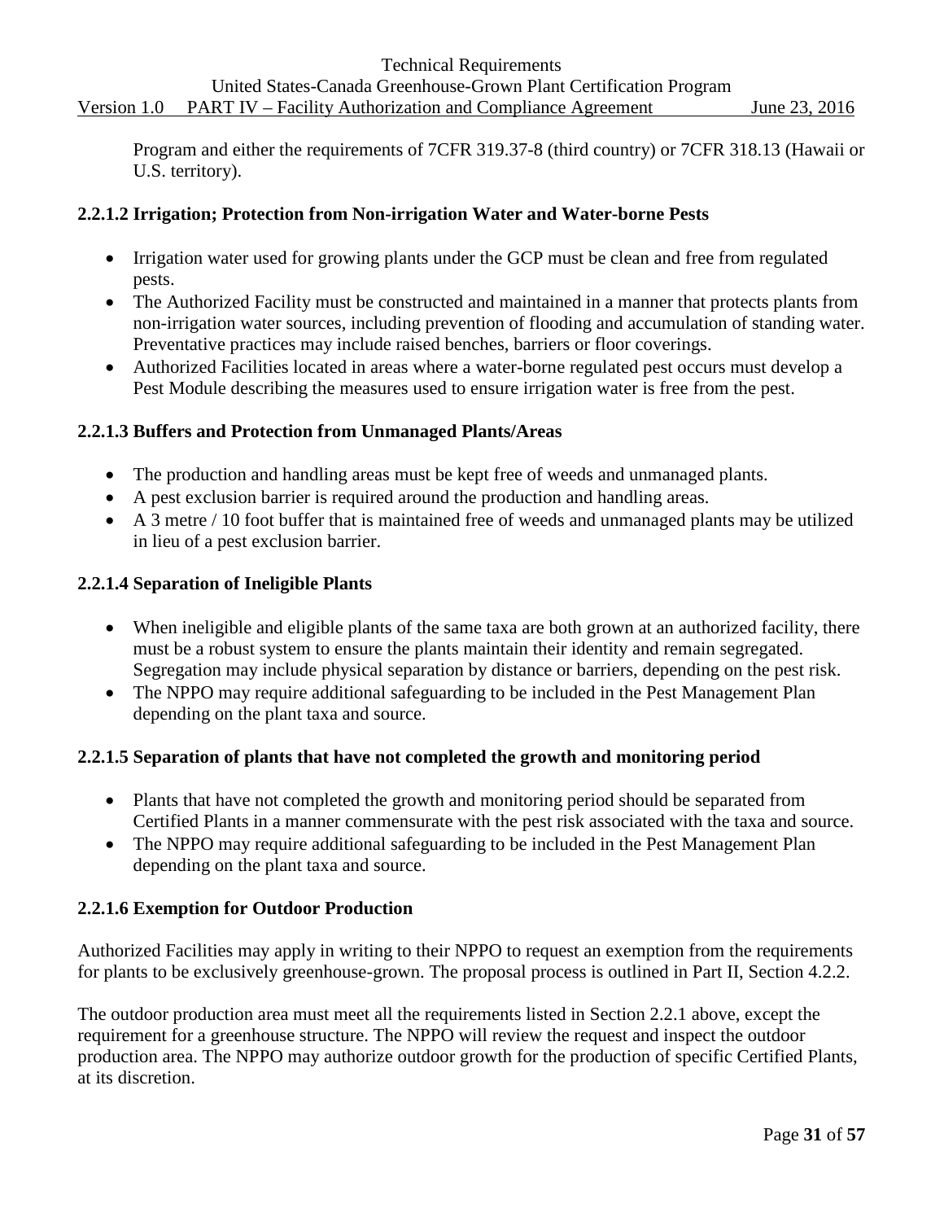Program and either the requirements of 7CFR 319.37-8 (third country) or 7CFR 318.13 (Hawaii or U.S. territory).

#### 2.2.1.2 Irrigation; Protection from Non-irrigation Water and Water-borne Pests

- Irrigation water used for growing plants under the GCP must be clean and free from regulated pests.
- The Authorized Facility must be constructed and maintained in a manner that protects plants from non-irrigation water sources, including prevention of flooding and accumulation of standing water. Preventative practices may include raised benches, barriers or floor coverings.
- Authorized Facilities located in areas where a water-borne regulated pest occurs must develop a Pest Module describing the measures used to ensure irrigation water is free from the pest.

#### 2.2.1.3 Buffers and Protection from Unmanaged Plants/Areas

- The production and handling areas must be kept free of weeds and unmanaged plants.
- A pest exclusion barrier is required around the production and handling areas.
- A 3 metre / 10 foot buffer that is maintained free of weeds and unmanaged plants may be utilized in lieu of a pest exclusion barrier.

#### 2.2.1.4 Separation of Ineligible Plants

- When ineligible and eligible plants of the same taxa are both grown at an authorized facility, there must be a robust system to ensure the plants maintain their identity and remain segregated. Segregation may include physical separation by distance or barriers, depending on the pest risk.
- The NPPO may require additional safeguarding to be included in the Pest Management Plan depending on the plant taxa and source.

#### 2.2.1.5 Separation of plants that have not completed the growth and monitoring period

- Plants that have not completed the growth and monitoring period should be separated from Certified Plants in a manner commensurate with the pest risk associated with the taxa and source.
- The NPPO may require additional safeguarding to be included in the Pest Management Plan depending on the plant taxa and source.

#### 2.2.1.6 Exemption for Outdoor Production

Authorized Facilities may apply in writing to their NPPO to request an exemption from the requirements for plants to be exclusively greenhouse-grown. The proposal process is outlined in Part II, Section 4.2.2.

The outdoor production area must meet all the requirements listed in Section 2.2.1 above, except the requirement for a greenhouse structure. The NPPO will review the request and inspect the outdoor production area. The NPPO may authorize outdoor growth for the production of specific Certified Plants, at its discretion.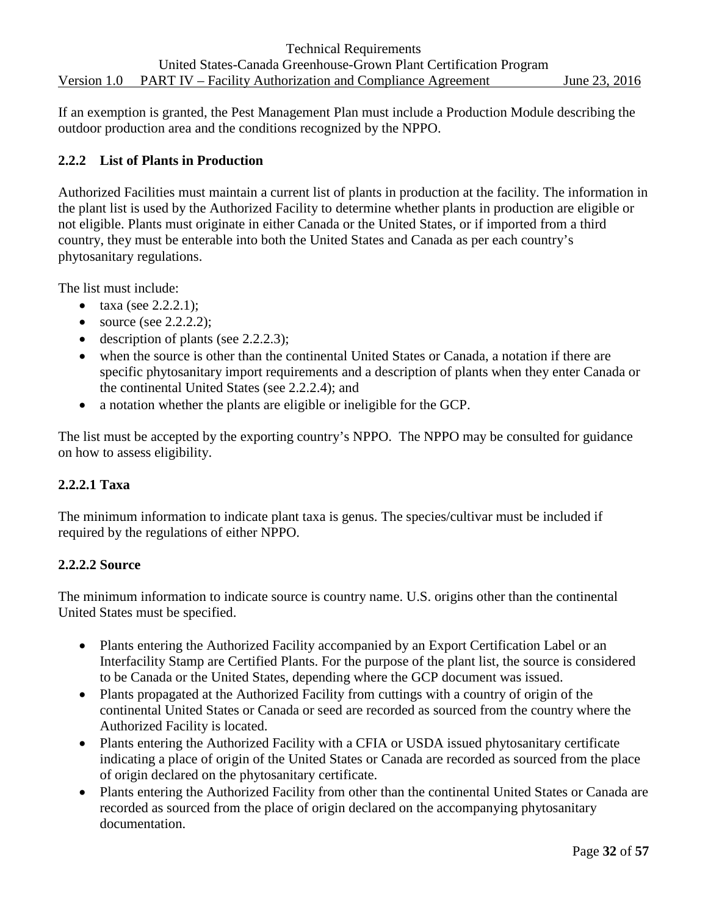If an exemption is granted, the Pest Management Plan must include a Production Module describing the outdoor production area and the conditions recognized by the NPPO.

### 2.2.2 List of Plants in Production

Authorized Facilities must maintain a current list of plants in production at the facility. The information in the plant list is used by the Authorized Facility to determine whether plants in production are eligible or not eligible. Plants must originate in either Canada or the United States, or if imported from a third country, they must be enterable into both the United States and Canada as per each country's phytosanitary regulations.

The list must include:

- taxa (see 2.2.2.1);
- source (see 2.2.2.2);
- description of plants (see 2.2.2.3);
- when the source is other than the continental United States or Canada, a notation if there are specific phytosanitary import requirements and a description of plants when they enter Canada or the continental United States (see 2.2.2.4); and
- a notation whether the plants are eligible or ineligible for the GCP.

The list must be accepted by the exporting country's NPPO. The NPPO may be consulted for guidance on how to assess eligibility.

#### 2.2.2.1 Taxa

The minimum information to indicate plant taxa is genus. The species/cultivar must be included if required by the regulations of either NPPO.

#### 2.2.2.2 Source

The minimum information to indicate source is country name. U.S. origins other than the continental United States must be specified.

- Plants entering the Authorized Facility accompanied by an Export Certification Label or an Interfacility Stamp are Certified Plants. For the purpose of the plant list, the source is considered to be Canada or the United States, depending where the GCP document was issued.
- Plants propagated at the Authorized Facility from cuttings with a country of origin of the continental United States or Canada or seed are recorded as sourced from the country where the Authorized Facility is located.
- Plants entering the Authorized Facility with a CFIA or USDA issued phytosanitary certificate indicating a place of origin of the United States or Canada are recorded as sourced from the place of origin declared on the phytosanitary certificate.
- Plants entering the Authorized Facility from other than the continental United States or Canada are recorded as sourced from the place of origin declared on the accompanying phytosanitary documentation.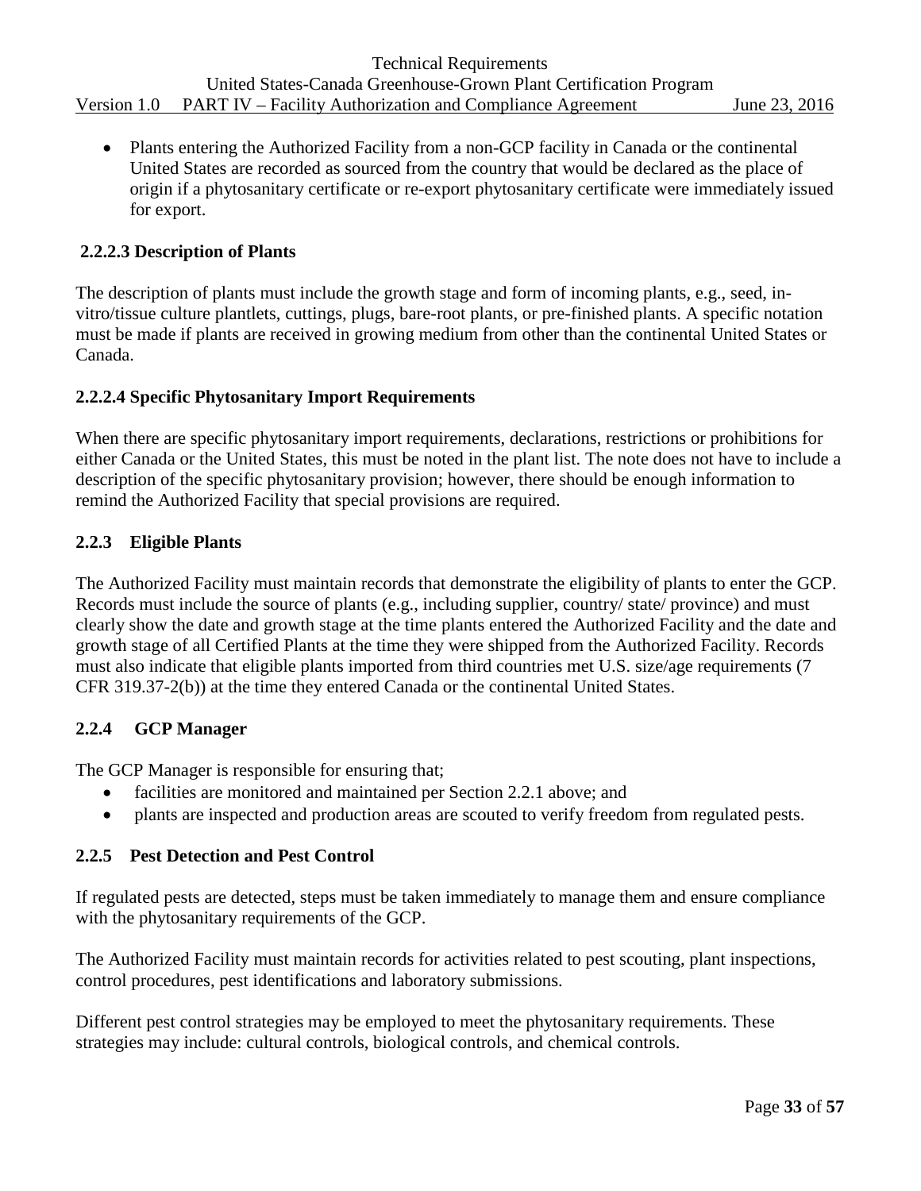- Plants entering the Authorized Facility from a non-GCP facility in Canada or the continental United States are recorded as sourced from the country that would be declared as the place of origin if a phytosanitary certificate or re-export phytosanitary certificate were immediately issued for export.

#### 2.2.2.3 Description of Plants

The description of plants must include the growth stage and form of incoming plants, e.g., seed, in-vitro/tissue culture plantlets, cuttings, plugs, bare-root plants, or pre-finished plants. A specific notation must be made if plants are received in growing medium from other than the continental United States or Canada.

#### 2.2.2.4 Specific Phytosanitary Import Requirements

When there are specific phytosanitary import requirements, declarations, restrictions or prohibitions for either Canada or the United States, this must be noted in the plant list. The note does not have to include a description of the specific phytosanitary provision; however, there should be enough information to remind the Authorized Facility that special provisions are required.

### 2.2.3 Eligible Plants

The Authorized Facility must maintain records that demonstrate the eligibility of plants to enter the GCP. Records must include the source of plants (e.g., including supplier, country/ state/ province) and must clearly show the date and growth stage at the time plants entered the Authorized Facility and the date and growth stage of all Certified Plants at the time they were shipped from the Authorized Facility. Records must also indicate that eligible plants imported from third countries met U.S. size/age requirements (7 CFR 319.37-2(b)) at the time they entered Canada or the continental United States.

### 2.2.4 GCP Manager

The GCP Manager is responsible for ensuring that;

- facilities are monitored and maintained per Section 2.2.1 above; and
- plants are inspected and production areas are scouted to verify freedom from regulated pests.

### 2.2.5 Pest Detection and Pest Control

If regulated pests are detected, steps must be taken immediately to manage them and ensure compliance with the phytosanitary requirements of the GCP.

The Authorized Facility must maintain records for activities related to pest scouting, plant inspections, control procedures, pest identifications and laboratory submissions.

Different pest control strategies may be employed to meet the phytosanitary requirements. These strategies may include: cultural controls, biological controls, and chemical controls.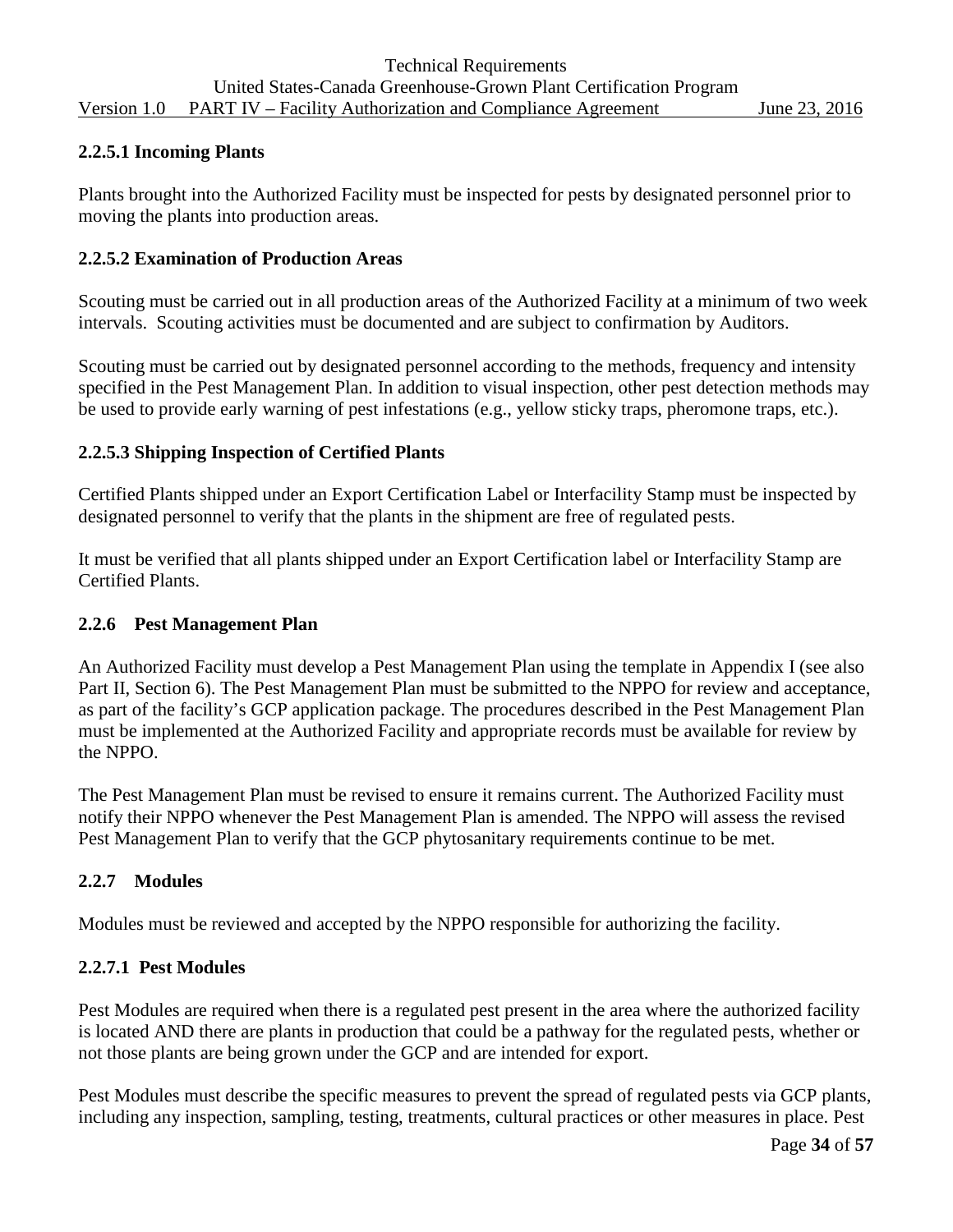#### 2.2.5.1 Incoming Plants

Plants brought into the Authorized Facility must be inspected for pests by designated personnel prior to moving the plants into production areas.

#### 2.2.5.2 Examination of Production Areas

Scouting must be carried out in all production areas of the Authorized Facility at a minimum of two week intervals. Scouting activities must be documented and are subject to confirmation by Auditors.

Scouting must be carried out by designated personnel according to the methods, frequency and intensity specified in the Pest Management Plan. In addition to visual inspection, other pest detection methods may be used to provide early warning of pest infestations (e.g., yellow sticky traps, pheromone traps, etc.).

#### 2.2.5.3 Shipping Inspection of Certified Plants

Certified Plants shipped under an Export Certification Label or Interfacility Stamp must be inspected by designated personnel to verify that the plants in the shipment are free of regulated pests.

It must be verified that all plants shipped under an Export Certification label or Interfacility Stamp are Certified Plants.

### 2.2.6 Pest Management Plan

An Authorized Facility must develop a Pest Management Plan using the template in Appendix I (see also Part II, Section 6). The Pest Management Plan must be submitted to the NPPO for review and acceptance, as part of the facility's GCP application package. The procedures described in the Pest Management Plan must be implemented at the Authorized Facility and appropriate records must be available for review by the NPPO.

The Pest Management Plan must be revised to ensure it remains current. The Authorized Facility must notify their NPPO whenever the Pest Management Plan is amended. The NPPO will assess the revised Pest Management Plan to verify that the GCP phytosanitary requirements continue to be met.

### 2.2.7 Modules

Modules must be reviewed and accepted by the NPPO responsible for authorizing the facility.

#### 2.2.7.1 Pest Modules

Pest Modules are required when there is a regulated pest present in the area where the authorized facility is located AND there are plants in production that could be a pathway for the regulated pests, whether or not those plants are being grown under the GCP and are intended for export.

Pest Modules must describe the specific measures to prevent the spread of regulated pests via GCP plants, including any inspection, sampling, testing, treatments, cultural practices or other measures in place. Pest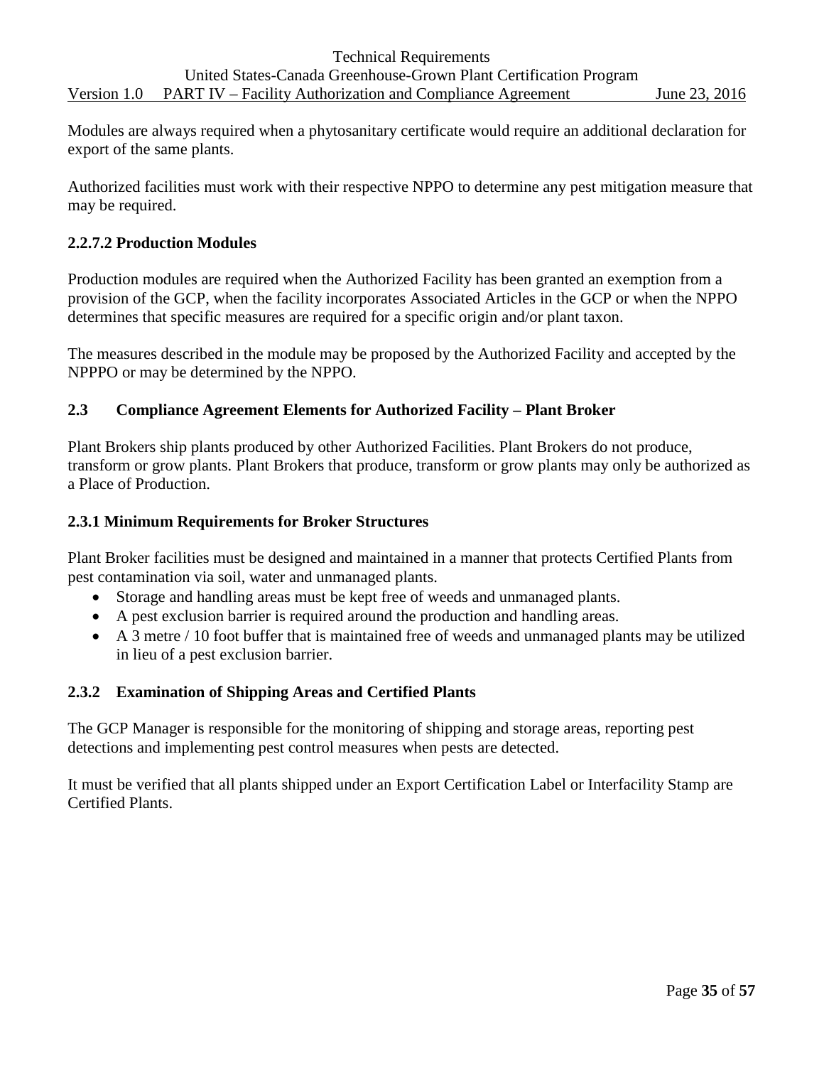Modules are always required when a phytosanitary certificate would require an additional declaration for export of the same plants.

Authorized facilities must work with their respective NPPO to determine any pest mitigation measure that may be required.

### 2.2.7.2 Production Modules

Production modules are required when the Authorized Facility has been granted an exemption from a provision of the GCP, when the facility incorporates Associated Articles in the GCP or when the NPPO determines that specific measures are required for a specific origin and/or plant taxon.

The measures described in the module may be proposed by the Authorized Facility and accepted by the NPPPO or may be determined by the NPPO.

## 2.3 Compliance Agreement Elements for Authorized Facility – Plant Broker

Plant Brokers ship plants produced by other Authorized Facilities. Plant Brokers do not produce, transform or grow plants. Plant Brokers that produce, transform or grow plants may only be authorized as a Place of Production.

### 2.3.1 Minimum Requirements for Broker Structures

Plant Broker facilities must be designed and maintained in a manner that protects Certified Plants from pest contamination via soil, water and unmanaged plants.

- Storage and handling areas must be kept free of weeds and unmanaged plants.
- A pest exclusion barrier is required around the production and handling areas.
- A 3 metre / 10 foot buffer that is maintained free of weeds and unmanaged plants may be utilized in lieu of a pest exclusion barrier.

### 2.3.2 Examination of Shipping Areas and Certified Plants

The GCP Manager is responsible for the monitoring of shipping and storage areas, reporting pest detections and implementing pest control measures when pests are detected.

It must be verified that all plants shipped under an Export Certification Label or Interfacility Stamp are Certified Plants.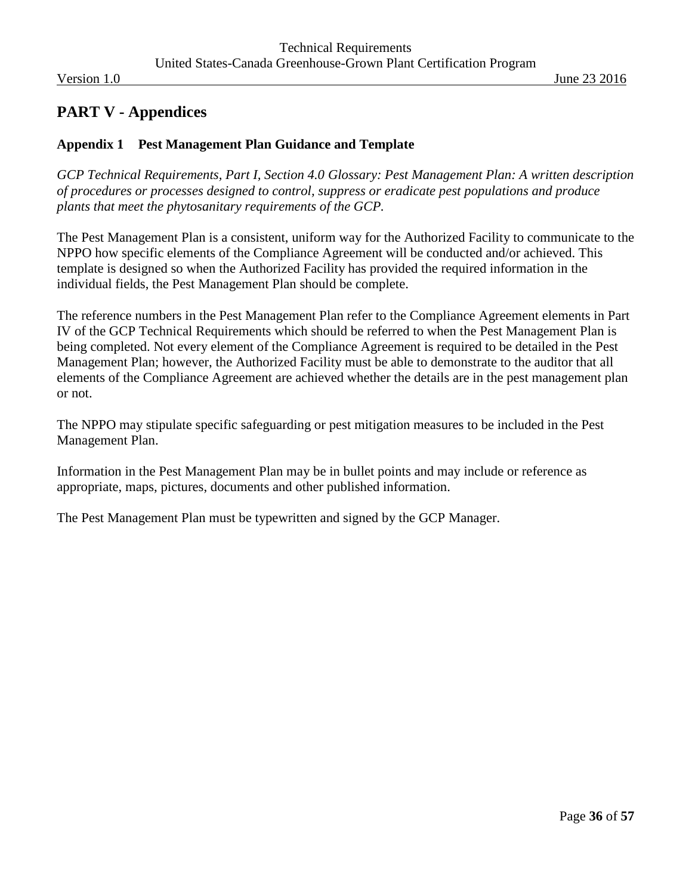## PART V - Appendices

### Appendix 1 Pest Management Plan Guidance and Template

*GCP Technical Requirements, Part I, Section 4.0 Glossary: Pest Management Plan: A written description of procedures or processes designed to control, suppress or eradicate pest populations and produce plants that meet the phytosanitary requirements of the GCP.*

The Pest Management Plan is a consistent, uniform way for the Authorized Facility to communicate to the NPPO how specific elements of the Compliance Agreement will be conducted and/or achieved. This template is designed so when the Authorized Facility has provided the required information in the individual fields, the Pest Management Plan should be complete.

The reference numbers in the Pest Management Plan refer to the Compliance Agreement elements in Part IV of the GCP Technical Requirements which should be referred to when the Pest Management Plan is being completed. Not every element of the Compliance Agreement is required to be detailed in the Pest Management Plan; however, the Authorized Facility must be able to demonstrate to the auditor that all elements of the Compliance Agreement are achieved whether the details are in the pest management plan or not.

The NPPO may stipulate specific safeguarding or pest mitigation measures to be included in the Pest Management Plan.

Information in the Pest Management Plan may be in bullet points and may include or reference as appropriate, maps, pictures, documents and other published information.

The Pest Management Plan must be typewritten and signed by the GCP Manager.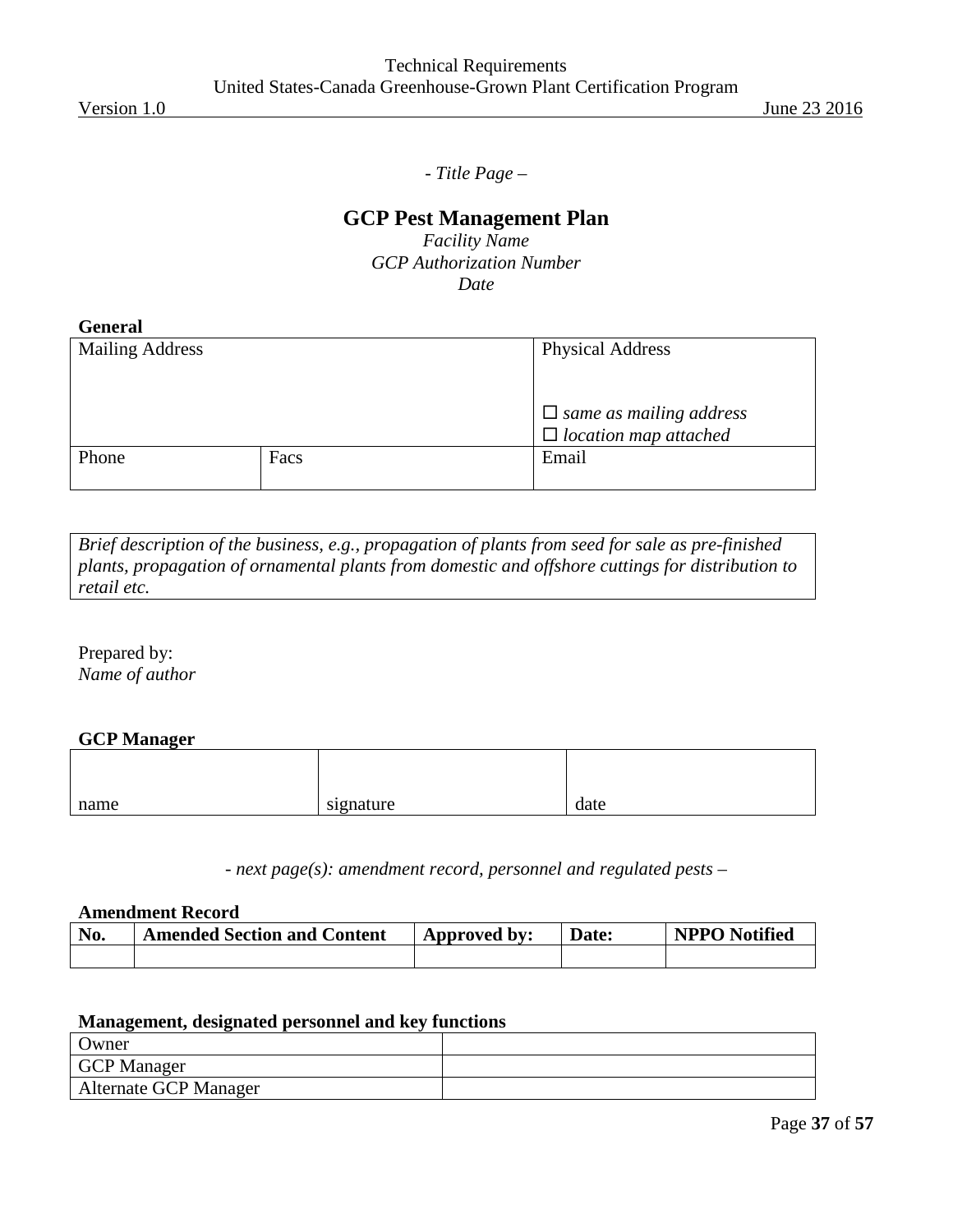*- Title Page –*

# GCP Pest Management Plan

*Facility Name*
*GCP Authorization Number*
*Date*

**General**

| Mailing Address | | Physical Address<br><br>☐ *same as mailing address*<br>☐ *location map attached* |
|---|---|---|
| Phone | Facs | Email |

| *Brief description of the business, e.g., propagation of plants from seed for sale as pre-finished plants, propagation of ornamental plants from domestic and offshore cuttings for distribution to retail etc.* |
|---|

Prepared by:
*Name of author*

**GCP Manager**

| | | |
|---|---|---|
| name | signature | date |

*- next page(s): amendment record, personnel and regulated pests –*

**Amendment Record**

| No. | Amended Section and Content | Approved by: | Date: | NPPO Notified |
|---|---|---|---|---|
| | | | | |

**Management, designated personnel and key functions**

| | |
|---|---|
| Owner | |
| GCP Manager | |
| Alternate GCP Manager | |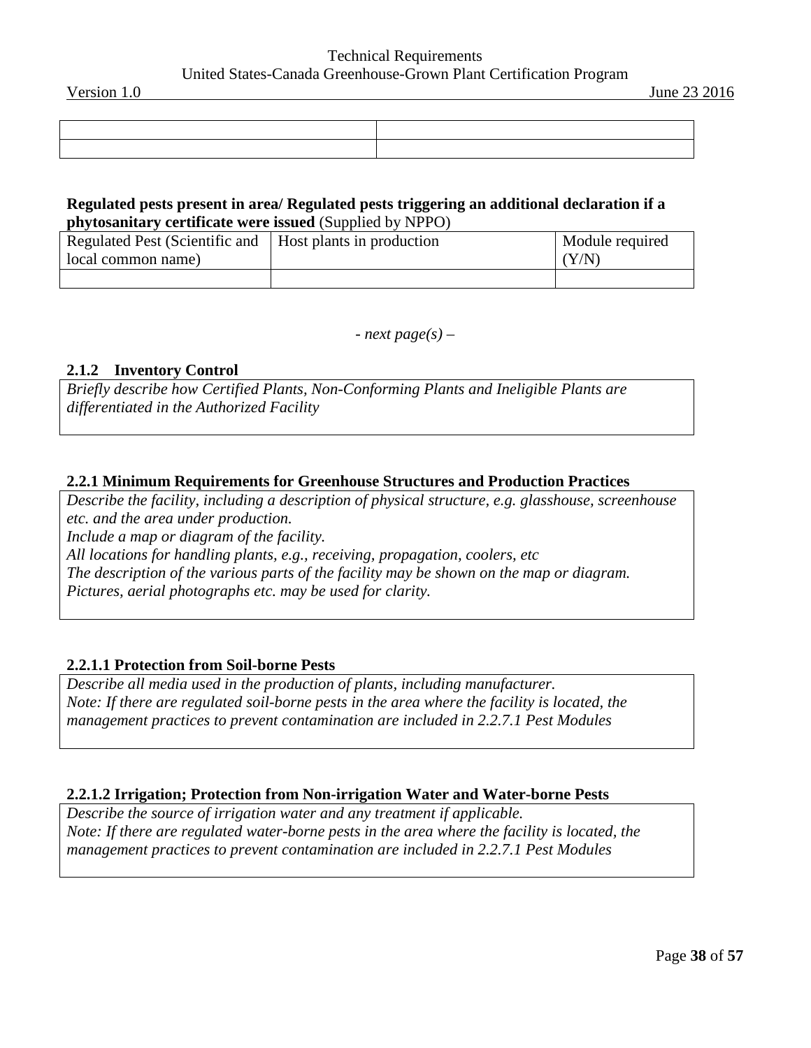| | |
|---|---|
| | |
| | |

**Regulated pests present in area/ Regulated pests triggering an additional declaration if a phytosanitary certificate were issued** (Supplied by NPPO)

| Regulated Pest (Scientific and local common name) | Host plants in production | Module required (Y/N) |
|---|---|---|
| | | |

*- next page(s) –*

### 2.1.2 Inventory Control

| |
|---|
| *Briefly describe how Certified Plants, Non-Conforming Plants and Ineligible Plants are differentiated in the Authorized Facility* |

### 2.2.1 Minimum Requirements for Greenhouse Structures and Production Practices

| |
|---|
| *Describe the facility, including a description of physical structure, e.g. glasshouse, screenhouse etc. and the area under production.*<br>*Include a map or diagram of the facility.*<br>*All locations for handling plants, e.g., receiving, propagation, coolers, etc*<br>*The description of the various parts of the facility may be shown on the map or diagram.*<br>*Pictures, aerial photographs etc. may be used for clarity.* |

### 2.2.1.1 Protection from Soil-borne Pests

| |
|---|
| *Describe all media used in the production of plants, including manufacturer.*<br>*Note: If there are regulated soil-borne pests in the area where the facility is located, the management practices to prevent contamination are included in 2.2.7.1 Pest Modules* |

### 2.2.1.2 Irrigation; Protection from Non-irrigation Water and Water-borne Pests

| |
|---|
| *Describe the source of irrigation water and any treatment if applicable.*<br>*Note: If there are regulated water-borne pests in the area where the facility is located, the management practices to prevent contamination are included in 2.2.7.1 Pest Modules* |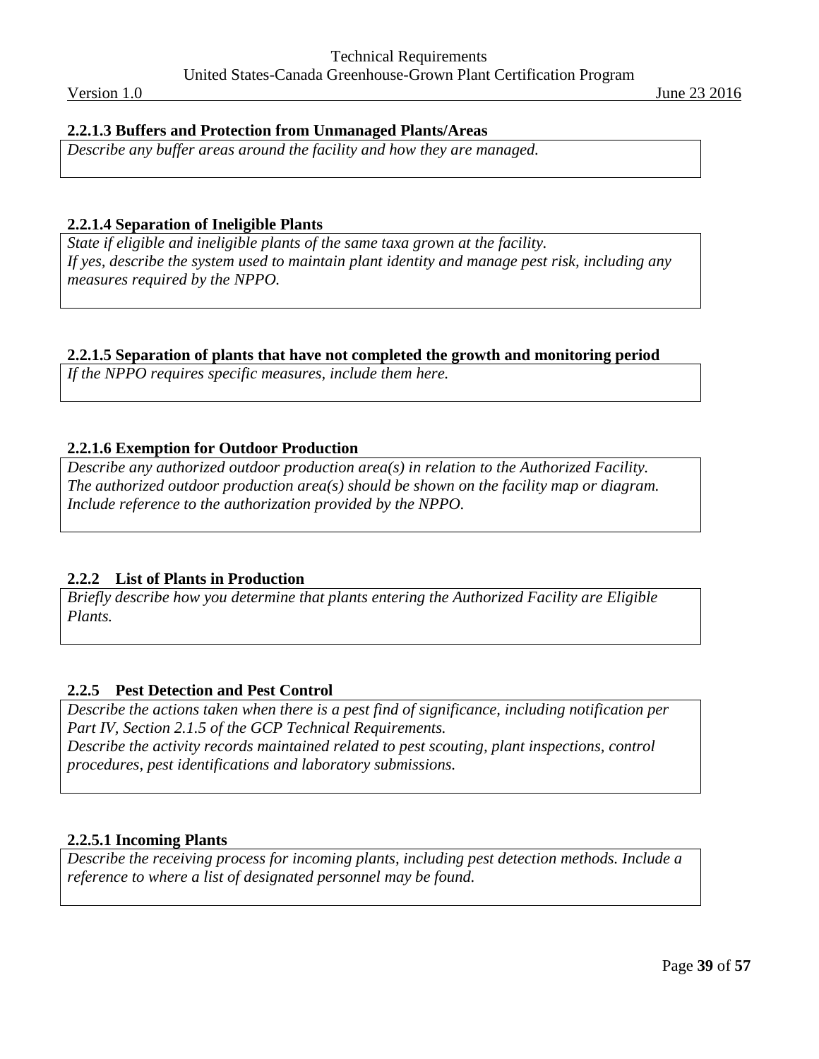#### 2.2.1.3 Buffers and Protection from Unmanaged Plants/Areas

*Describe any buffer areas around the facility and how they are managed.*

#### 2.2.1.4 Separation of Ineligible Plants

*State if eligible and ineligible plants of the same taxa grown at the facility.*
*If yes, describe the system used to maintain plant identity and manage pest risk, including any measures required by the NPPO.*

#### 2.2.1.5 Separation of plants that have not completed the growth and monitoring period

*If the NPPO requires specific measures, include them here.*

#### 2.2.1.6 Exemption for Outdoor Production

*Describe any authorized outdoor production area(s) in relation to the Authorized Facility.*
*The authorized outdoor production area(s) should be shown on the facility map or diagram.*
*Include reference to the authorization provided by the NPPO.*

#### 2.2.2 List of Plants in Production

*Briefly describe how you determine that plants entering the Authorized Facility are Eligible Plants.*

#### 2.2.5 Pest Detection and Pest Control

*Describe the actions taken when there is a pest find of significance, including notification per Part IV, Section 2.1.5 of the GCP Technical Requirements.*
*Describe the activity records maintained related to pest scouting, plant inspections, control procedures, pest identifications and laboratory submissions.*

#### 2.2.5.1 Incoming Plants

*Describe the receiving process for incoming plants, including pest detection methods. Include a reference to where a list of designated personnel may be found.*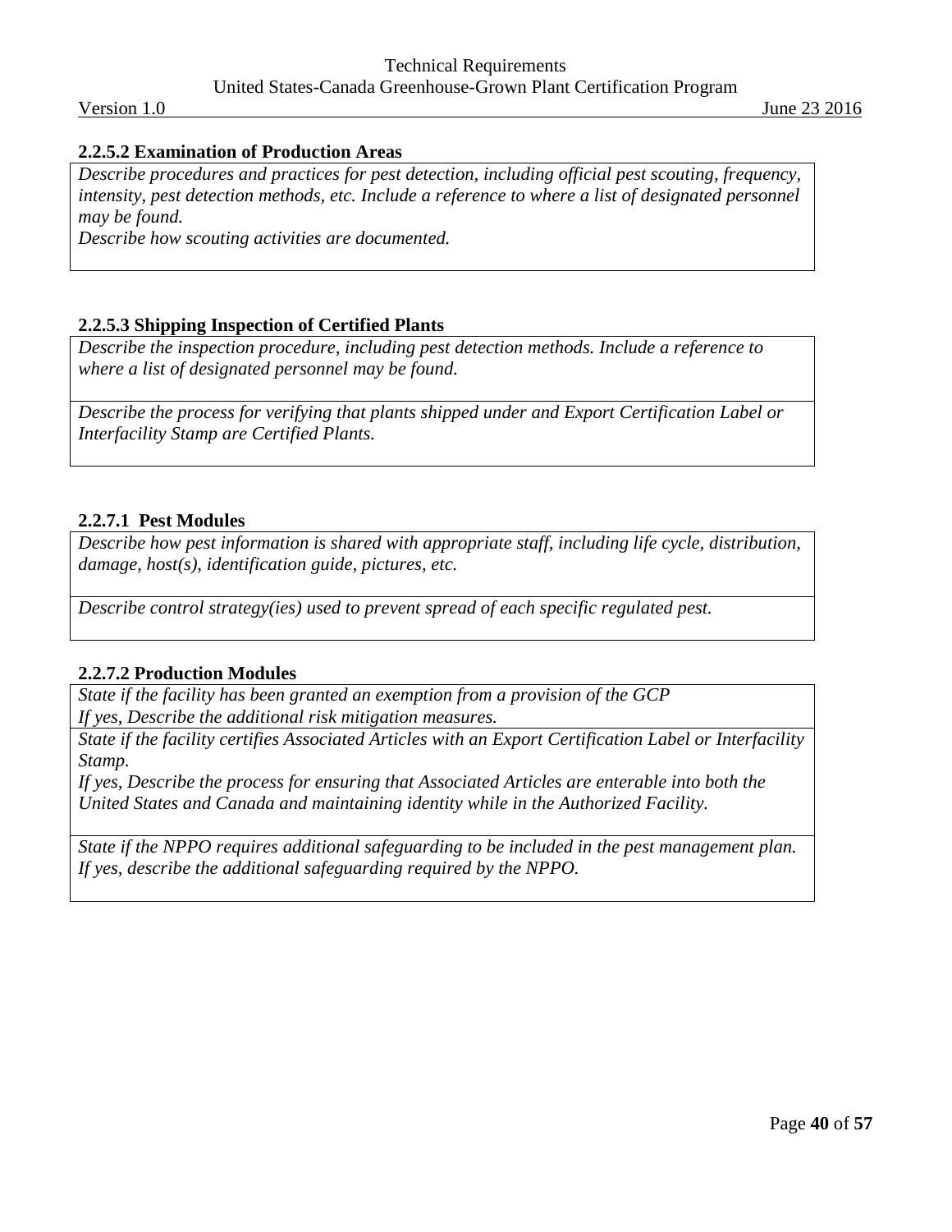#### 2.2.5.2 Examination of Production Areas

| *Describe procedures and practices for pest detection, including official pest scouting, frequency, intensity, pest detection methods, etc. Include a reference to where a list of designated personnel may be found.*<br>*Describe how scouting activities are documented.* |
| --- |

#### 2.2.5.3 Shipping Inspection of Certified Plants

| *Describe the inspection procedure, including pest detection methods. Include a reference to where a list of designated personnel may be found.* |
| --- |
| *Describe the process for verifying that plants shipped under and Export Certification Label or Interfacility Stamp are Certified Plants.* |

#### 2.2.7.1 Pest Modules

| *Describe how pest information is shared with appropriate staff, including life cycle, distribution, damage, host(s), identification guide, pictures, etc.* |
| --- |
| *Describe control strategy(ies) used to prevent spread of each specific regulated pest.* |

#### 2.2.7.2 Production Modules

| *State if the facility has been granted an exemption from a provision of the GCP*<br>*If yes, Describe the additional risk mitigation measures.* |
| --- |
| *State if the facility certifies Associated Articles with an Export Certification Label or Interfacility Stamp.*<br>*If yes, Describe the process for ensuring that Associated Articles are enterable into both the United States and Canada and maintaining identity while in the Authorized Facility.* |
| *State if the NPPO requires additional safeguarding to be included in the pest management plan.*<br>*If yes, describe the additional safeguarding required by the NPPO.* |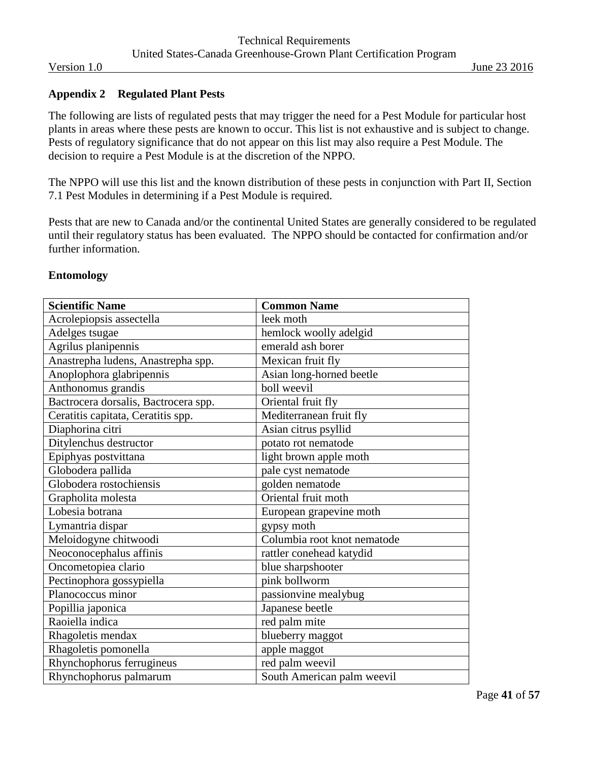## Appendix 2 Regulated Plant Pests

The following are lists of regulated pests that may trigger the need for a Pest Module for particular host plants in areas where these pests are known to occur. This list is not exhaustive and is subject to change. Pests of regulatory significance that do not appear on this list may also require a Pest Module. The decision to require a Pest Module is at the discretion of the NPPO.

The NPPO will use this list and the known distribution of these pests in conjunction with Part II, Section 7.1 Pest Modules in determining if a Pest Module is required.

Pests that are new to Canada and/or the continental United States are generally considered to be regulated until their regulatory status has been evaluated. The NPPO should be contacted for confirmation and/or further information.

### Entomology

| Scientific Name | Common Name |
|---|---|
| Acrolepiopsis assectella | leek moth |
| Adelges tsugae | hemlock woolly adelgid |
| Agrilus planipennis | emerald ash borer |
| Anastrepha ludens, Anastrepha spp. | Mexican fruit fly |
| Anoplophora glabripennis | Asian long-horned beetle |
| Anthonomus grandis | boll weevil |
| Bactrocera dorsalis, Bactrocera spp. | Oriental fruit fly |
| Ceratitis capitata, Ceratitis spp. | Mediterranean fruit fly |
| Diaphorina citri | Asian citrus psyllid |
| Ditylenchus destructor | potato rot nematode |
| Epiphyas postvittana | light brown apple moth |
| Globodera pallida | pale cyst nematode |
| Globodera rostochiensis | golden nematode |
| Grapholita molesta | Oriental fruit moth |
| Lobesia botrana | European grapevine moth |
| Lymantria dispar | gypsy moth |
| Meloidogyne chitwoodi | Columbia root knot nematode |
| Neoconocephalus affinis | rattler conehead katydid |
| Oncometopiea clario | blue sharpshooter |
| Pectinophora gossypiella | pink bollworm |
| Planococcus minor | passionvine mealybug |
| Popillia japonica | Japanese beetle |
| Raoiella indica | red palm mite |
| Rhagoletis mendax | blueberry maggot |
| Rhagoletis pomonella | apple maggot |
| Rhynchophorus ferrugineus | red palm weevil |
| Rhynchophorus palmarum | South American palm weevil |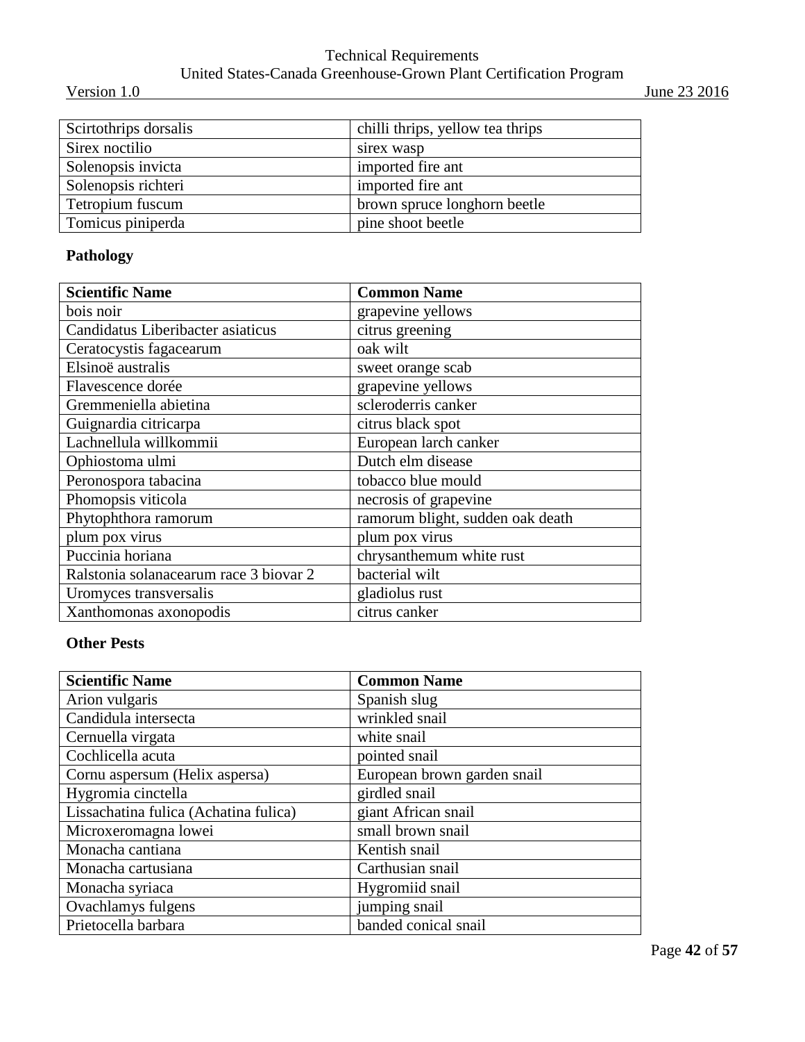| Scirtothrips dorsalis | chilli thrips, yellow tea thrips |
|---|---|
| Sirex noctilio | sirex wasp |
| Solenopsis invicta | imported fire ant |
| Solenopsis richteri | imported fire ant |
| Tetropium fuscum | brown spruce longhorn beetle |
| Tomicus piniperda | pine shoot beetle |

**Pathology**

| Scientific Name | Common Name |
|---|---|
| bois noir | grapevine yellows |
| Candidatus Liberibacter asiaticus | citrus greening |
| Ceratocystis fagacearum | oak wilt |
| Elsinoë australis | sweet orange scab |
| Flavescence dorée | grapevine yellows |
| Gremmeniella abietina | scleroderris canker |
| Guignardia citricarpa | citrus black spot |
| Lachnellula willkommii | European larch canker |
| Ophiostoma ulmi | Dutch elm disease |
| Peronospora tabacina | tobacco blue mould |
| Phomopsis viticola | necrosis of grapevine |
| Phytophthora ramorum | ramorum blight, sudden oak death |
| plum pox virus | plum pox virus |
| Puccinia horiana | chrysanthemum white rust |
| Ralstonia solanacearum race 3 biovar 2 | bacterial wilt |
| Uromyces transversalis | gladiolus rust |
| Xanthomonas axonopodis | citrus canker |

**Other Pests**

| Scientific Name | Common Name |
|---|---|
| Arion vulgaris | Spanish slug |
| Candidula intersecta | wrinkled snail |
| Cernuella virgata | white snail |
| Cochlicella acuta | pointed snail |
| Cornu aspersum (Helix aspersa) | European brown garden snail |
| Hygromia cinctella | girdled snail |
| Lissachatina fulica (Achatina fulica) | giant African snail |
| Microxeromagna lowei | small brown snail |
| Monacha cantiana | Kentish snail |
| Monacha cartusiana | Carthusian snail |
| Monacha syriaca | Hygromiid snail |
| Ovachlamys fulgens | jumping snail |
| Prietocella barbara | banded conical snail |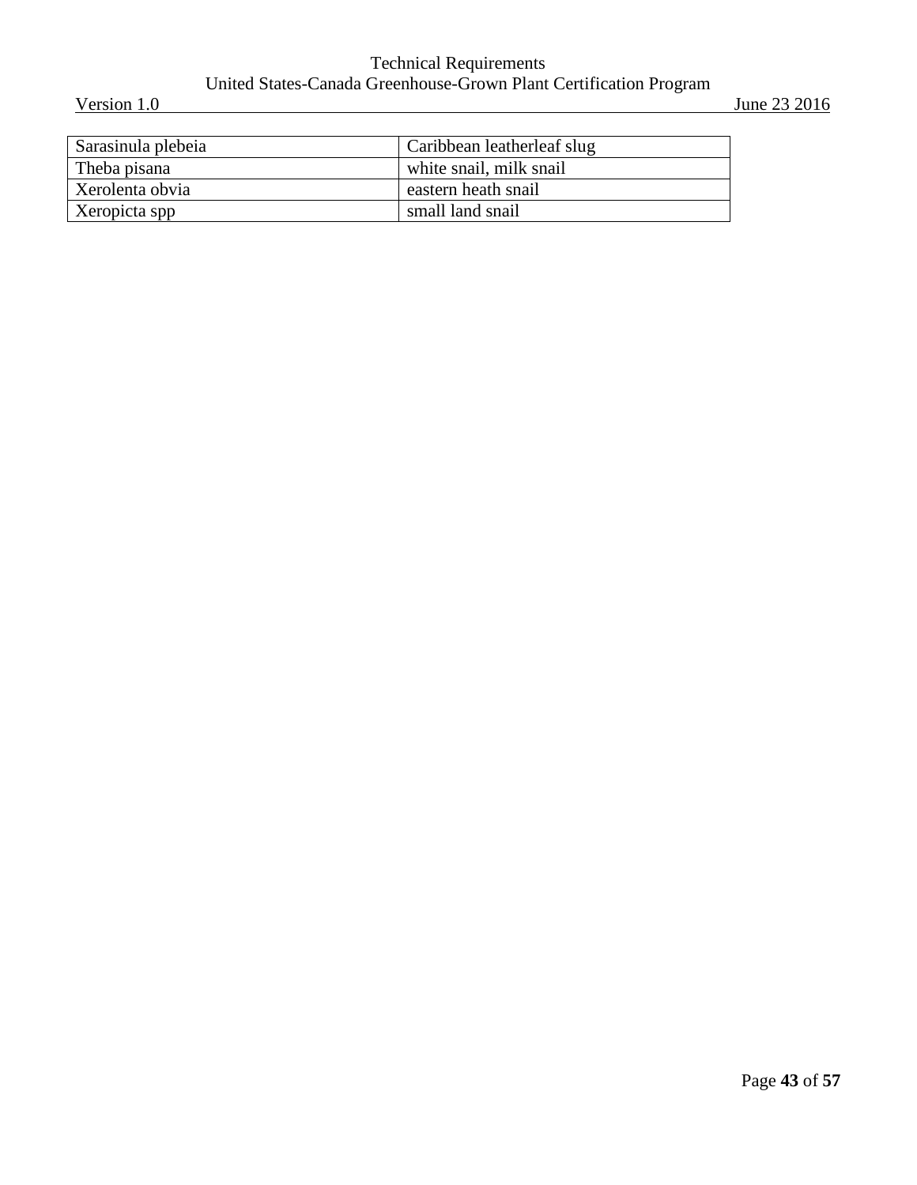| Sarasinula plebeia | Caribbean leatherleaf slug |
|---|---|
| Theba pisana | white snail, milk snail |
| Xerolenta obvia | eastern heath snail |
| Xeropicta spp | small land snail |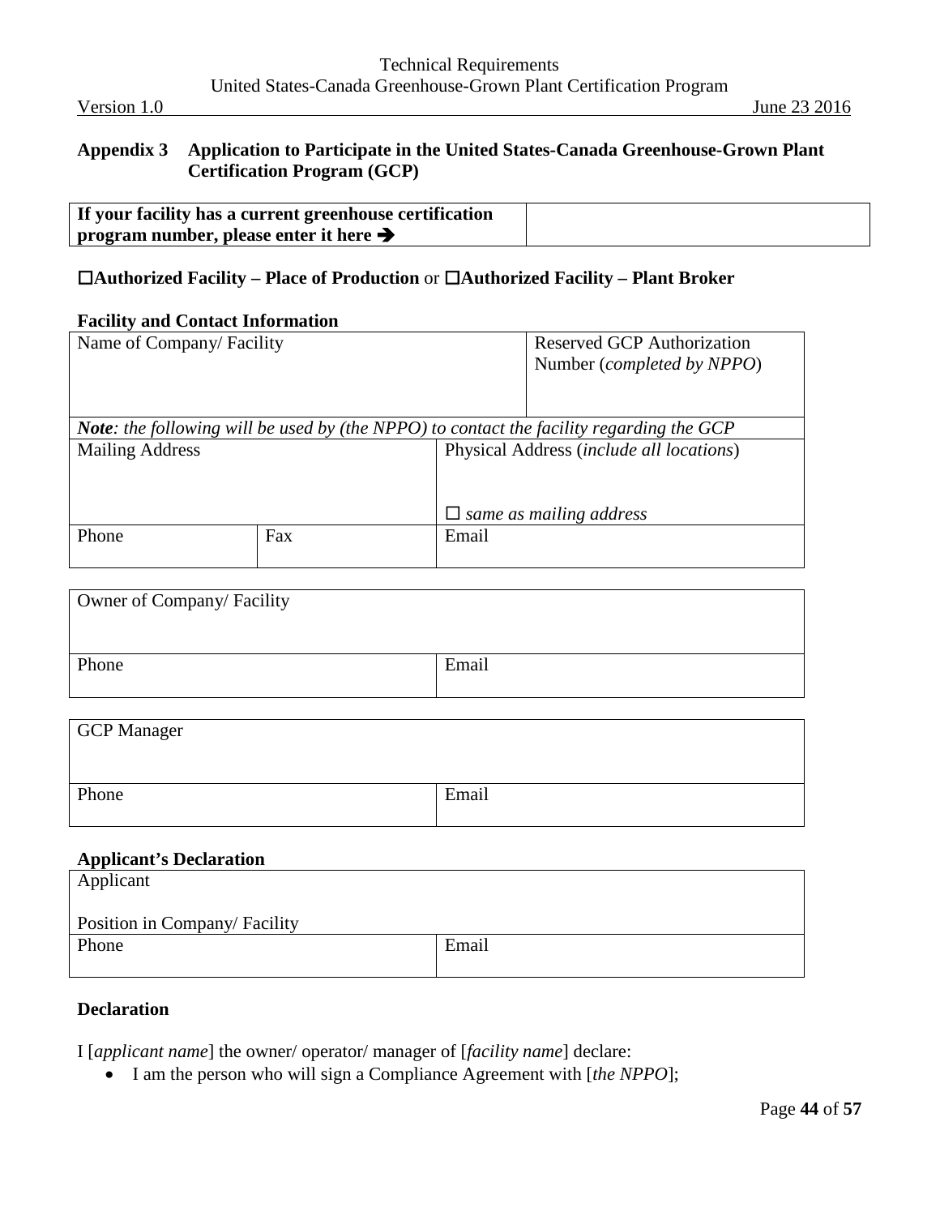## Appendix 3 Application to Participate in the United States-Canada Greenhouse-Grown Plant Certification Program (GCP)

| **If your facility has a current greenhouse certification program number, please enter it here ➔** | |
|---|---|

☐**Authorized Facility – Place of Production** or ☐**Authorized Facility – Plant Broker**

**Facility and Contact Information**

| Name of Company/ Facility | | | Reserved GCP Authorization Number (*completed by NPPO*) |
|---|---|---|---|
| ***Note****: the following will be used by (the NPPO) to contact the facility regarding the GCP* | | | |
| Mailing Address | | Physical Address (*include all locations*)<br><br>☐ *same as mailing address* | |
| Phone | Fax | Email | |

| Owner of Company/ Facility | |
|---|---|
| Phone | Email |

| GCP Manager | |
|---|---|
| Phone | Email |

**Applicant's Declaration**

| Applicant<br><br>Position in Company/ Facility | |
|---|---|
| Phone | Email |

**Declaration**

I [*applicant name*] the owner/ operator/ manager of [*facility name*] declare:

- I am the person who will sign a Compliance Agreement with [*the NPPO*];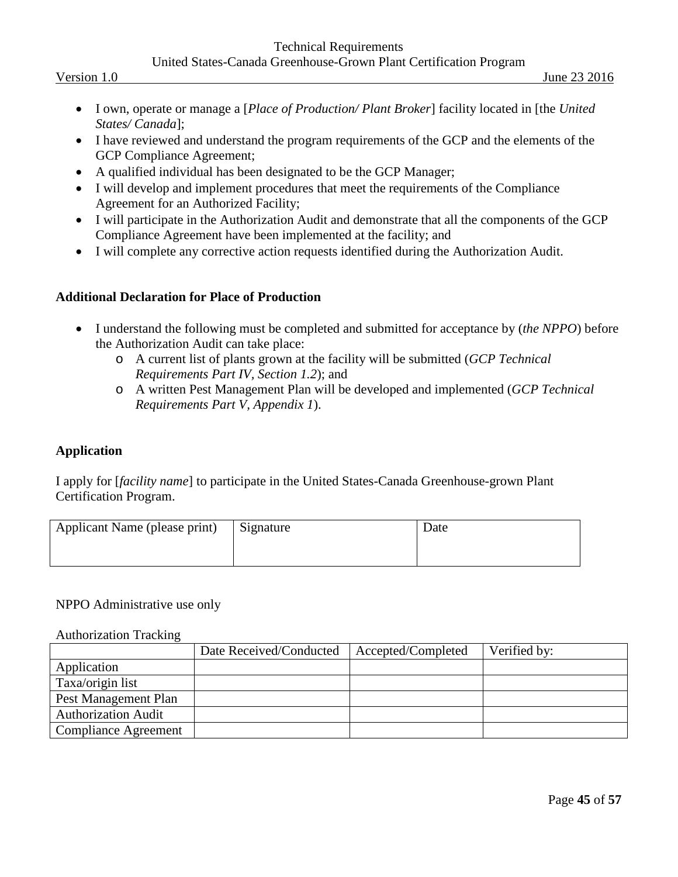- I own, operate or manage a [*Place of Production/ Plant Broker*] facility located in [the *United States/ Canada*];
- I have reviewed and understand the program requirements of the GCP and the elements of the GCP Compliance Agreement;
- A qualified individual has been designated to be the GCP Manager;
- I will develop and implement procedures that meet the requirements of the Compliance Agreement for an Authorized Facility;
- I will participate in the Authorization Audit and demonstrate that all the components of the GCP Compliance Agreement have been implemented at the facility; and
- I will complete any corrective action requests identified during the Authorization Audit.

**Additional Declaration for Place of Production**

- I understand the following must be completed and submitted for acceptance by (*the NPPO*) before the Authorization Audit can take place:
    - A current list of plants grown at the facility will be submitted (*GCP Technical Requirements Part IV, Section 1.2*); and
    - A written Pest Management Plan will be developed and implemented (*GCP Technical Requirements Part V, Appendix 1*).

**Application**

I apply for [*facility name*] to participate in the United States-Canada Greenhouse-grown Plant Certification Program.

| Applicant Name (please print) | Signature | Date |
|---|---|---|
| | | |

NPPO Administrative use only

Authorization Tracking

| | Date Received/Conducted | Accepted/Completed | Verified by: |
|---|---|---|---|
| Application | | | |
| Taxa/origin list | | | |
| Pest Management Plan | | | |
| Authorization Audit | | | |
| Compliance Agreement | | | |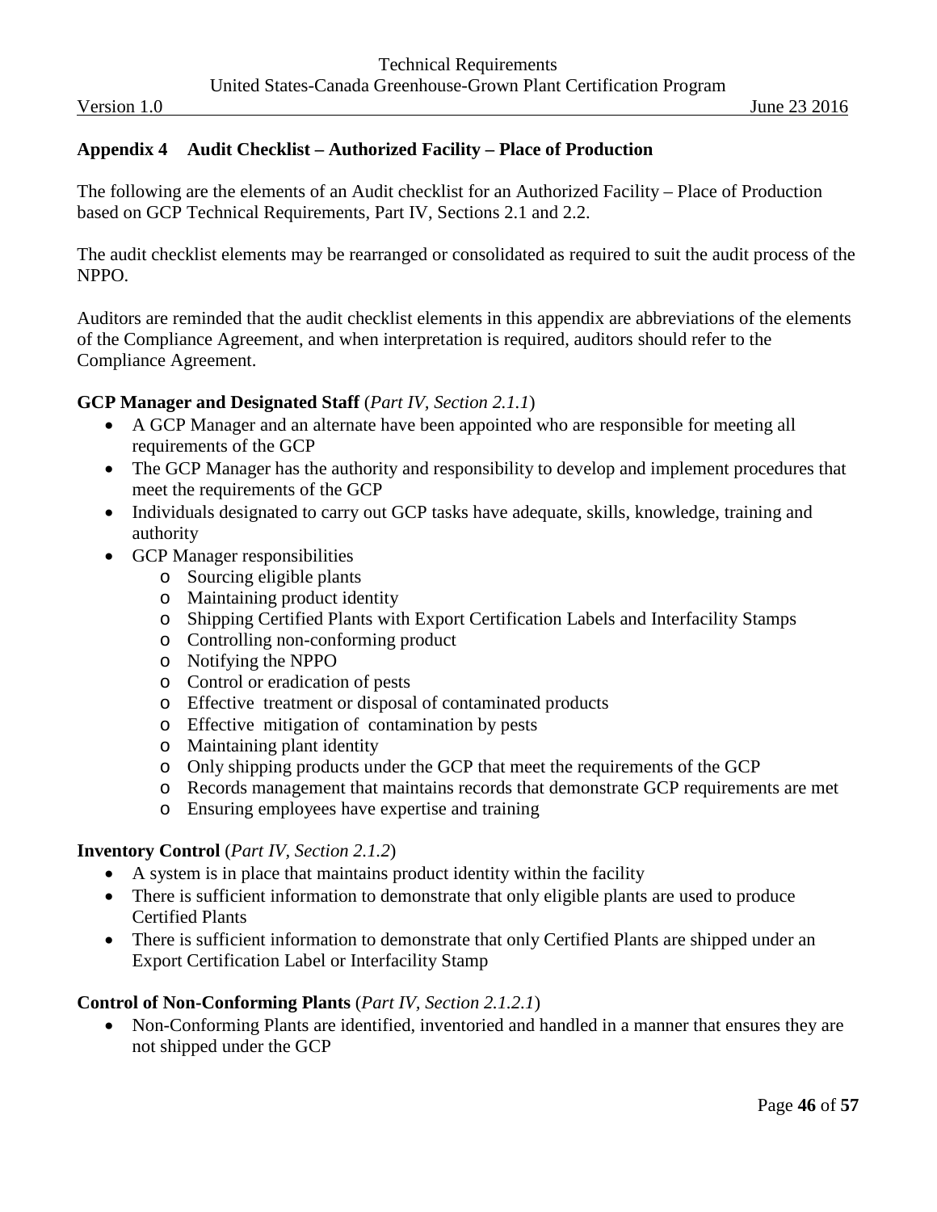## Appendix 4 Audit Checklist – Authorized Facility – Place of Production

The following are the elements of an Audit checklist for an Authorized Facility – Place of Production based on GCP Technical Requirements, Part IV, Sections 2.1 and 2.2.

The audit checklist elements may be rearranged or consolidated as required to suit the audit process of the NPPO.

Auditors are reminded that the audit checklist elements in this appendix are abbreviations of the elements of the Compliance Agreement, and when interpretation is required, auditors should refer to the Compliance Agreement.

**GCP Manager and Designated Staff** (*Part IV, Section 2.1.1*)

- A GCP Manager and an alternate have been appointed who are responsible for meeting all requirements of the GCP
- The GCP Manager has the authority and responsibility to develop and implement procedures that meet the requirements of the GCP
- Individuals designated to carry out GCP tasks have adequate, skills, knowledge, training and authority
- GCP Manager responsibilities
    - Sourcing eligible plants
    - Maintaining product identity
    - Shipping Certified Plants with Export Certification Labels and Interfacility Stamps
    - Controlling non-conforming product
    - Notifying the NPPO
    - Control or eradication of pests
    - Effective treatment or disposal of contaminated products
    - Effective mitigation of contamination by pests
    - Maintaining plant identity
    - Only shipping products under the GCP that meet the requirements of the GCP
    - Records management that maintains records that demonstrate GCP requirements are met
    - Ensuring employees have expertise and training

**Inventory Control** (*Part IV, Section 2.1.2*)

- A system is in place that maintains product identity within the facility
- There is sufficient information to demonstrate that only eligible plants are used to produce Certified Plants
- There is sufficient information to demonstrate that only Certified Plants are shipped under an Export Certification Label or Interfacility Stamp

**Control of Non-Conforming Plants** (*Part IV, Section 2.1.2.1*)

- Non-Conforming Plants are identified, inventoried and handled in a manner that ensures they are not shipped under the GCP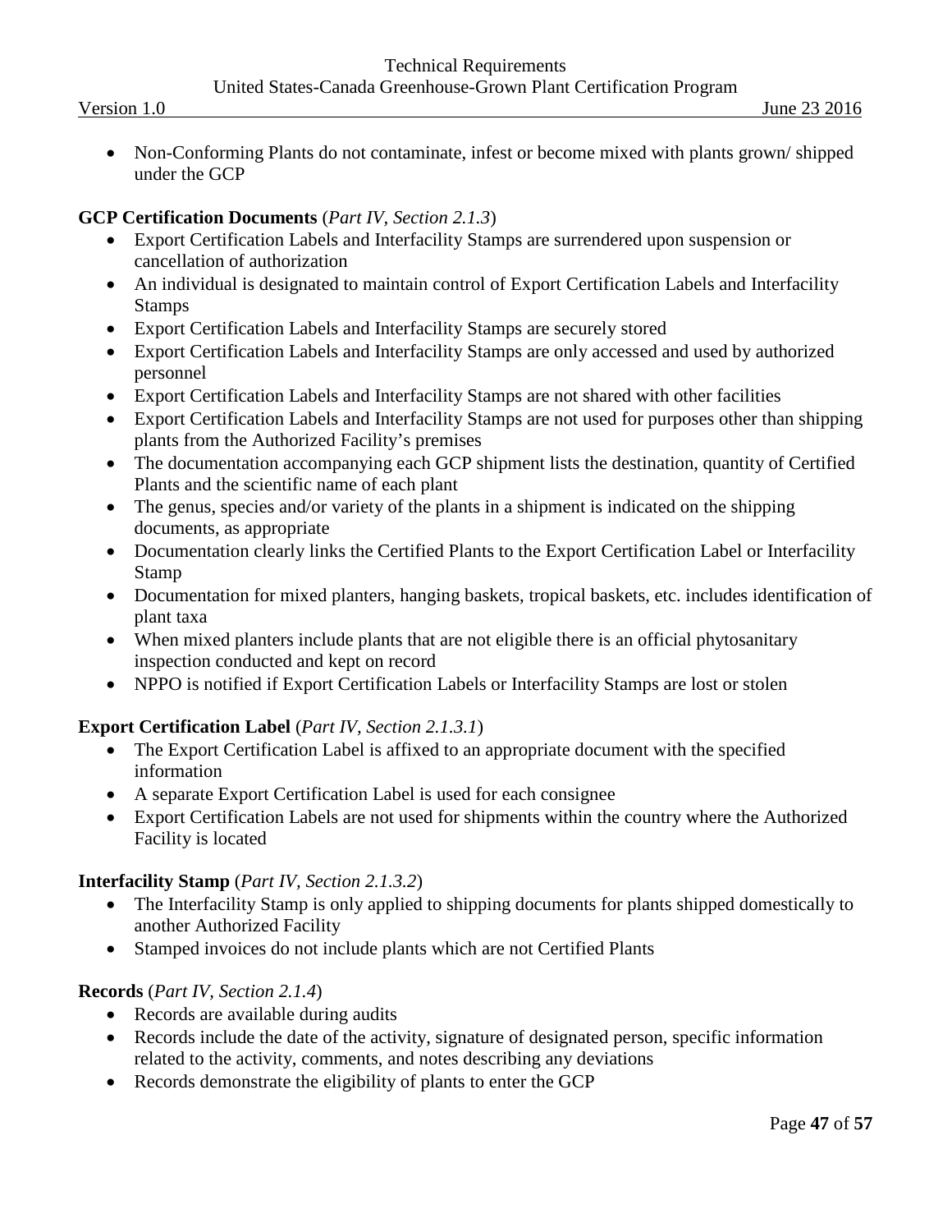- Non-Conforming Plants do not contaminate, infest or become mixed with plants grown/ shipped under the GCP

**GCP Certification Documents** (*Part IV, Section 2.1.3*)

- Export Certification Labels and Interfacility Stamps are surrendered upon suspension or cancellation of authorization
- An individual is designated to maintain control of Export Certification Labels and Interfacility Stamps
- Export Certification Labels and Interfacility Stamps are securely stored
- Export Certification Labels and Interfacility Stamps are only accessed and used by authorized personnel
- Export Certification Labels and Interfacility Stamps are not shared with other facilities
- Export Certification Labels and Interfacility Stamps are not used for purposes other than shipping plants from the Authorized Facility's premises
- The documentation accompanying each GCP shipment lists the destination, quantity of Certified Plants and the scientific name of each plant
- The genus, species and/or variety of the plants in a shipment is indicated on the shipping documents, as appropriate
- Documentation clearly links the Certified Plants to the Export Certification Label or Interfacility Stamp
- Documentation for mixed planters, hanging baskets, tropical baskets, etc. includes identification of plant taxa
- When mixed planters include plants that are not eligible there is an official phytosanitary inspection conducted and kept on record
- NPPO is notified if Export Certification Labels or Interfacility Stamps are lost or stolen

**Export Certification Label** (*Part IV, Section 2.1.3.1*)

- The Export Certification Label is affixed to an appropriate document with the specified information
- A separate Export Certification Label is used for each consignee
- Export Certification Labels are not used for shipments within the country where the Authorized Facility is located

**Interfacility Stamp** (*Part IV, Section 2.1.3.2*)

- The Interfacility Stamp is only applied to shipping documents for plants shipped domestically to another Authorized Facility
- Stamped invoices do not include plants which are not Certified Plants

**Records** (*Part IV, Section 2.1.4*)

- Records are available during audits
- Records include the date of the activity, signature of designated person, specific information related to the activity, comments, and notes describing any deviations
- Records demonstrate the eligibility of plants to enter the GCP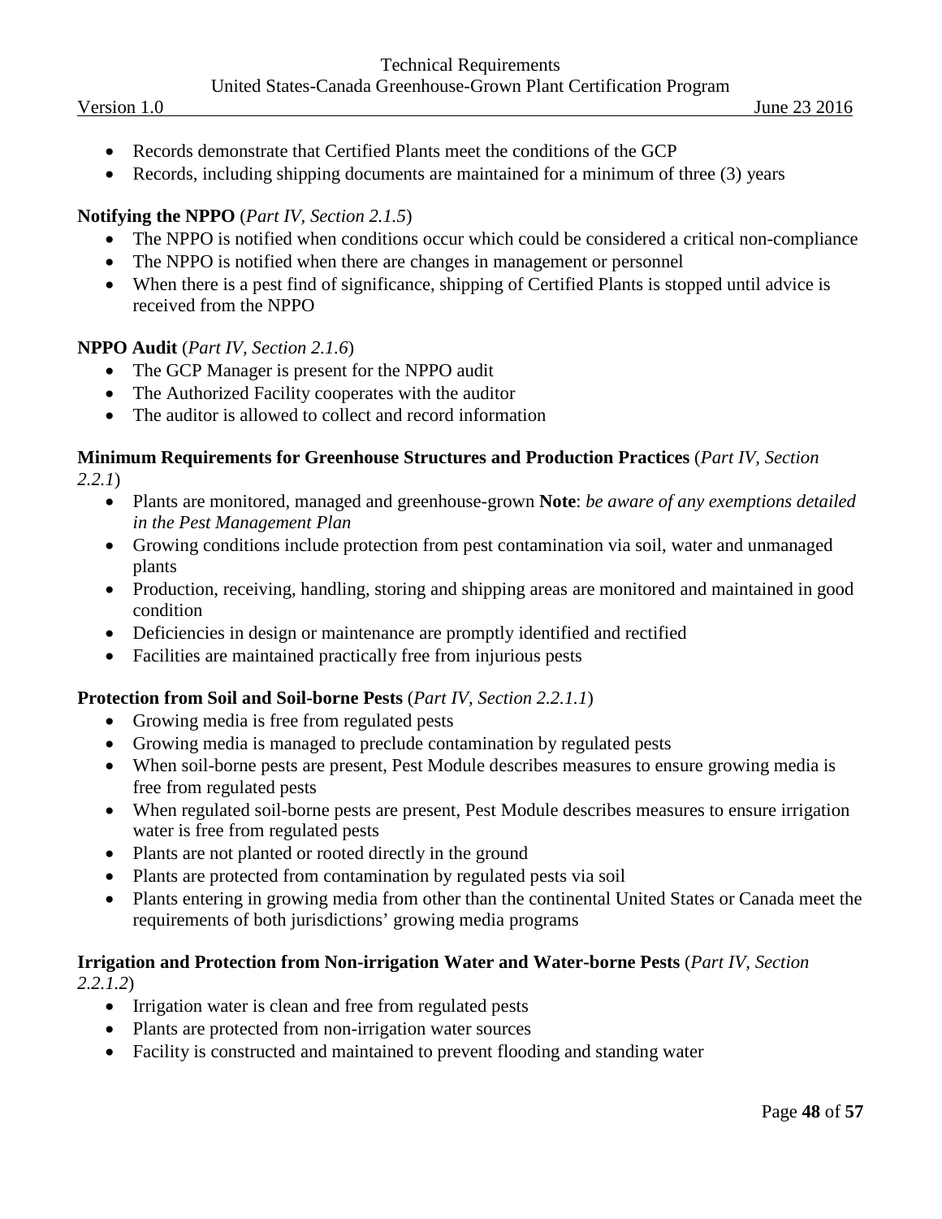- Records demonstrate that Certified Plants meet the conditions of the GCP
- Records, including shipping documents are maintained for a minimum of three (3) years

**Notifying the NPPO** (*Part IV, Section 2.1.5*)

- The NPPO is notified when conditions occur which could be considered a critical non-compliance
- The NPPO is notified when there are changes in management or personnel
- When there is a pest find of significance, shipping of Certified Plants is stopped until advice is received from the NPPO

**NPPO Audit** (*Part IV, Section 2.1.6*)

- The GCP Manager is present for the NPPO audit
- The Authorized Facility cooperates with the auditor
- The auditor is allowed to collect and record information

**Minimum Requirements for Greenhouse Structures and Production Practices** (*Part IV, Section 2.2.1*)

- Plants are monitored, managed and greenhouse-grown **Note**: *be aware of any exemptions detailed in the Pest Management Plan*
- Growing conditions include protection from pest contamination via soil, water and unmanaged plants
- Production, receiving, handling, storing and shipping areas are monitored and maintained in good condition
- Deficiencies in design or maintenance are promptly identified and rectified
- Facilities are maintained practically free from injurious pests

**Protection from Soil and Soil-borne Pests** (*Part IV, Section 2.2.1.1*)

- Growing media is free from regulated pests
- Growing media is managed to preclude contamination by regulated pests
- When soil-borne pests are present, Pest Module describes measures to ensure growing media is free from regulated pests
- When regulated soil-borne pests are present, Pest Module describes measures to ensure irrigation water is free from regulated pests
- Plants are not planted or rooted directly in the ground
- Plants are protected from contamination by regulated pests via soil
- Plants entering in growing media from other than the continental United States or Canada meet the requirements of both jurisdictions' growing media programs

**Irrigation and Protection from Non-irrigation Water and Water-borne Pests** (*Part IV, Section 2.2.1.2*)

- Irrigation water is clean and free from regulated pests
- Plants are protected from non-irrigation water sources
- Facility is constructed and maintained to prevent flooding and standing water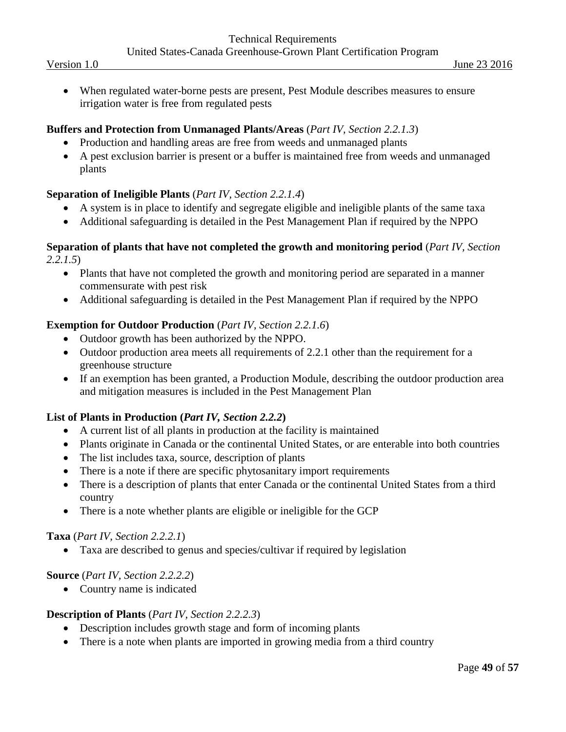- When regulated water-borne pests are present, Pest Module describes measures to ensure irrigation water is free from regulated pests

**Buffers and Protection from Unmanaged Plants/Areas** (*Part IV, Section 2.2.1.3*)

- Production and handling areas are free from weeds and unmanaged plants
- A pest exclusion barrier is present or a buffer is maintained free from weeds and unmanaged plants

**Separation of Ineligible Plants** (*Part IV, Section 2.2.1.4*)

- A system is in place to identify and segregate eligible and ineligible plants of the same taxa
- Additional safeguarding is detailed in the Pest Management Plan if required by the NPPO

**Separation of plants that have not completed the growth and monitoring period** (*Part IV, Section 2.2.1.5*)

- Plants that have not completed the growth and monitoring period are separated in a manner commensurate with pest risk
- Additional safeguarding is detailed in the Pest Management Plan if required by the NPPO

**Exemption for Outdoor Production** (*Part IV, Section 2.2.1.6*)

- Outdoor growth has been authorized by the NPPO.
- Outdoor production area meets all requirements of 2.2.1 other than the requirement for a greenhouse structure
- If an exemption has been granted, a Production Module, describing the outdoor production area and mitigation measures is included in the Pest Management Plan

**List of Plants in Production (*Part IV, Section 2.2.2*)**

- A current list of all plants in production at the facility is maintained
- Plants originate in Canada or the continental United States, or are enterable into both countries
- The list includes taxa, source, description of plants
- There is a note if there are specific phytosanitary import requirements
- There is a description of plants that enter Canada or the continental United States from a third country
- There is a note whether plants are eligible or ineligible for the GCP

**Taxa** (*Part IV, Section 2.2.2.1*)

- Taxa are described to genus and species/cultivar if required by legislation

**Source** (*Part IV, Section 2.2.2.2*)

- Country name is indicated

**Description of Plants** (*Part IV, Section 2.2.2.3*)

- Description includes growth stage and form of incoming plants
- There is a note when plants are imported in growing media from a third country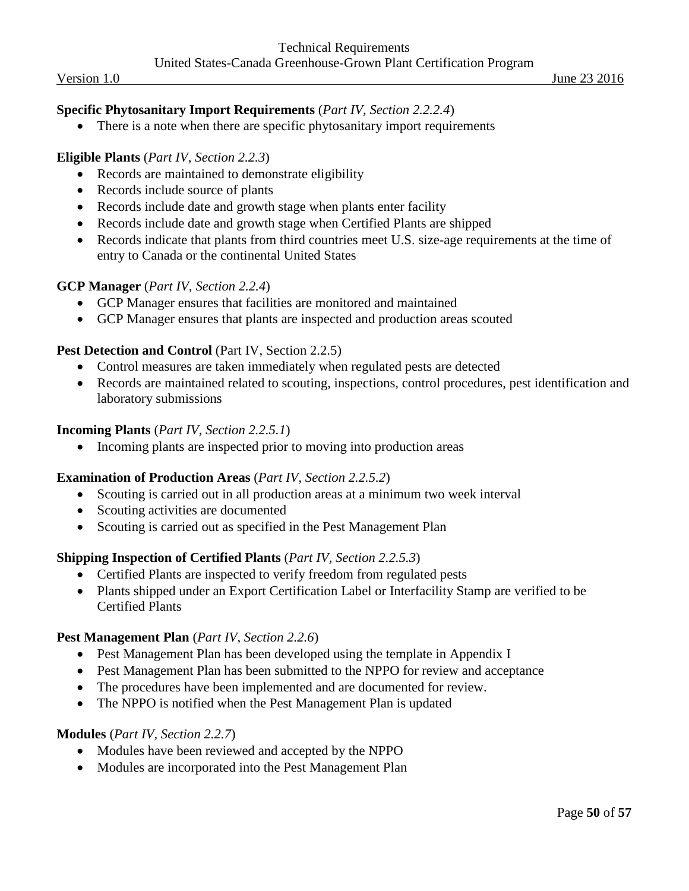**Specific Phytosanitary Import Requirements** (*Part IV, Section 2.2.2.4*)

- There is a note when there are specific phytosanitary import requirements

**Eligible Plants** (*Part IV, Section 2.2.3*)

- Records are maintained to demonstrate eligibility
- Records include source of plants
- Records include date and growth stage when plants enter facility
- Records include date and growth stage when Certified Plants are shipped
- Records indicate that plants from third countries meet U.S. size-age requirements at the time of entry to Canada or the continental United States

**GCP Manager** (*Part IV, Section 2.2.4*)

- GCP Manager ensures that facilities are monitored and maintained
- GCP Manager ensures that plants are inspected and production areas scouted

**Pest Detection and Control** (Part IV, Section 2.2.5)

- Control measures are taken immediately when regulated pests are detected
- Records are maintained related to scouting, inspections, control procedures, pest identification and laboratory submissions

**Incoming Plants** (*Part IV, Section 2.2.5.1*)

- Incoming plants are inspected prior to moving into production areas

**Examination of Production Areas** (*Part IV, Section 2.2.5.2*)

- Scouting is carried out in all production areas at a minimum two week interval
- Scouting activities are documented
- Scouting is carried out as specified in the Pest Management Plan

**Shipping Inspection of Certified Plants** (*Part IV, Section 2.2.5.3*)

- Certified Plants are inspected to verify freedom from regulated pests
- Plants shipped under an Export Certification Label or Interfacility Stamp are verified to be Certified Plants

**Pest Management Plan** (*Part IV, Section 2.2.6*)

- Pest Management Plan has been developed using the template in Appendix I
- Pest Management Plan has been submitted to the NPPO for review and acceptance
- The procedures have been implemented and are documented for review.
- The NPPO is notified when the Pest Management Plan is updated

**Modules** (*Part IV, Section 2.2.7*)

- Modules have been reviewed and accepted by the NPPO
- Modules are incorporated into the Pest Management Plan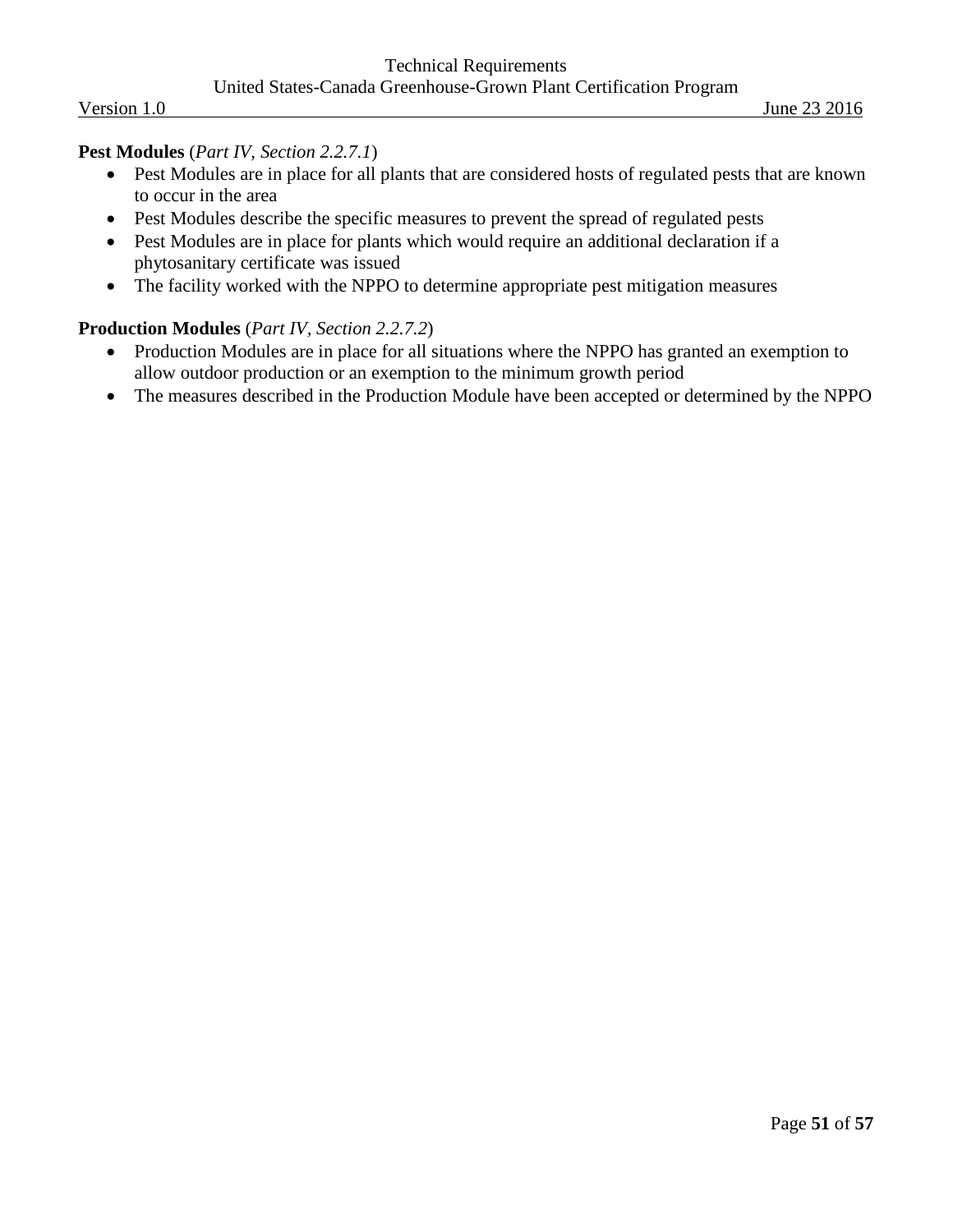**Pest Modules** (*Part IV, Section 2.2.7.1*)

- Pest Modules are in place for all plants that are considered hosts of regulated pests that are known to occur in the area
- Pest Modules describe the specific measures to prevent the spread of regulated pests
- Pest Modules are in place for plants which would require an additional declaration if a phytosanitary certificate was issued
- The facility worked with the NPPO to determine appropriate pest mitigation measures

**Production Modules** (*Part IV, Section 2.2.7.2*)

- Production Modules are in place for all situations where the NPPO has granted an exemption to allow outdoor production or an exemption to the minimum growth period
- The measures described in the Production Module have been accepted or determined by the NPPO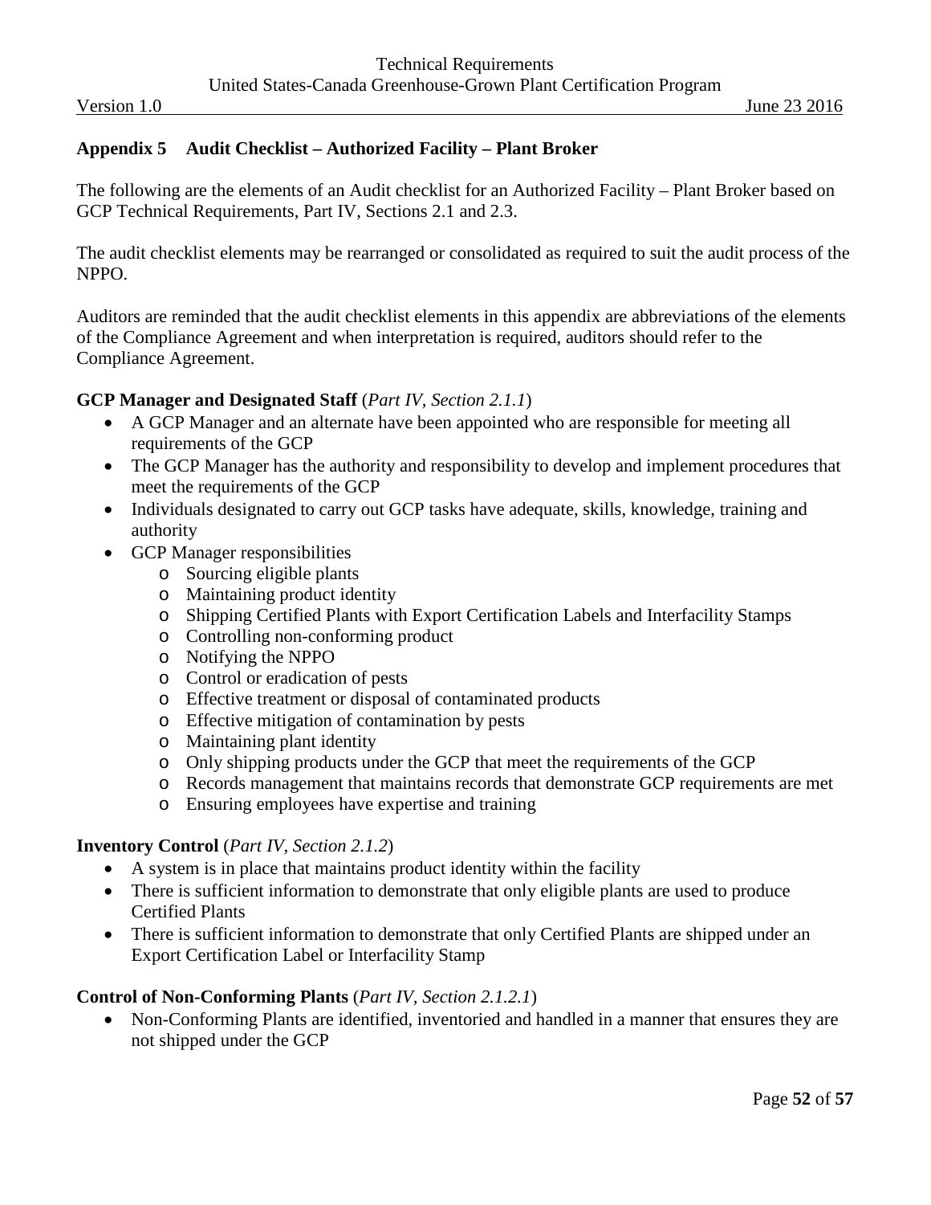## Appendix 5 Audit Checklist – Authorized Facility – Plant Broker

The following are the elements of an Audit checklist for an Authorized Facility – Plant Broker based on GCP Technical Requirements, Part IV, Sections 2.1 and 2.3.

The audit checklist elements may be rearranged or consolidated as required to suit the audit process of the NPPO.

Auditors are reminded that the audit checklist elements in this appendix are abbreviations of the elements of the Compliance Agreement and when interpretation is required, auditors should refer to the Compliance Agreement.

**GCP Manager and Designated Staff** (*Part IV, Section 2.1.1*)

- A GCP Manager and an alternate have been appointed who are responsible for meeting all requirements of the GCP
- The GCP Manager has the authority and responsibility to develop and implement procedures that meet the requirements of the GCP
- Individuals designated to carry out GCP tasks have adequate, skills, knowledge, training and authority
- GCP Manager responsibilities
  - Sourcing eligible plants
  - Maintaining product identity
  - Shipping Certified Plants with Export Certification Labels and Interfacility Stamps
  - Controlling non-conforming product
  - Notifying the NPPO
  - Control or eradication of pests
  - Effective treatment or disposal of contaminated products
  - Effective mitigation of contamination by pests
  - Maintaining plant identity
  - Only shipping products under the GCP that meet the requirements of the GCP
  - Records management that maintains records that demonstrate GCP requirements are met
  - Ensuring employees have expertise and training

**Inventory Control** (*Part IV, Section 2.1.2*)

- A system is in place that maintains product identity within the facility
- There is sufficient information to demonstrate that only eligible plants are used to produce Certified Plants
- There is sufficient information to demonstrate that only Certified Plants are shipped under an Export Certification Label or Interfacility Stamp

**Control of Non-Conforming Plants** (*Part IV, Section 2.1.2.1*)

- Non-Conforming Plants are identified, inventoried and handled in a manner that ensures they are not shipped under the GCP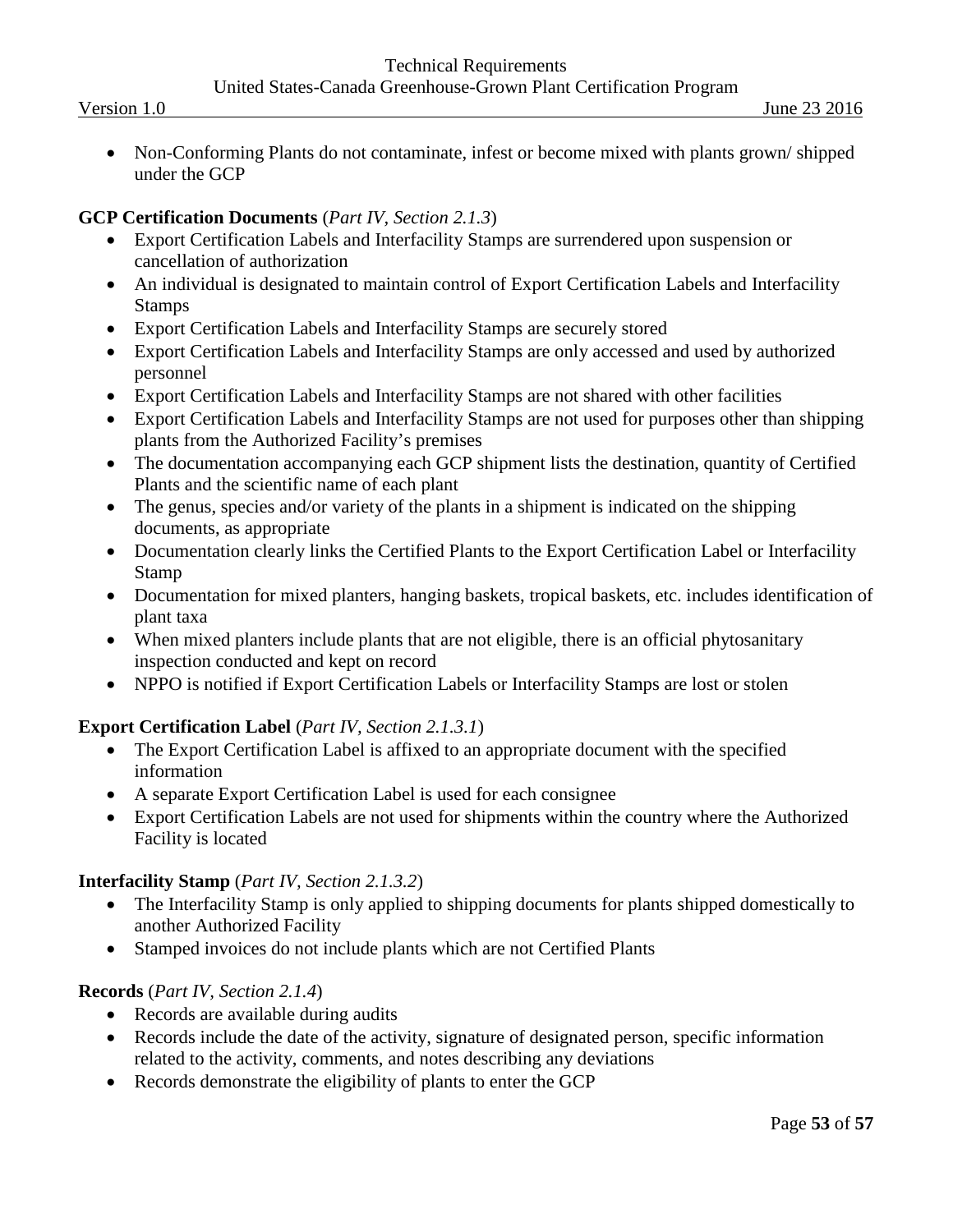- Non-Conforming Plants do not contaminate, infest or become mixed with plants grown/ shipped under the GCP

**GCP Certification Documents** (*Part IV, Section 2.1.3*)

- Export Certification Labels and Interfacility Stamps are surrendered upon suspension or cancellation of authorization
- An individual is designated to maintain control of Export Certification Labels and Interfacility Stamps
- Export Certification Labels and Interfacility Stamps are securely stored
- Export Certification Labels and Interfacility Stamps are only accessed and used by authorized personnel
- Export Certification Labels and Interfacility Stamps are not shared with other facilities
- Export Certification Labels and Interfacility Stamps are not used for purposes other than shipping plants from the Authorized Facility's premises
- The documentation accompanying each GCP shipment lists the destination, quantity of Certified Plants and the scientific name of each plant
- The genus, species and/or variety of the plants in a shipment is indicated on the shipping documents, as appropriate
- Documentation clearly links the Certified Plants to the Export Certification Label or Interfacility Stamp
- Documentation for mixed planters, hanging baskets, tropical baskets, etc. includes identification of plant taxa
- When mixed planters include plants that are not eligible, there is an official phytosanitary inspection conducted and kept on record
- NPPO is notified if Export Certification Labels or Interfacility Stamps are lost or stolen

**Export Certification Label** (*Part IV, Section 2.1.3.1*)

- The Export Certification Label is affixed to an appropriate document with the specified information
- A separate Export Certification Label is used for each consignee
- Export Certification Labels are not used for shipments within the country where the Authorized Facility is located

**Interfacility Stamp** (*Part IV, Section 2.1.3.2*)

- The Interfacility Stamp is only applied to shipping documents for plants shipped domestically to another Authorized Facility
- Stamped invoices do not include plants which are not Certified Plants

**Records** (*Part IV, Section 2.1.4*)

- Records are available during audits
- Records include the date of the activity, signature of designated person, specific information related to the activity, comments, and notes describing any deviations
- Records demonstrate the eligibility of plants to enter the GCP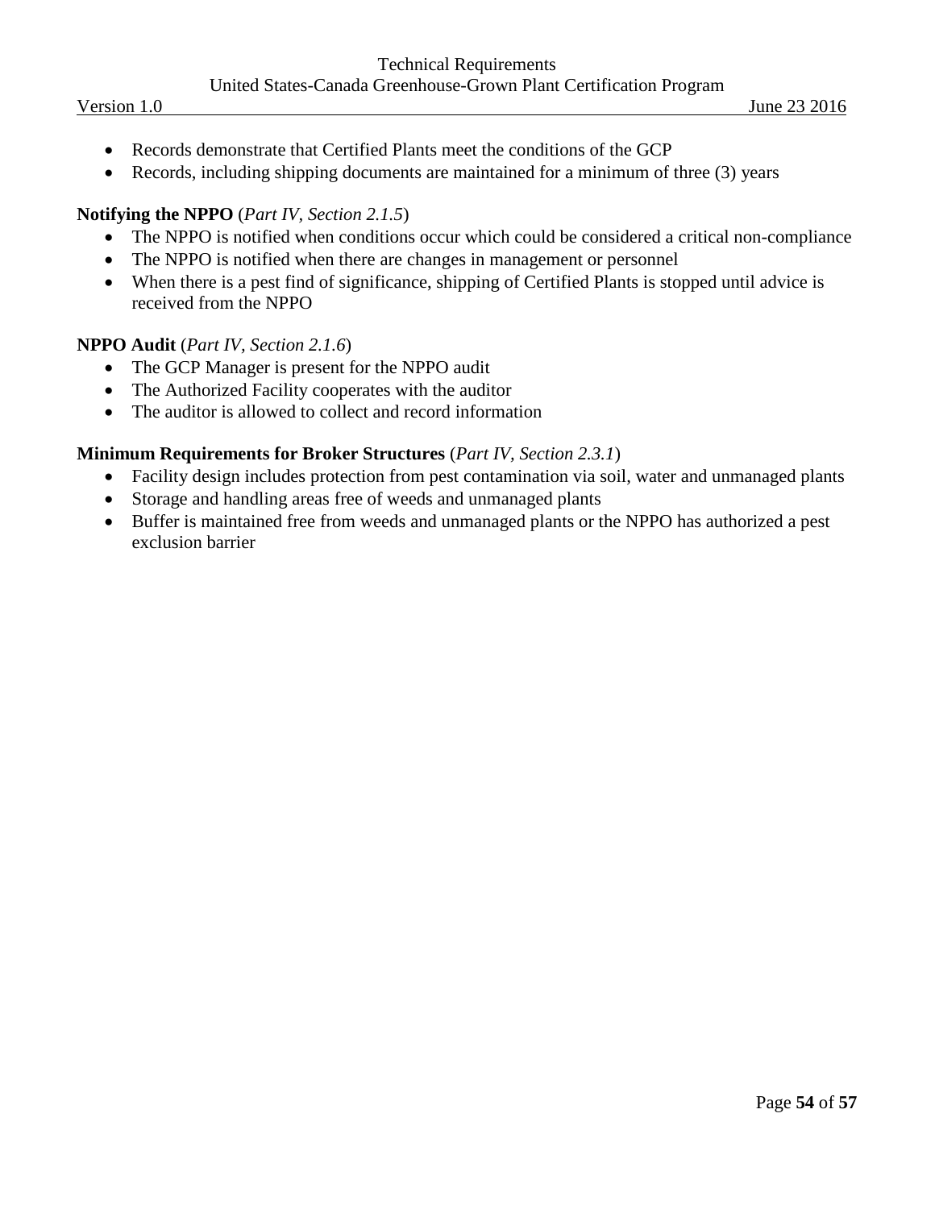- Records demonstrate that Certified Plants meet the conditions of the GCP
- Records, including shipping documents are maintained for a minimum of three (3) years

**Notifying the NPPO** (*Part IV, Section 2.1.5*)

- The NPPO is notified when conditions occur which could be considered a critical non-compliance
- The NPPO is notified when there are changes in management or personnel
- When there is a pest find of significance, shipping of Certified Plants is stopped until advice is received from the NPPO

**NPPO Audit** (*Part IV, Section 2.1.6*)

- The GCP Manager is present for the NPPO audit
- The Authorized Facility cooperates with the auditor
- The auditor is allowed to collect and record information

**Minimum Requirements for Broker Structures** (*Part IV, Section 2.3.1*)

- Facility design includes protection from pest contamination via soil, water and unmanaged plants
- Storage and handling areas free of weeds and unmanaged plants
- Buffer is maintained free from weeds and unmanaged plants or the NPPO has authorized a pest exclusion barrier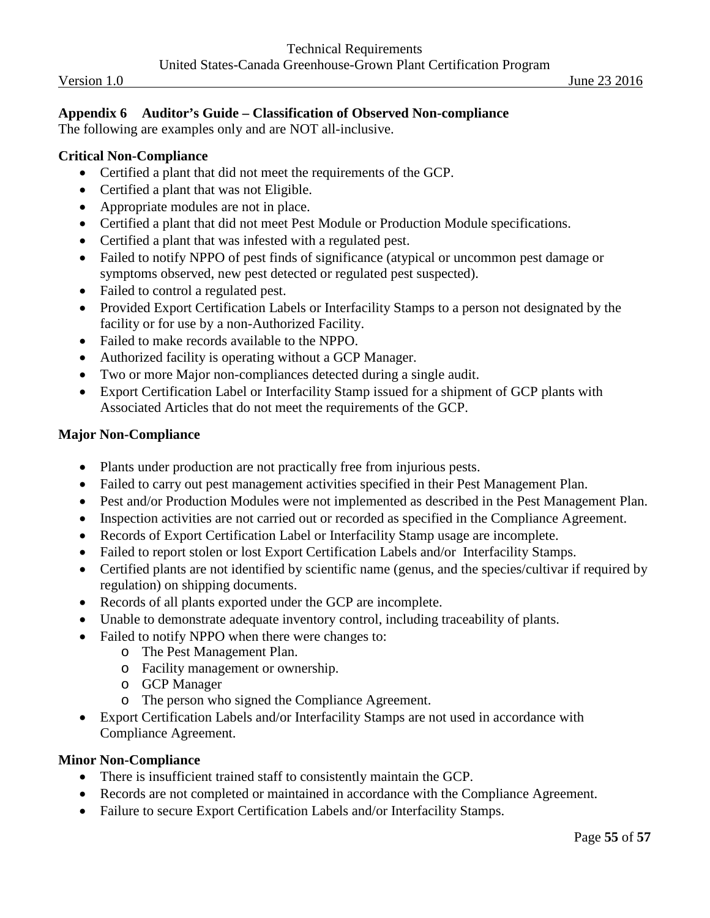## Appendix 6 Auditor's Guide – Classification of Observed Non-compliance

The following are examples only and are NOT all-inclusive.

### Critical Non-Compliance

- Certified a plant that did not meet the requirements of the GCP.
- Certified a plant that was not Eligible.
- Appropriate modules are not in place.
- Certified a plant that did not meet Pest Module or Production Module specifications.
- Certified a plant that was infested with a regulated pest.
- Failed to notify NPPO of pest finds of significance (atypical or uncommon pest damage or symptoms observed, new pest detected or regulated pest suspected).
- Failed to control a regulated pest.
- Provided Export Certification Labels or Interfacility Stamps to a person not designated by the facility or for use by a non-Authorized Facility.
- Failed to make records available to the NPPO.
- Authorized facility is operating without a GCP Manager.
- Two or more Major non-compliances detected during a single audit.
- Export Certification Label or Interfacility Stamp issued for a shipment of GCP plants with Associated Articles that do not meet the requirements of the GCP.

### Major Non-Compliance

- Plants under production are not practically free from injurious pests.
- Failed to carry out pest management activities specified in their Pest Management Plan.
- Pest and/or Production Modules were not implemented as described in the Pest Management Plan.
- Inspection activities are not carried out or recorded as specified in the Compliance Agreement.
- Records of Export Certification Label or Interfacility Stamp usage are incomplete.
- Failed to report stolen or lost Export Certification Labels and/or Interfacility Stamps.
- Certified plants are not identified by scientific name (genus, and the species/cultivar if required by regulation) on shipping documents.
- Records of all plants exported under the GCP are incomplete.
- Unable to demonstrate adequate inventory control, including traceability of plants.
- Failed to notify NPPO when there were changes to:
  - The Pest Management Plan.
  - Facility management or ownership.
  - GCP Manager
  - The person who signed the Compliance Agreement.
- Export Certification Labels and/or Interfacility Stamps are not used in accordance with Compliance Agreement.

### Minor Non-Compliance

- There is insufficient trained staff to consistently maintain the GCP.
- Records are not completed or maintained in accordance with the Compliance Agreement.
- Failure to secure Export Certification Labels and/or Interfacility Stamps.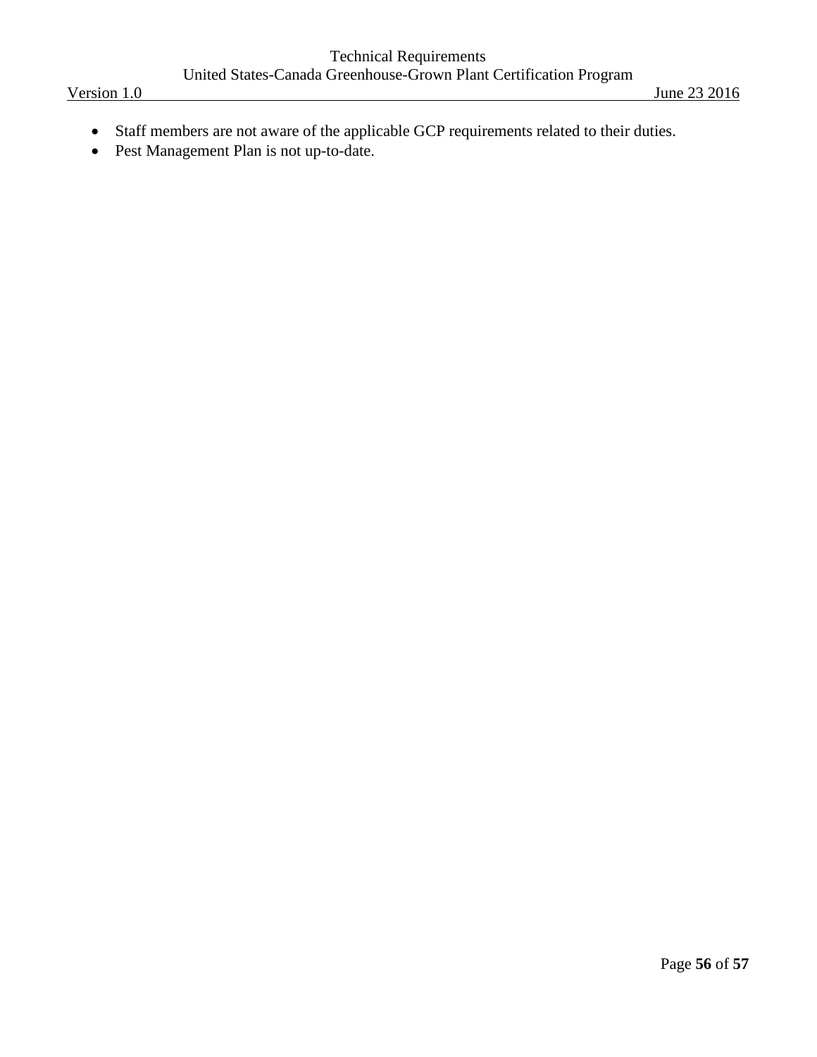- Staff members are not aware of the applicable GCP requirements related to their duties.
- Pest Management Plan is not up-to-date.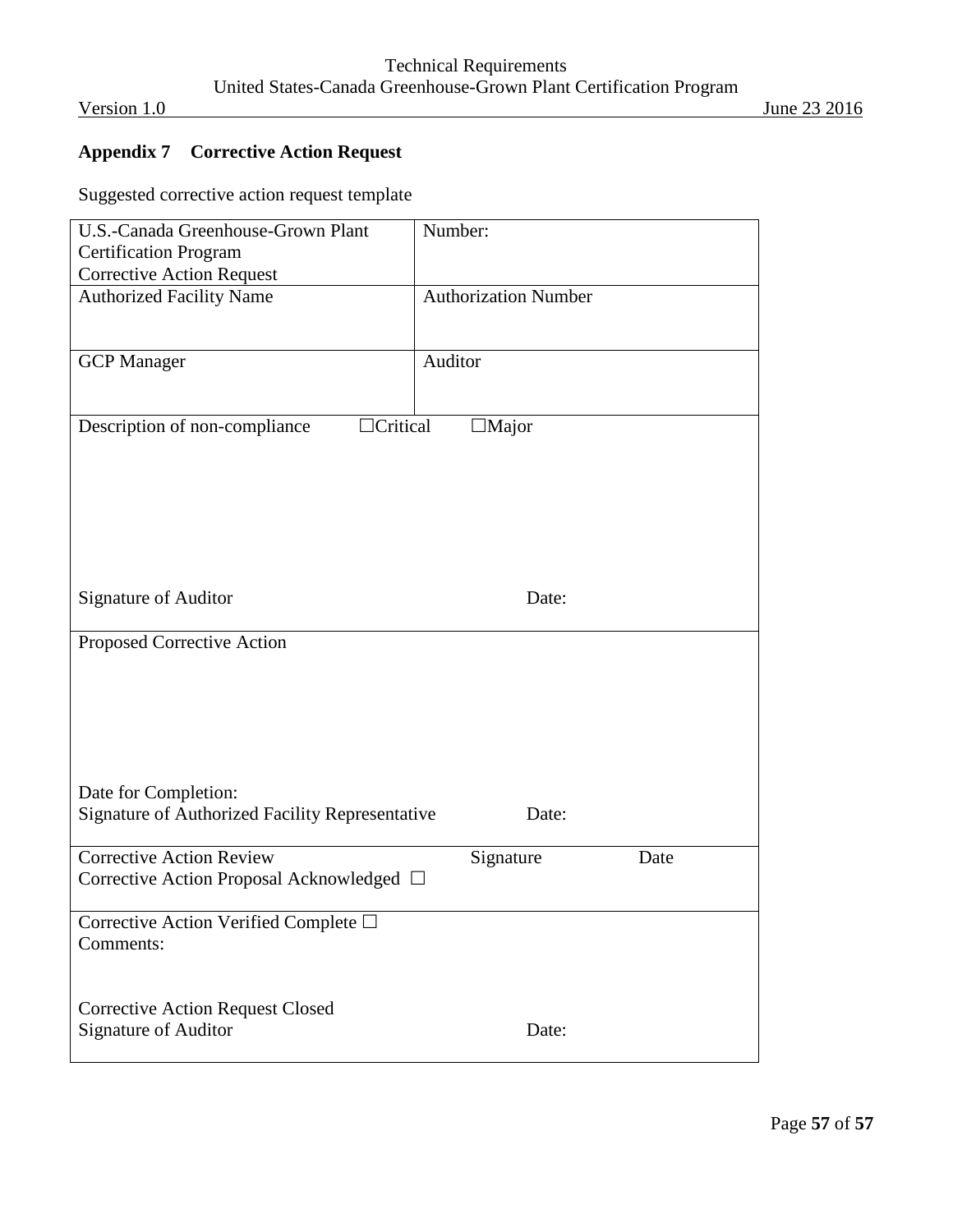## Appendix 7 Corrective Action Request

Suggested corrective action request template

| | |
|---|---|
| U.S.-Canada Greenhouse-Grown Plant Certification Program<br>Corrective Action Request | Number: |
| Authorized Facility Name | Authorization Number |
| GCP Manager | Auditor |
| Description of non-compliance ☐Critical ☐Major<br><br>Signature of Auditor Date: | |
| Proposed Corrective Action<br><br>Date for Completion:<br>Signature of Authorized Facility Representative Date: | |
| Corrective Action Review Signature Date<br>Corrective Action Proposal Acknowledged ☐ | |
| Corrective Action Verified Complete ☐<br>Comments:<br><br>Corrective Action Request Closed<br>Signature of Auditor Date: | |